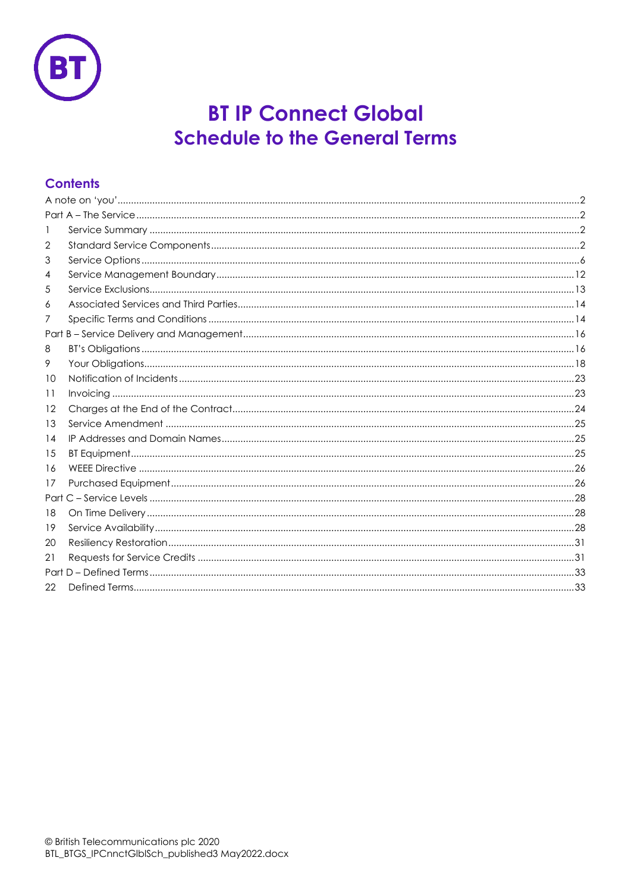# BT IP Connect Global
## Schedule to the General Terms

### Contents

| | | |
|---|---|---|
| A note on 'you' | | 2 |
| Part A – The Service | | 2 |
| 1 | Service Summary | 2 |
| 2 | Standard Service Components | 2 |
| 3 | Service Options | 6 |
| 4 | Service Management Boundary | 12 |
| 5 | Service Exclusions | 13 |
| 6 | Associated Services and Third Parties | 14 |
| 7 | Specific Terms and Conditions | 14 |
| Part B – Service Delivery and Management | | 16 |
| 8 | BT's Obligations | 16 |
| 9 | Your Obligations | 18 |
| 10 | Notification of Incidents | 23 |
| 11 | Invoicing | 23 |
| 12 | Charges at the End of the Contract | 24 |
| 13 | Service Amendment | 25 |
| 14 | IP Addresses and Domain Names | 25 |
| 15 | BT Equipment | 25 |
| 16 | WEEE Directive | 26 |
| 17 | Purchased Equipment | 26 |
| Part C – Service Levels | | 28 |
| 18 | On Time Delivery | 28 |
| 19 | Service Availability | 28 |
| 20 | Resiliency Restoration | 31 |
| 21 | Requests for Service Credits | 31 |
| Part D – Defined Terms | | 33 |
| 22 | Defined Terms | 33 |

© British Telecommunications plc 2020
BTL_BTGS_IPCnnctGlblSch_published3 May2022.docx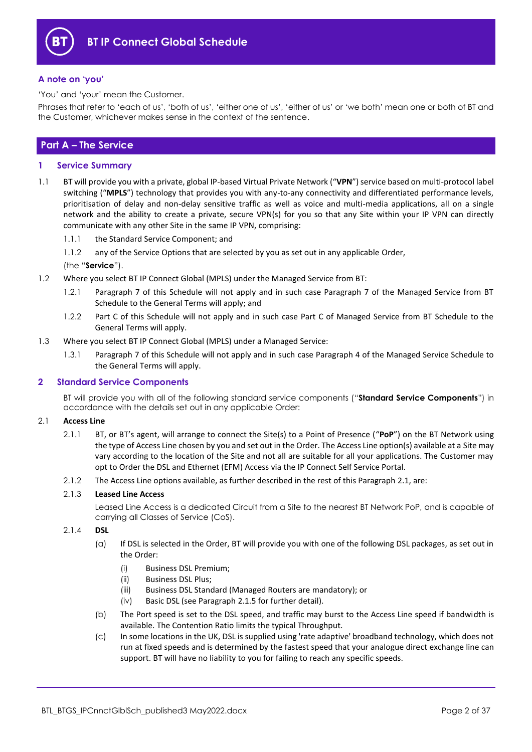## A note on 'you'

'You' and 'your' mean the Customer.

Phrases that refer to 'each of us', 'both of us', 'either one of us', 'either of us' or 'we both' mean one or both of BT and the Customer, whichever makes sense in the context of the sentence.

# Part A – The Service

## 1 Service Summary

1.1 BT will provide you with a private, global IP-based Virtual Private Network ("**VPN**") service based on multi-protocol label switching ("**MPLS**") technology that provides you with any-to-any connectivity and differentiated performance levels, prioritisation of delay and non-delay sensitive traffic as well as voice and multi-media applications, all on a single network and the ability to create a private, secure VPN(s) for you so that any Site within your IP VPN can directly communicate with any other Site in the same IP VPN, comprising:

1.1.1 the Standard Service Component; and

1.1.2 any of the Service Options that are selected by you as set out in any applicable Order,

(the "**Service**").

1.2 Where you select BT IP Connect Global (MPLS) under the Managed Service from BT:

1.2.1 Paragraph 7 of this Schedule will not apply and in such case Paragraph 7 of the Managed Service from BT Schedule to the General Terms will apply; and

1.2.2 Part C of this Schedule will not apply and in such case Part C of Managed Service from BT Schedule to the General Terms will apply.

1.3 Where you select BT IP Connect Global (MPLS) under a Managed Service:

1.3.1 Paragraph 7 of this Schedule will not apply and in such case Paragraph 4 of the Managed Service Schedule to the General Terms will apply.

## 2 Standard Service Components

BT will provide you with all of the following standard service components ("**Standard Service Components**") in accordance with the details set out in any applicable Order:

2.1 **Access Line**

2.1.1 BT, or BT's agent, will arrange to connect the Site(s) to a Point of Presence ("**PoP**") on the BT Network using the type of Access Line chosen by you and set out in the Order. The Access Line option(s) available at a Site may vary according to the location of the Site and not all are suitable for all your applications. The Customer may opt to Order the DSL and Ethernet (EFM) Access via the IP Connect Self Service Portal.

2.1.2 The Access Line options available, as further described in the rest of this Paragraph 2.1, are:

2.1.3 **Leased Line Access**

Leased Line Access is a dedicated Circuit from a Site to the nearest BT Network PoP, and is capable of carrying all Classes of Service (CoS).

2.1.4 **DSL**

(a) If DSL is selected in the Order, BT will provide you with one of the following DSL packages, as set out in the Order:

(i) Business DSL Premium;
(ii) Business DSL Plus;
(iii) Business DSL Standard (Managed Routers are mandatory); or
(iv) Basic DSL (see Paragraph 2.1.5 for further detail).

(b) The Port speed is set to the DSL speed, and traffic may burst to the Access Line speed if bandwidth is available. The Contention Ratio limits the typical Throughput.

(c) In some locations in the UK, DSL is supplied using 'rate adaptive' broadband technology, which does not run at fixed speeds and is determined by the fastest speed that your analogue direct exchange line can support. BT will have no liability to you for failing to reach any specific speeds.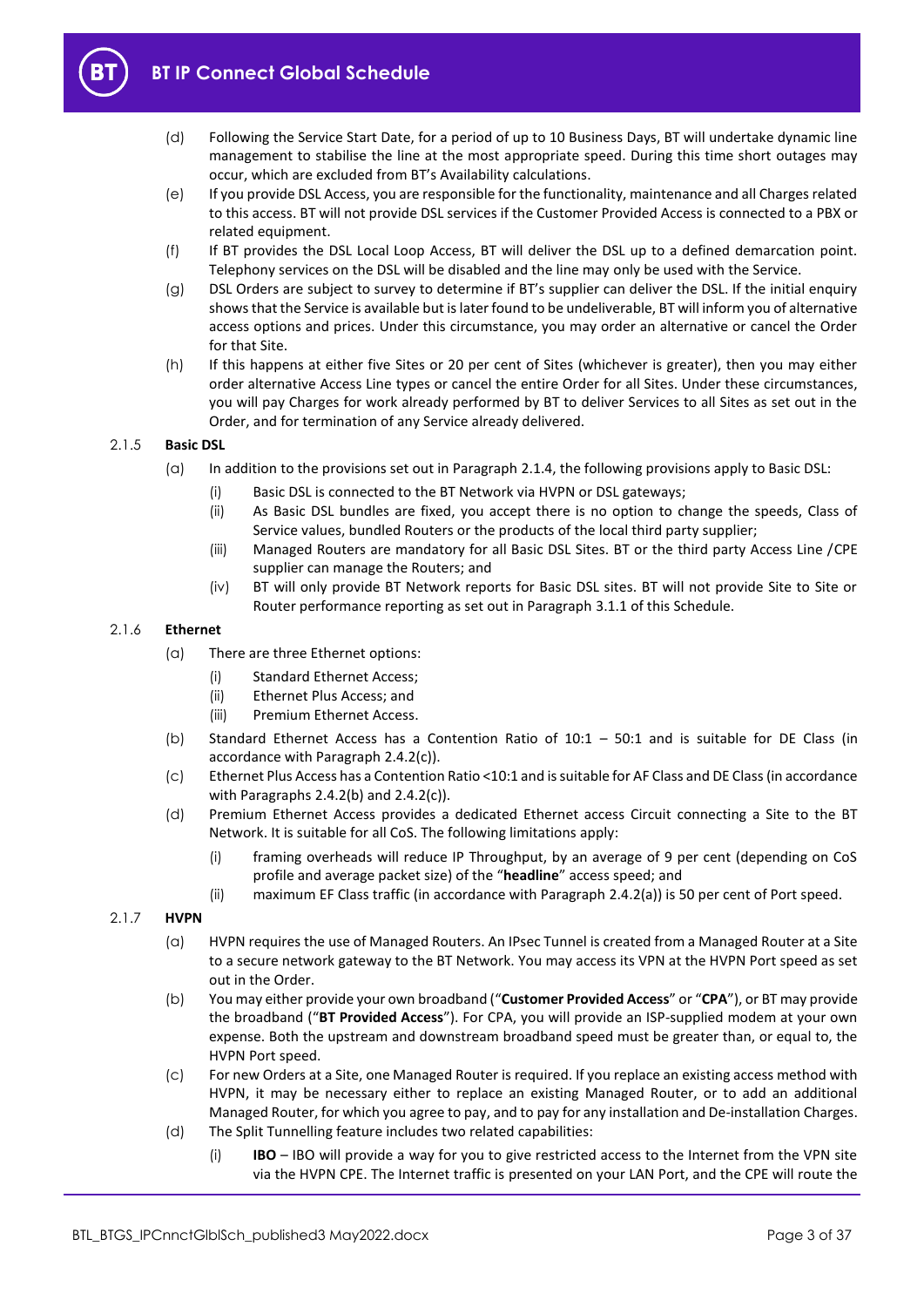(d) Following the Service Start Date, for a period of up to 10 Business Days, BT will undertake dynamic line management to stabilise the line at the most appropriate speed. During this time short outages may occur, which are excluded from BT's Availability calculations.

(e) If you provide DSL Access, you are responsible for the functionality, maintenance and all Charges related to this access. BT will not provide DSL services if the Customer Provided Access is connected to a PBX or related equipment.

(f) If BT provides the DSL Local Loop Access, BT will deliver the DSL up to a defined demarcation point. Telephony services on the DSL will be disabled and the line may only be used with the Service.

(g) DSL Orders are subject to survey to determine if BT's supplier can deliver the DSL. If the initial enquiry shows that the Service is available but is later found to be undeliverable, BT will inform you of alternative access options and prices. Under this circumstance, you may order an alternative or cancel the Order for that Site.

(h) If this happens at either five Sites or 20 per cent of Sites (whichever is greater), then you may either order alternative Access Line types or cancel the entire Order for all Sites. Under these circumstances, you will pay Charges for work already performed by BT to deliver Services to all Sites as set out in the Order, and for termination of any Service already delivered.

2.1.5 **Basic DSL**

(a) In addition to the provisions set out in Paragraph 2.1.4, the following provisions apply to Basic DSL:

(i) Basic DSL is connected to the BT Network via HVPN or DSL gateways;

(ii) As Basic DSL bundles are fixed, you accept there is no option to change the speeds, Class of Service values, bundled Routers or the products of the local third party supplier;

(iii) Managed Routers are mandatory for all Basic DSL Sites. BT or the third party Access Line /CPE supplier can manage the Routers; and

(iv) BT will only provide BT Network reports for Basic DSL sites. BT will not provide Site to Site or Router performance reporting as set out in Paragraph 3.1.1 of this Schedule.

2.1.6 **Ethernet**

(a) There are three Ethernet options:

(i) Standard Ethernet Access;

(ii) Ethernet Plus Access; and

(iii) Premium Ethernet Access.

(b) Standard Ethernet Access has a Contention Ratio of 10:1 – 50:1 and is suitable for DE Class (in accordance with Paragraph 2.4.2(c)).

(c) Ethernet Plus Access has a Contention Ratio <10:1 and is suitable for AF Class and DE Class (in accordance with Paragraphs 2.4.2(b) and 2.4.2(c)).

(d) Premium Ethernet Access provides a dedicated Ethernet access Circuit connecting a Site to the BT Network. It is suitable for all CoS. The following limitations apply:

(i) framing overheads will reduce IP Throughput, by an average of 9 per cent (depending on CoS profile and average packet size) of the "**headline**" access speed; and

(ii) maximum EF Class traffic (in accordance with Paragraph 2.4.2(a)) is 50 per cent of Port speed.

2.1.7 **HVPN**

(a) HVPN requires the use of Managed Routers. An IPsec Tunnel is created from a Managed Router at a Site to a secure network gateway to the BT Network. You may access its VPN at the HVPN Port speed as set out in the Order.

(b) You may either provide your own broadband ("**Customer Provided Access**" or "**CPA**"), or BT may provide the broadband ("**BT Provided Access**"). For CPA, you will provide an ISP-supplied modem at your own expense. Both the upstream and downstream broadband speed must be greater than, or equal to, the HVPN Port speed.

(c) For new Orders at a Site, one Managed Router is required. If you replace an existing access method with HVPN, it may be necessary either to replace an existing Managed Router, or to add an additional Managed Router, for which you agree to pay, and to pay for any installation and De-installation Charges.

(d) The Split Tunnelling feature includes two related capabilities:

(i) **IBO** – IBO will provide a way for you to give restricted access to the Internet from the VPN site via the HVPN CPE. The Internet traffic is presented on your LAN Port, and the CPE will route the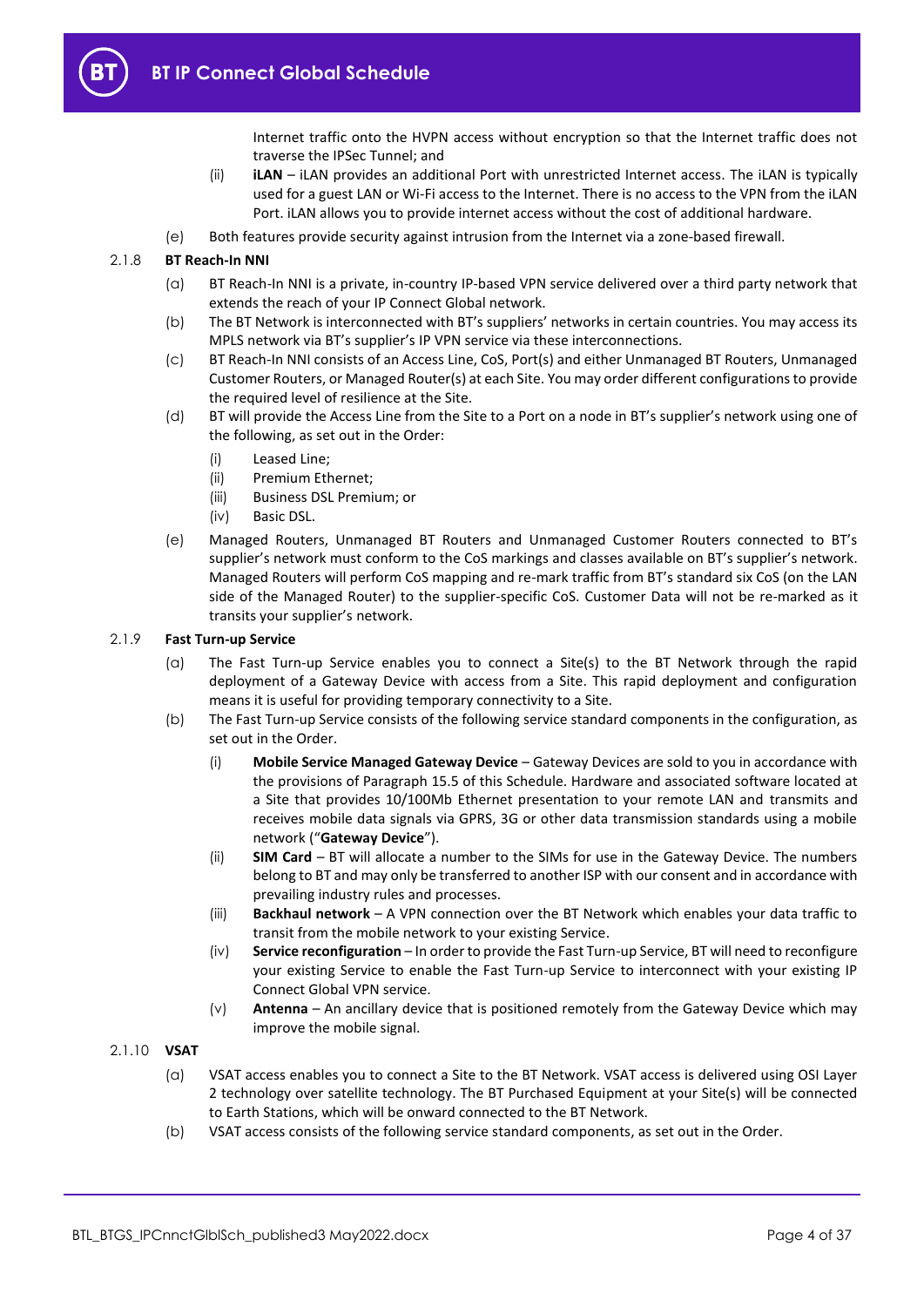Internet traffic onto the HVPN access without encryption so that the Internet traffic does not traverse the IPSec Tunnel; and

(ii) **iLAN** – iLAN provides an additional Port with unrestricted Internet access. The iLAN is typically used for a guest LAN or Wi-Fi access to the Internet. There is no access to the VPN from the iLAN Port. iLAN allows you to provide internet access without the cost of additional hardware.

(e) Both features provide security against intrusion from the Internet via a zone-based firewall.

2.1.8 **BT Reach-In NNI**

(a) BT Reach-In NNI is a private, in-country IP-based VPN service delivered over a third party network that extends the reach of your IP Connect Global network.

(b) The BT Network is interconnected with BT's suppliers' networks in certain countries. You may access its MPLS network via BT's supplier's IP VPN service via these interconnections.

(c) BT Reach-In NNI consists of an Access Line, CoS, Port(s) and either Unmanaged BT Routers, Unmanaged Customer Routers, or Managed Router(s) at each Site. You may order different configurations to provide the required level of resilience at the Site.

(d) BT will provide the Access Line from the Site to a Port on a node in BT's supplier's network using one of the following, as set out in the Order:

(i) Leased Line;
(ii) Premium Ethernet;
(iii) Business DSL Premium; or
(iv) Basic DSL.

(e) Managed Routers, Unmanaged BT Routers and Unmanaged Customer Routers connected to BT's supplier's network must conform to the CoS markings and classes available on BT's supplier's network. Managed Routers will perform CoS mapping and re-mark traffic from BT's standard six CoS (on the LAN side of the Managed Router) to the supplier-specific CoS. Customer Data will not be re-marked as it transits your supplier's network.

2.1.9 **Fast Turn-up Service**

(a) The Fast Turn-up Service enables you to connect a Site(s) to the BT Network through the rapid deployment of a Gateway Device with access from a Site. This rapid deployment and configuration means it is useful for providing temporary connectivity to a Site.

(b) The Fast Turn-up Service consists of the following service standard components in the configuration, as set out in the Order.

(i) **Mobile Service Managed Gateway Device** – Gateway Devices are sold to you in accordance with the provisions of Paragraph 15.5 of this Schedule. Hardware and associated software located at a Site that provides 10/100Mb Ethernet presentation to your remote LAN and transmits and receives mobile data signals via GPRS, 3G or other data transmission standards using a mobile network ("**Gateway Device**").

(ii) **SIM Card** – BT will allocate a number to the SIMs for use in the Gateway Device. The numbers belong to BT and may only be transferred to another ISP with our consent and in accordance with prevailing industry rules and processes.

(iii) **Backhaul network** – A VPN connection over the BT Network which enables your data traffic to transit from the mobile network to your existing Service.

(iv) **Service reconfiguration** – In order to provide the Fast Turn-up Service, BT will need to reconfigure your existing Service to enable the Fast Turn-up Service to interconnect with your existing IP Connect Global VPN service.

(v) **Antenna** – An ancillary device that is positioned remotely from the Gateway Device which may improve the mobile signal.

2.1.10 **VSAT**

(a) VSAT access enables you to connect a Site to the BT Network. VSAT access is delivered using OSI Layer 2 technology over satellite technology. The BT Purchased Equipment at your Site(s) will be connected to Earth Stations, which will be onward connected to the BT Network.

(b) VSAT access consists of the following service standard components, as set out in the Order.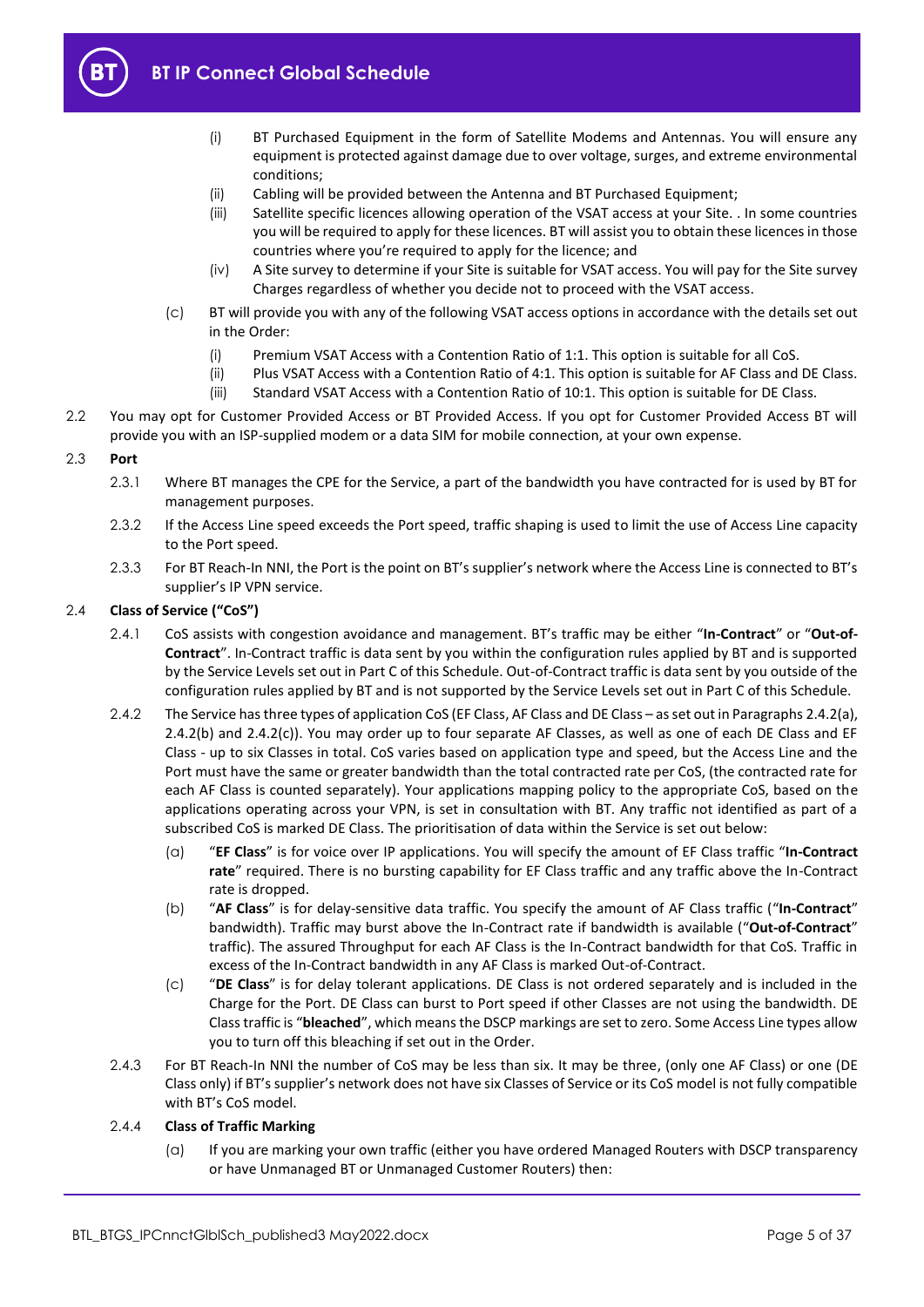(i) BT Purchased Equipment in the form of Satellite Modems and Antennas. You will ensure any equipment is protected against damage due to over voltage, surges, and extreme environmental conditions;

(ii) Cabling will be provided between the Antenna and BT Purchased Equipment;

(iii) Satellite specific licences allowing operation of the VSAT access at your Site. . In some countries you will be required to apply for these licences. BT will assist you to obtain these licences in those countries where you're required to apply for the licence; and

(iv) A Site survey to determine if your Site is suitable for VSAT access. You will pay for the Site survey Charges regardless of whether you decide not to proceed with the VSAT access.

(c) BT will provide you with any of the following VSAT access options in accordance with the details set out in the Order:

(i) Premium VSAT Access with a Contention Ratio of 1:1. This option is suitable for all CoS.

(ii) Plus VSAT Access with a Contention Ratio of 4:1. This option is suitable for AF Class and DE Class.

(iii) Standard VSAT Access with a Contention Ratio of 10:1. This option is suitable for DE Class.

2.2 You may opt for Customer Provided Access or BT Provided Access. If you opt for Customer Provided Access BT will provide you with an ISP-supplied modem or a data SIM for mobile connection, at your own expense.

2.3 **Port**

2.3.1 Where BT manages the CPE for the Service, a part of the bandwidth you have contracted for is used by BT for management purposes.

2.3.2 If the Access Line speed exceeds the Port speed, traffic shaping is used to limit the use of Access Line capacity to the Port speed.

2.3.3 For BT Reach-In NNI, the Port is the point on BT's supplier's network where the Access Line is connected to BT's supplier's IP VPN service.

2.4 **Class of Service ("CoS")**

2.4.1 CoS assists with congestion avoidance and management. BT's traffic may be either "**In-Contract**" or "**Out-of-Contract**". In-Contract traffic is data sent by you within the configuration rules applied by BT and is supported by the Service Levels set out in Part C of this Schedule. Out-of-Contract traffic is data sent by you outside of the configuration rules applied by BT and is not supported by the Service Levels set out in Part C of this Schedule.

2.4.2 The Service has three types of application CoS (EF Class, AF Class and DE Class – as set out in Paragraphs 2.4.2(a), 2.4.2(b) and 2.4.2(c)). You may order up to four separate AF Classes, as well as one of each DE Class and EF Class - up to six Classes in total. CoS varies based on application type and speed, but the Access Line and the Port must have the same or greater bandwidth than the total contracted rate per CoS, (the contracted rate for each AF Class is counted separately). Your applications mapping policy to the appropriate CoS, based on the applications operating across your VPN, is set in consultation with BT. Any traffic not identified as part of a subscribed CoS is marked DE Class. The prioritisation of data within the Service is set out below:

(a) "**EF Class**" is for voice over IP applications. You will specify the amount of EF Class traffic "**In-Contract rate**" required. There is no bursting capability for EF Class traffic and any traffic above the In-Contract rate is dropped.

(b) "**AF Class**" is for delay-sensitive data traffic. You specify the amount of AF Class traffic ("**In-Contract**" bandwidth). Traffic may burst above the In-Contract rate if bandwidth is available ("**Out-of-Contract**" traffic). The assured Throughput for each AF Class is the In-Contract bandwidth for that CoS. Traffic in excess of the In-Contract bandwidth in any AF Class is marked Out-of-Contract.

(c) "**DE Class**" is for delay tolerant applications. DE Class is not ordered separately and is included in the Charge for the Port. DE Class can burst to Port speed if other Classes are not using the bandwidth. DE Class traffic is "**bleached**", which means the DSCP markings are set to zero. Some Access Line types allow you to turn off this bleaching if set out in the Order.

2.4.3 For BT Reach-In NNI the number of CoS may be less than six. It may be three, (only one AF Class) or one (DE Class only) if BT's supplier's network does not have six Classes of Service or its CoS model is not fully compatible with BT's CoS model.

2.4.4 **Class of Traffic Marking**

(a) If you are marking your own traffic (either you have ordered Managed Routers with DSCP transparency or have Unmanaged BT or Unmanaged Customer Routers) then: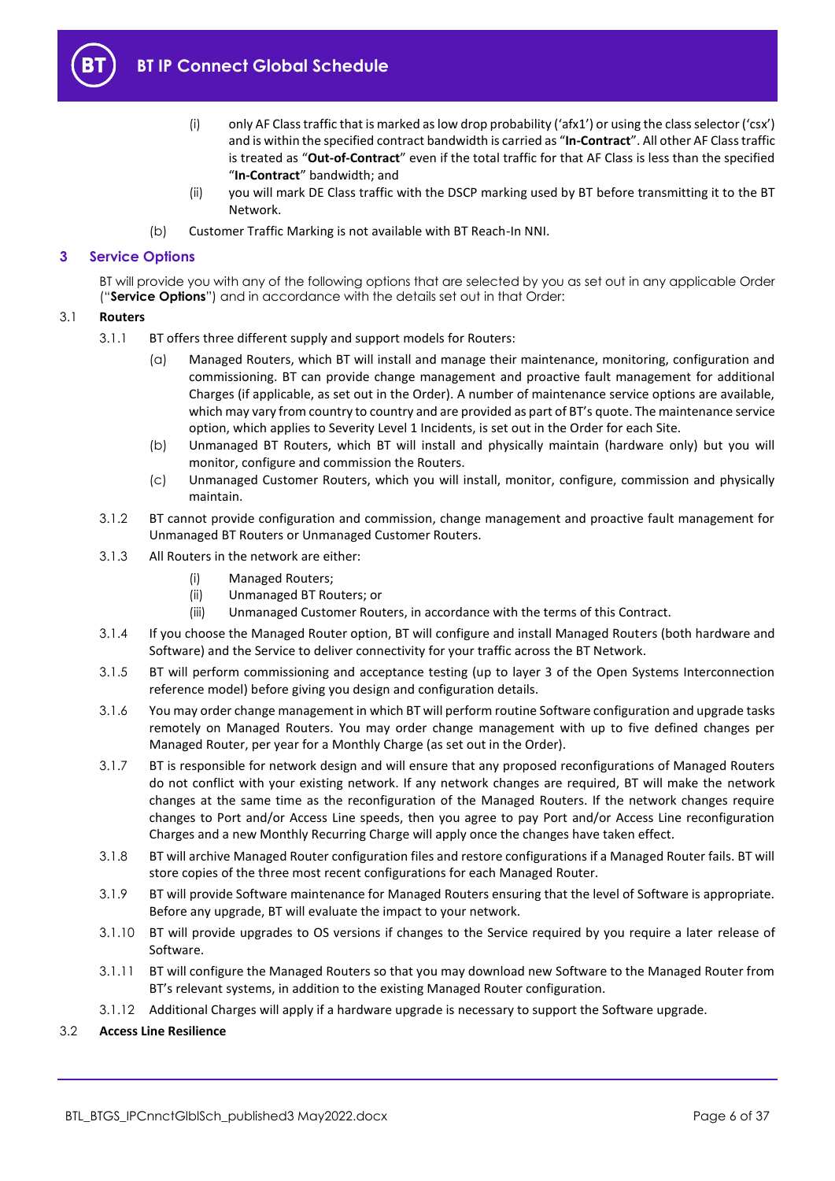(i) only AF Class traffic that is marked as low drop probability ('afx1') or using the class selector ('csx') and is within the specified contract bandwidth is carried as "**In-Contract**". All other AF Class traffic is treated as "**Out-of-Contract**" even if the total traffic for that AF Class is less than the specified "**In-Contract**" bandwidth; and

(ii) you will mark DE Class traffic with the DSCP marking used by BT before transmitting it to the BT Network.

(b) Customer Traffic Marking is not available with BT Reach-In NNI.

## 3 Service Options

BT will provide you with any of the following options that are selected by you as set out in any applicable Order ("**Service Options**") and in accordance with the details set out in that Order:

### 3.1 Routers

3.1.1 BT offers three different supply and support models for Routers:

(a) Managed Routers, which BT will install and manage their maintenance, monitoring, configuration and commissioning. BT can provide change management and proactive fault management for additional Charges (if applicable, as set out in the Order). A number of maintenance service options are available, which may vary from country to country and are provided as part of BT's quote. The maintenance service option, which applies to Severity Level 1 Incidents, is set out in the Order for each Site.

(b) Unmanaged BT Routers, which BT will install and physically maintain (hardware only) but you will monitor, configure and commission the Routers.

(c) Unmanaged Customer Routers, which you will install, monitor, configure, commission and physically maintain.

3.1.2 BT cannot provide configuration and commission, change management and proactive fault management for Unmanaged BT Routers or Unmanaged Customer Routers.

3.1.3 All Routers in the network are either:

(i) Managed Routers;
(ii) Unmanaged BT Routers; or
(iii) Unmanaged Customer Routers, in accordance with the terms of this Contract.

3.1.4 If you choose the Managed Router option, BT will configure and install Managed Routers (both hardware and Software) and the Service to deliver connectivity for your traffic across the BT Network.

3.1.5 BT will perform commissioning and acceptance testing (up to layer 3 of the Open Systems Interconnection reference model) before giving you design and configuration details.

3.1.6 You may order change management in which BT will perform routine Software configuration and upgrade tasks remotely on Managed Routers. You may order change management with up to five defined changes per Managed Router, per year for a Monthly Charge (as set out in the Order).

3.1.7 BT is responsible for network design and will ensure that any proposed reconfigurations of Managed Routers do not conflict with your existing network. If any network changes are required, BT will make the network changes at the same time as the reconfiguration of the Managed Routers. If the network changes require changes to Port and/or Access Line speeds, then you agree to pay Port and/or Access Line reconfiguration Charges and a new Monthly Recurring Charge will apply once the changes have taken effect.

3.1.8 BT will archive Managed Router configuration files and restore configurations if a Managed Router fails. BT will store copies of the three most recent configurations for each Managed Router.

3.1.9 BT will provide Software maintenance for Managed Routers ensuring that the level of Software is appropriate. Before any upgrade, BT will evaluate the impact to your network.

3.1.10 BT will provide upgrades to OS versions if changes to the Service required by you require a later release of Software.

3.1.11 BT will configure the Managed Routers so that you may download new Software to the Managed Router from BT's relevant systems, in addition to the existing Managed Router configuration.

3.1.12 Additional Charges will apply if a hardware upgrade is necessary to support the Software upgrade.

### 3.2 Access Line Resilience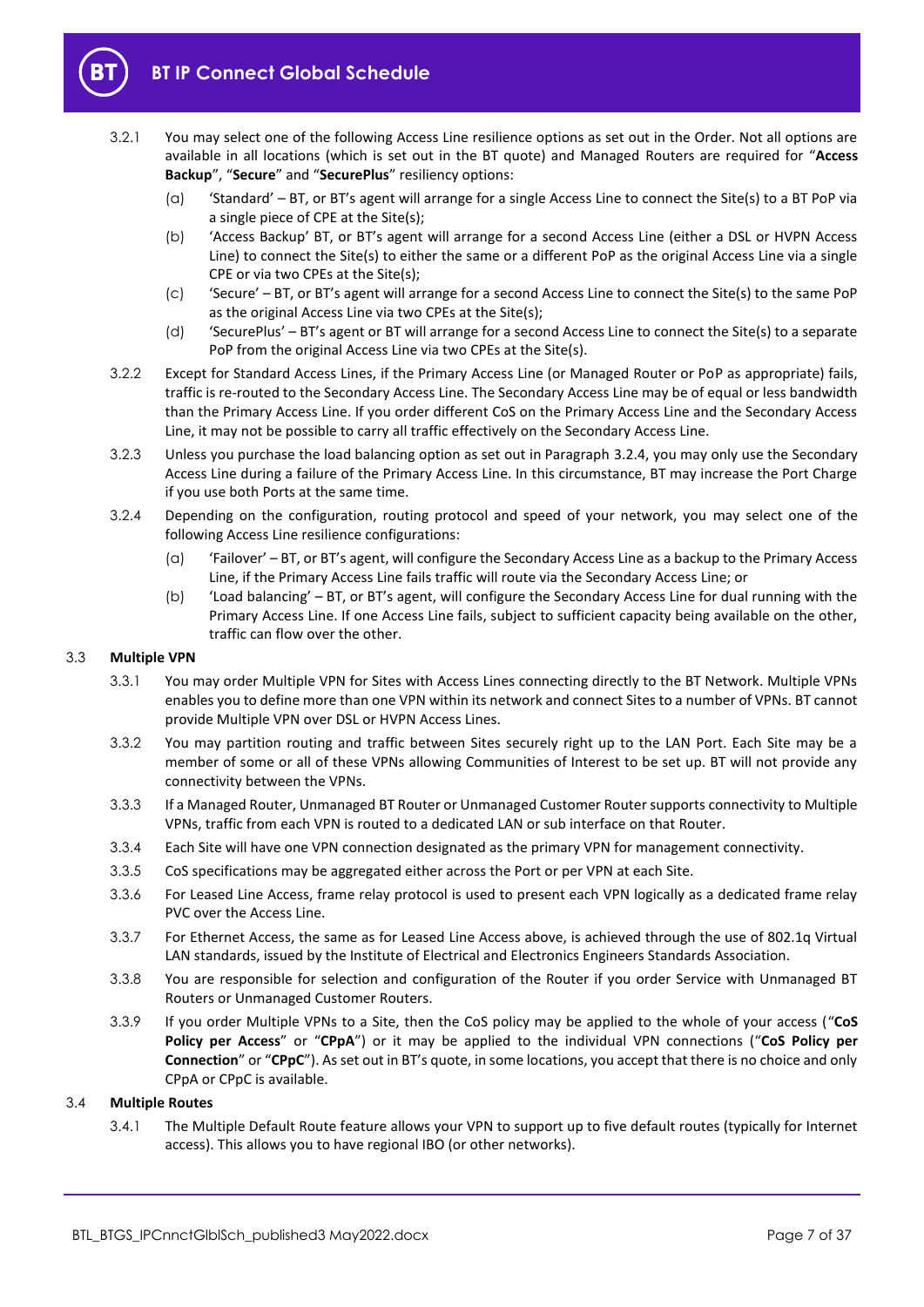3.2.1 You may select one of the following Access Line resilience options as set out in the Order. Not all options are available in all locations (which is set out in the BT quote) and Managed Routers are required for "**Access Backup**", "**Secure**" and "**SecurePlus**" resiliency options:

(a) 'Standard' – BT, or BT's agent will arrange for a single Access Line to connect the Site(s) to a BT PoP via a single piece of CPE at the Site(s);

(b) 'Access Backup' BT, or BT's agent will arrange for a second Access Line (either a DSL or HVPN Access Line) to connect the Site(s) to either the same or a different PoP as the original Access Line via a single CPE or via two CPEs at the Site(s);

(c) 'Secure' – BT, or BT's agent will arrange for a second Access Line to connect the Site(s) to the same PoP as the original Access Line via two CPEs at the Site(s);

(d) 'SecurePlus' – BT's agent or BT will arrange for a second Access Line to connect the Site(s) to a separate PoP from the original Access Line via two CPEs at the Site(s).

3.2.2 Except for Standard Access Lines, if the Primary Access Line (or Managed Router or PoP as appropriate) fails, traffic is re-routed to the Secondary Access Line. The Secondary Access Line may be of equal or less bandwidth than the Primary Access Line. If you order different CoS on the Primary Access Line and the Secondary Access Line, it may not be possible to carry all traffic effectively on the Secondary Access Line.

3.2.3 Unless you purchase the load balancing option as set out in Paragraph 3.2.4, you may only use the Secondary Access Line during a failure of the Primary Access Line. In this circumstance, BT may increase the Port Charge if you use both Ports at the same time.

3.2.4 Depending on the configuration, routing protocol and speed of your network, you may select one of the following Access Line resilience configurations:

(a) 'Failover' – BT, or BT's agent, will configure the Secondary Access Line as a backup to the Primary Access Line, if the Primary Access Line fails traffic will route via the Secondary Access Line; or

(b) 'Load balancing' – BT, or BT's agent, will configure the Secondary Access Line for dual running with the Primary Access Line. If one Access Line fails, subject to sufficient capacity being available on the other, traffic can flow over the other.

### 3.3 Multiple VPN

3.3.1 You may order Multiple VPN for Sites with Access Lines connecting directly to the BT Network. Multiple VPNs enables you to define more than one VPN within its network and connect Sites to a number of VPNs. BT cannot provide Multiple VPN over DSL or HVPN Access Lines.

3.3.2 You may partition routing and traffic between Sites securely right up to the LAN Port. Each Site may be a member of some or all of these VPNs allowing Communities of Interest to be set up. BT will not provide any connectivity between the VPNs.

3.3.3 If a Managed Router, Unmanaged BT Router or Unmanaged Customer Router supports connectivity to Multiple VPNs, traffic from each VPN is routed to a dedicated LAN or sub interface on that Router.

3.3.4 Each Site will have one VPN connection designated as the primary VPN for management connectivity.

3.3.5 CoS specifications may be aggregated either across the Port or per VPN at each Site.

3.3.6 For Leased Line Access, frame relay protocol is used to present each VPN logically as a dedicated frame relay PVC over the Access Line.

3.3.7 For Ethernet Access, the same as for Leased Line Access above, is achieved through the use of 802.1q Virtual LAN standards, issued by the Institute of Electrical and Electronics Engineers Standards Association.

3.3.8 You are responsible for selection and configuration of the Router if you order Service with Unmanaged BT Routers or Unmanaged Customer Routers.

3.3.9 If you order Multiple VPNs to a Site, then the CoS policy may be applied to the whole of your access ("**CoS Policy per Access**" or "**CPpA**") or it may be applied to the individual VPN connections ("**CoS Policy per Connection**" or "**CPpC**"). As set out in BT's quote, in some locations, you accept that there is no choice and only CPpA or CPpC is available.

### 3.4 Multiple Routes

3.4.1 The Multiple Default Route feature allows your VPN to support up to five default routes (typically for Internet access). This allows you to have regional IBO (or other networks).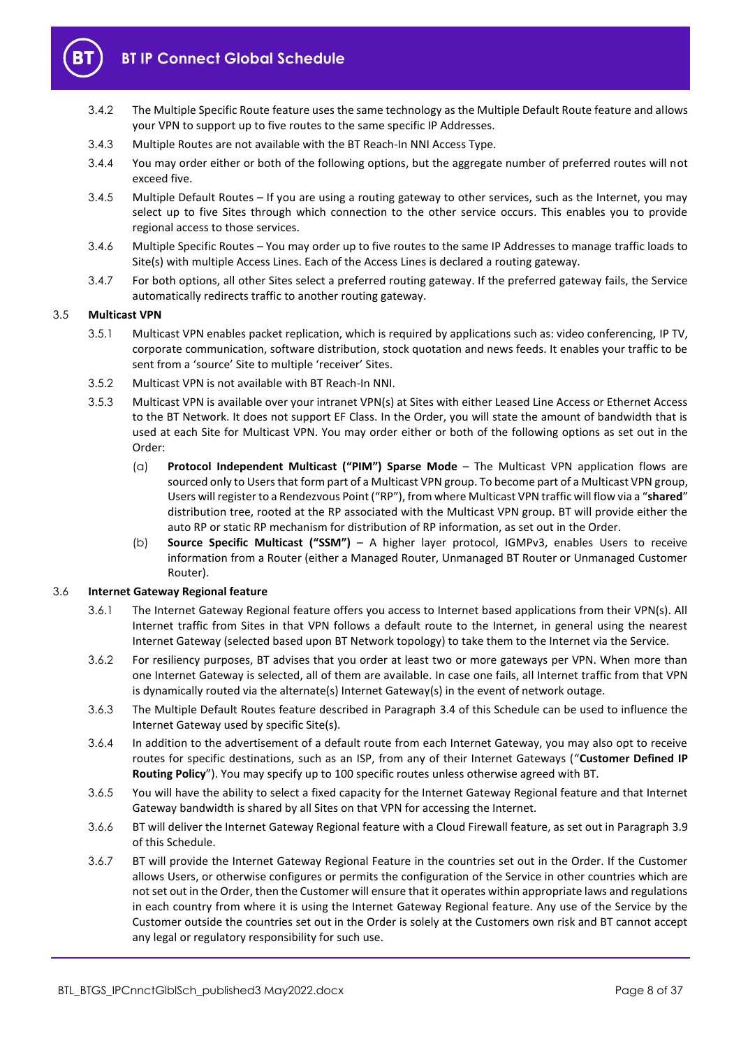3.4.2 The Multiple Specific Route feature uses the same technology as the Multiple Default Route feature and allows your VPN to support up to five routes to the same specific IP Addresses.

3.4.3 Multiple Routes are not available with the BT Reach-In NNI Access Type.

3.4.4 You may order either or both of the following options, but the aggregate number of preferred routes will not exceed five.

3.4.5 Multiple Default Routes – If you are using a routing gateway to other services, such as the Internet, you may select up to five Sites through which connection to the other service occurs. This enables you to provide regional access to those services.

3.4.6 Multiple Specific Routes – You may order up to five routes to the same IP Addresses to manage traffic loads to Site(s) with multiple Access Lines. Each of the Access Lines is declared a routing gateway.

3.4.7 For both options, all other Sites select a preferred routing gateway. If the preferred gateway fails, the Service automatically redirects traffic to another routing gateway.

### 3.5 Multicast VPN

3.5.1 Multicast VPN enables packet replication, which is required by applications such as: video conferencing, IP TV, corporate communication, software distribution, stock quotation and news feeds. It enables your traffic to be sent from a 'source' Site to multiple 'receiver' Sites.

3.5.2 Multicast VPN is not available with BT Reach-In NNI.

3.5.3 Multicast VPN is available over your intranet VPN(s) at Sites with either Leased Line Access or Ethernet Access to the BT Network. It does not support EF Class. In the Order, you will state the amount of bandwidth that is used at each Site for Multicast VPN. You may order either or both of the following options as set out in the Order:

(a) **Protocol Independent Multicast ("PIM") Sparse Mode** – The Multicast VPN application flows are sourced only to Users that form part of a Multicast VPN group. To become part of a Multicast VPN group, Users will register to a Rendezvous Point ("RP"), from where Multicast VPN traffic will flow via a "**shared**" distribution tree, rooted at the RP associated with the Multicast VPN group. BT will provide either the auto RP or static RP mechanism for distribution of RP information, as set out in the Order.

(b) **Source Specific Multicast ("SSM")** – A higher layer protocol, IGMPv3, enables Users to receive information from a Router (either a Managed Router, Unmanaged BT Router or Unmanaged Customer Router).

### 3.6 Internet Gateway Regional feature

3.6.1 The Internet Gateway Regional feature offers you access to Internet based applications from their VPN(s). All Internet traffic from Sites in that VPN follows a default route to the Internet, in general using the nearest Internet Gateway (selected based upon BT Network topology) to take them to the Internet via the Service.

3.6.2 For resiliency purposes, BT advises that you order at least two or more gateways per VPN. When more than one Internet Gateway is selected, all of them are available. In case one fails, all Internet traffic from that VPN is dynamically routed via the alternate(s) Internet Gateway(s) in the event of network outage.

3.6.3 The Multiple Default Routes feature described in Paragraph 3.4 of this Schedule can be used to influence the Internet Gateway used by specific Site(s).

3.6.4 In addition to the advertisement of a default route from each Internet Gateway, you may also opt to receive routes for specific destinations, such as an ISP, from any of their Internet Gateways ("**Customer Defined IP Routing Policy**"). You may specify up to 100 specific routes unless otherwise agreed with BT.

3.6.5 You will have the ability to select a fixed capacity for the Internet Gateway Regional feature and that Internet Gateway bandwidth is shared by all Sites on that VPN for accessing the Internet.

3.6.6 BT will deliver the Internet Gateway Regional feature with a Cloud Firewall feature, as set out in Paragraph 3.9 of this Schedule.

3.6.7 BT will provide the Internet Gateway Regional Feature in the countries set out in the Order. If the Customer allows Users, or otherwise configures or permits the configuration of the Service in other countries which are not set out in the Order, then the Customer will ensure that it operates within appropriate laws and regulations in each country from where it is using the Internet Gateway Regional feature. Any use of the Service by the Customer outside the countries set out in the Order is solely at the Customers own risk and BT cannot accept any legal or regulatory responsibility for such use.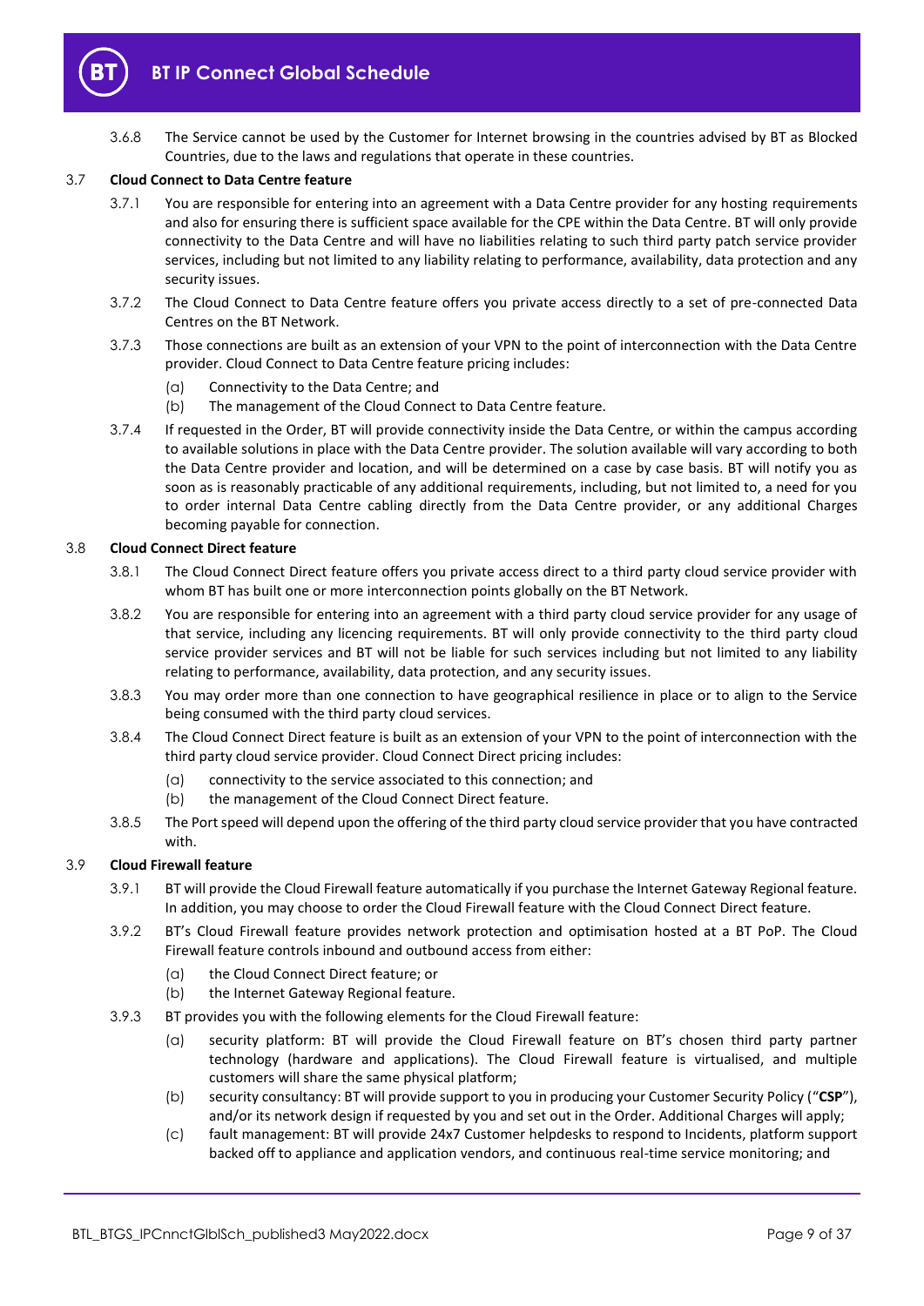3.6.8 The Service cannot be used by the Customer for Internet browsing in the countries advised by BT as Blocked Countries, due to the laws and regulations that operate in these countries.

### 3.7 Cloud Connect to Data Centre feature

3.7.1 You are responsible for entering into an agreement with a Data Centre provider for any hosting requirements and also for ensuring there is sufficient space available for the CPE within the Data Centre. BT will only provide connectivity to the Data Centre and will have no liabilities relating to such third party patch service provider services, including but not limited to any liability relating to performance, availability, data protection and any security issues.

3.7.2 The Cloud Connect to Data Centre feature offers you private access directly to a set of pre-connected Data Centres on the BT Network.

3.7.3 Those connections are built as an extension of your VPN to the point of interconnection with the Data Centre provider. Cloud Connect to Data Centre feature pricing includes:

(a) Connectivity to the Data Centre; and

(b) The management of the Cloud Connect to Data Centre feature.

3.7.4 If requested in the Order, BT will provide connectivity inside the Data Centre, or within the campus according to available solutions in place with the Data Centre provider. The solution available will vary according to both the Data Centre provider and location, and will be determined on a case by case basis. BT will notify you as soon as is reasonably practicable of any additional requirements, including, but not limited to, a need for you to order internal Data Centre cabling directly from the Data Centre provider, or any additional Charges becoming payable for connection.

### 3.8 Cloud Connect Direct feature

3.8.1 The Cloud Connect Direct feature offers you private access direct to a third party cloud service provider with whom BT has built one or more interconnection points globally on the BT Network.

3.8.2 You are responsible for entering into an agreement with a third party cloud service provider for any usage of that service, including any licencing requirements. BT will only provide connectivity to the third party cloud service provider services and BT will not be liable for such services including but not limited to any liability relating to performance, availability, data protection, and any security issues.

3.8.3 You may order more than one connection to have geographical resilience in place or to align to the Service being consumed with the third party cloud services.

3.8.4 The Cloud Connect Direct feature is built as an extension of your VPN to the point of interconnection with the third party cloud service provider. Cloud Connect Direct pricing includes:

(a) connectivity to the service associated to this connection; and

(b) the management of the Cloud Connect Direct feature.

3.8.5 The Port speed will depend upon the offering of the third party cloud service provider that you have contracted with.

### 3.9 Cloud Firewall feature

3.9.1 BT will provide the Cloud Firewall feature automatically if you purchase the Internet Gateway Regional feature. In addition, you may choose to order the Cloud Firewall feature with the Cloud Connect Direct feature.

3.9.2 BT's Cloud Firewall feature provides network protection and optimisation hosted at a BT PoP. The Cloud Firewall feature controls inbound and outbound access from either:

(a) the Cloud Connect Direct feature; or

(b) the Internet Gateway Regional feature.

3.9.3 BT provides you with the following elements for the Cloud Firewall feature:

(a) security platform: BT will provide the Cloud Firewall feature on BT's chosen third party partner technology (hardware and applications). The Cloud Firewall feature is virtualised, and multiple customers will share the same physical platform;

(b) security consultancy: BT will provide support to you in producing your Customer Security Policy ("**CSP**"), and/or its network design if requested by you and set out in the Order. Additional Charges will apply;

(c) fault management: BT will provide 24x7 Customer helpdesks to respond to Incidents, platform support backed off to appliance and application vendors, and continuous real-time service monitoring; and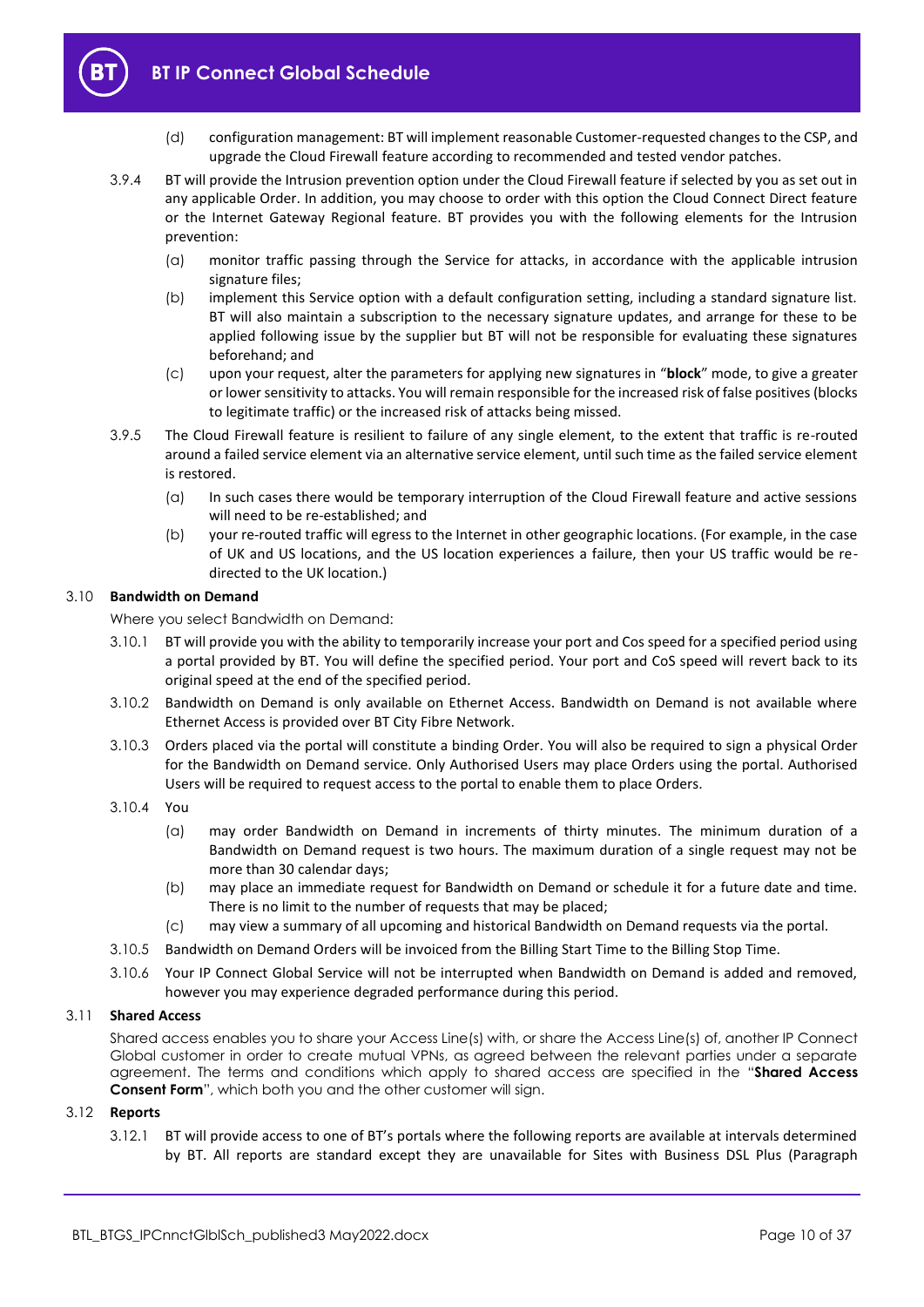(d) configuration management: BT will implement reasonable Customer-requested changes to the CSP, and upgrade the Cloud Firewall feature according to recommended and tested vendor patches.

3.9.4 BT will provide the Intrusion prevention option under the Cloud Firewall feature if selected by you as set out in any applicable Order. In addition, you may choose to order with this option the Cloud Connect Direct feature or the Internet Gateway Regional feature. BT provides you with the following elements for the Intrusion prevention:

(a) monitor traffic passing through the Service for attacks, in accordance with the applicable intrusion signature files;

(b) implement this Service option with a default configuration setting, including a standard signature list. BT will also maintain a subscription to the necessary signature updates, and arrange for these to be applied following issue by the supplier but BT will not be responsible for evaluating these signatures beforehand; and

(c) upon your request, alter the parameters for applying new signatures in "**block**" mode, to give a greater or lower sensitivity to attacks. You will remain responsible for the increased risk of false positives (blocks to legitimate traffic) or the increased risk of attacks being missed.

3.9.5 The Cloud Firewall feature is resilient to failure of any single element, to the extent that traffic is re-routed around a failed service element via an alternative service element, until such time as the failed service element is restored.

(a) In such cases there would be temporary interruption of the Cloud Firewall feature and active sessions will need to be re-established; and

(b) your re-routed traffic will egress to the Internet in other geographic locations. (For example, in the case of UK and US locations, and the US location experiences a failure, then your US traffic would be re-directed to the UK location.)

### 3.10 Bandwidth on Demand

Where you select Bandwidth on Demand:

3.10.1 BT will provide you with the ability to temporarily increase your port and Cos speed for a specified period using a portal provided by BT. You will define the specified period. Your port and CoS speed will revert back to its original speed at the end of the specified period.

3.10.2 Bandwidth on Demand is only available on Ethernet Access. Bandwidth on Demand is not available where Ethernet Access is provided over BT City Fibre Network.

3.10.3 Orders placed via the portal will constitute a binding Order. You will also be required to sign a physical Order for the Bandwidth on Demand service. Only Authorised Users may place Orders using the portal. Authorised Users will be required to request access to the portal to enable them to place Orders.

3.10.4 You

(a) may order Bandwidth on Demand in increments of thirty minutes. The minimum duration of a Bandwidth on Demand request is two hours. The maximum duration of a single request may not be more than 30 calendar days;

(b) may place an immediate request for Bandwidth on Demand or schedule it for a future date and time. There is no limit to the number of requests that may be placed;

(c) may view a summary of all upcoming and historical Bandwidth on Demand requests via the portal.

3.10.5 Bandwidth on Demand Orders will be invoiced from the Billing Start Time to the Billing Stop Time.

3.10.6 Your IP Connect Global Service will not be interrupted when Bandwidth on Demand is added and removed, however you may experience degraded performance during this period.

### 3.11 Shared Access

Shared access enables you to share your Access Line(s) with, or share the Access Line(s) of, another IP Connect Global customer in order to create mutual VPNs, as agreed between the relevant parties under a separate agreement. The terms and conditions which apply to shared access are specified in the "**Shared Access Consent Form**", which both you and the other customer will sign.

### 3.12 Reports

3.12.1 BT will provide access to one of BT's portals where the following reports are available at intervals determined by BT. All reports are standard except they are unavailable for Sites with Business DSL Plus (Paragraph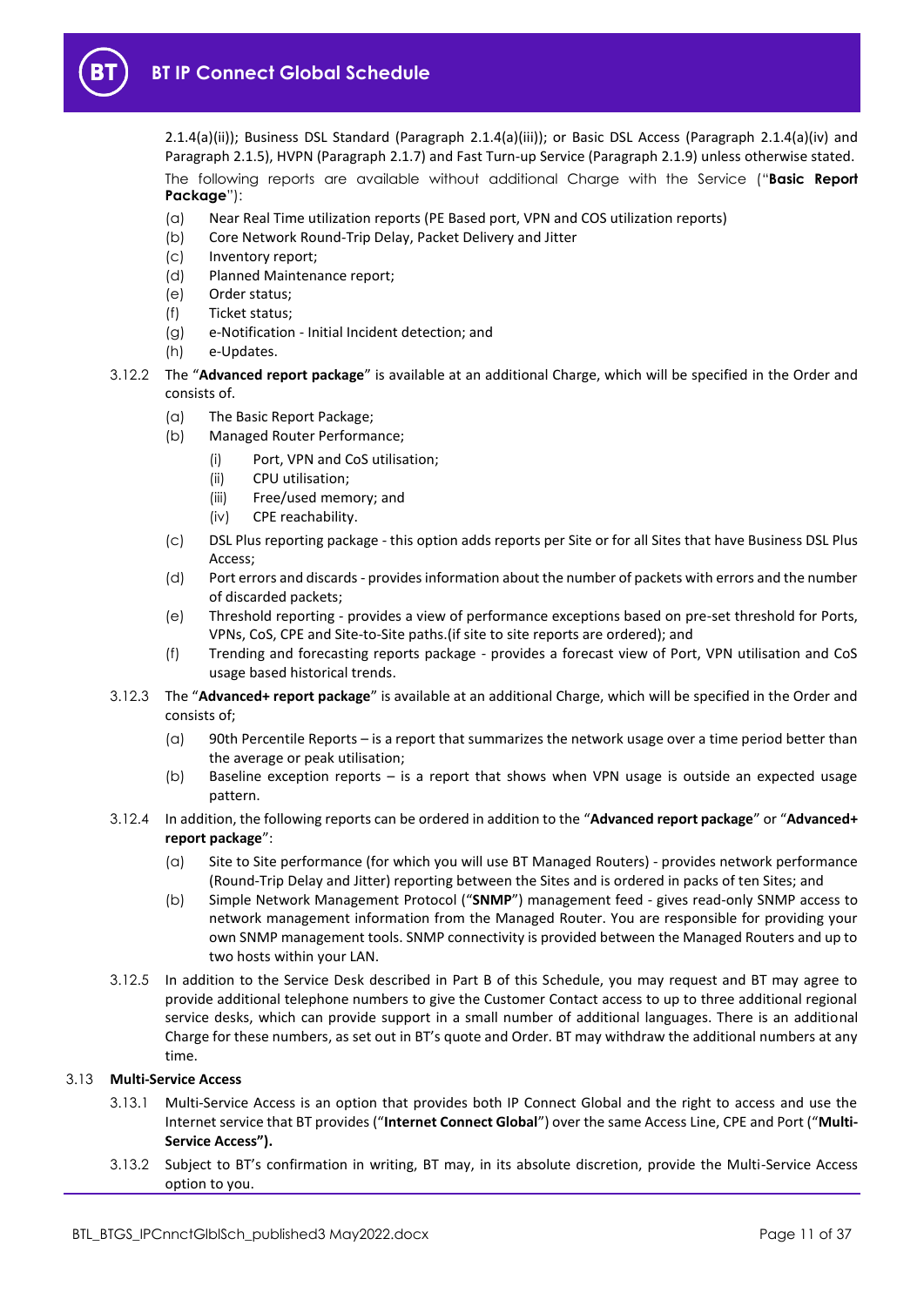2.1.4(a)(ii)); Business DSL Standard (Paragraph 2.1.4(a)(iii)); or Basic DSL Access (Paragraph 2.1.4(a)(iv) and Paragraph 2.1.5), HVPN (Paragraph 2.1.7) and Fast Turn-up Service (Paragraph 2.1.9) unless otherwise stated.

The following reports are available without additional Charge with the Service ("**Basic Report Package**"):

(a) Near Real Time utilization reports (PE Based port, VPN and COS utilization reports)

(b) Core Network Round-Trip Delay, Packet Delivery and Jitter

(c) Inventory report;

(d) Planned Maintenance report;

(e) Order status;

(f) Ticket status;

(g) e-Notification - Initial Incident detection; and

(h) e-Updates.

3.12.2 The "**Advanced report package**" is available at an additional Charge, which will be specified in the Order and consists of.

(a) The Basic Report Package;

(b) Managed Router Performance;

  (i) Port, VPN and CoS utilisation;

  (ii) CPU utilisation;

  (iii) Free/used memory; and

  (iv) CPE reachability.

(c) DSL Plus reporting package - this option adds reports per Site or for all Sites that have Business DSL Plus Access;

(d) Port errors and discards - provides information about the number of packets with errors and the number of discarded packets;

(e) Threshold reporting - provides a view of performance exceptions based on pre-set threshold for Ports, VPNs, CoS, CPE and Site-to-Site paths.(if site to site reports are ordered); and

(f) Trending and forecasting reports package - provides a forecast view of Port, VPN utilisation and CoS usage based historical trends.

3.12.3 The "**Advanced+ report package**" is available at an additional Charge, which will be specified in the Order and consists of;

(a) 90th Percentile Reports – is a report that summarizes the network usage over a time period better than the average or peak utilisation;

(b) Baseline exception reports – is a report that shows when VPN usage is outside an expected usage pattern.

3.12.4 In addition, the following reports can be ordered in addition to the "**Advanced report package**" or "**Advanced+ report package**":

(a) Site to Site performance (for which you will use BT Managed Routers) - provides network performance (Round-Trip Delay and Jitter) reporting between the Sites and is ordered in packs of ten Sites; and

(b) Simple Network Management Protocol ("**SNMP**") management feed - gives read-only SNMP access to network management information from the Managed Router. You are responsible for providing your own SNMP management tools. SNMP connectivity is provided between the Managed Routers and up to two hosts within your LAN.

3.12.5 In addition to the Service Desk described in Part B of this Schedule, you may request and BT may agree to provide additional telephone numbers to give the Customer Contact access to up to three additional regional service desks, which can provide support in a small number of additional languages. There is an additional Charge for these numbers, as set out in BT's quote and Order. BT may withdraw the additional numbers at any time.

### 3.13 Multi-Service Access

3.13.1 Multi-Service Access is an option that provides both IP Connect Global and the right to access and use the Internet service that BT provides ("**Internet Connect Global**") over the same Access Line, CPE and Port ("**Multi-Service Access").**

3.13.2 Subject to BT's confirmation in writing, BT may, in its absolute discretion, provide the Multi-Service Access option to you.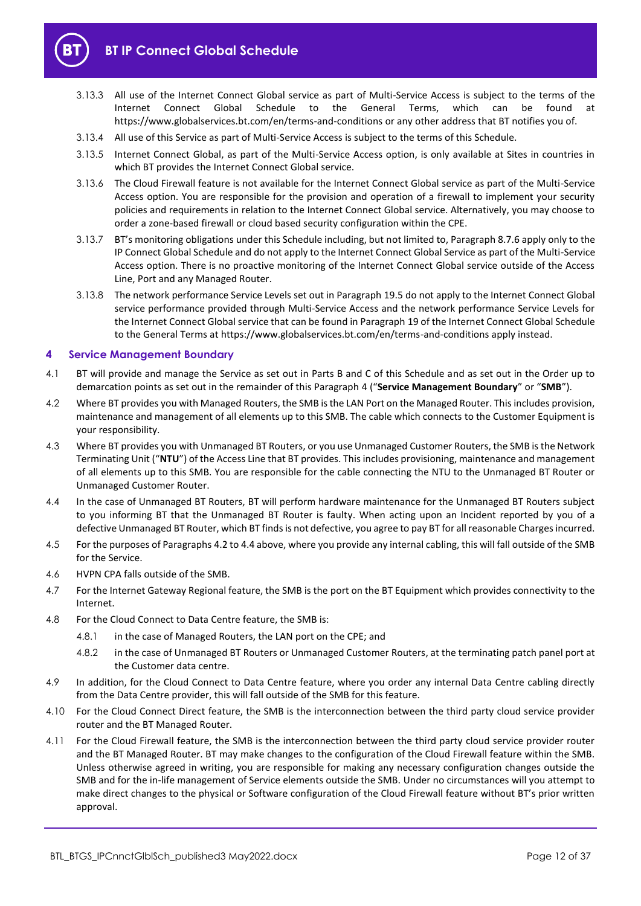3.13.3 All use of the Internet Connect Global service as part of Multi-Service Access is subject to the terms of the Internet Connect Global Schedule to the General Terms, which can be found at https://www.globalservices.bt.com/en/terms-and-conditions or any other address that BT notifies you of.

3.13.4 All use of this Service as part of Multi-Service Access is subject to the terms of this Schedule.

3.13.5 Internet Connect Global, as part of the Multi-Service Access option, is only available at Sites in countries in which BT provides the Internet Connect Global service.

3.13.6 The Cloud Firewall feature is not available for the Internet Connect Global service as part of the Multi-Service Access option. You are responsible for the provision and operation of a firewall to implement your security policies and requirements in relation to the Internet Connect Global service. Alternatively, you may choose to order a zone-based firewall or cloud based security configuration within the CPE.

3.13.7 BT's monitoring obligations under this Schedule including, but not limited to, Paragraph 8.7.6 apply only to the IP Connect Global Schedule and do not apply to the Internet Connect Global Service as part of the Multi-Service Access option. There is no proactive monitoring of the Internet Connect Global service outside of the Access Line, Port and any Managed Router.

3.13.8 The network performance Service Levels set out in Paragraph 19.5 do not apply to the Internet Connect Global service performance provided through Multi-Service Access and the network performance Service Levels for the Internet Connect Global service that can be found in Paragraph 19 of the Internet Connect Global Schedule to the General Terms at https://www.globalservices.bt.com/en/terms-and-conditions apply instead.

## 4 Service Management Boundary

4.1 BT will provide and manage the Service as set out in Parts B and C of this Schedule and as set out in the Order up to demarcation points as set out in the remainder of this Paragraph 4 ("**Service Management Boundary**" or "**SMB**").

4.2 Where BT provides you with Managed Routers, the SMB is the LAN Port on the Managed Router. This includes provision, maintenance and management of all elements up to this SMB. The cable which connects to the Customer Equipment is your responsibility.

4.3 Where BT provides you with Unmanaged BT Routers, or you use Unmanaged Customer Routers, the SMB is the Network Terminating Unit ("**NTU**") of the Access Line that BT provides. This includes provisioning, maintenance and management of all elements up to this SMB. You are responsible for the cable connecting the NTU to the Unmanaged BT Router or Unmanaged Customer Router.

4.4 In the case of Unmanaged BT Routers, BT will perform hardware maintenance for the Unmanaged BT Routers subject to you informing BT that the Unmanaged BT Router is faulty. When acting upon an Incident reported by you of a defective Unmanaged BT Router, which BT finds is not defective, you agree to pay BT for all reasonable Charges incurred.

4.5 For the purposes of Paragraphs 4.2 to 4.4 above, where you provide any internal cabling, this will fall outside of the SMB for the Service.

4.6 HVPN CPA falls outside of the SMB.

4.7 For the Internet Gateway Regional feature, the SMB is the port on the BT Equipment which provides connectivity to the Internet.

4.8 For the Cloud Connect to Data Centre feature, the SMB is:

4.8.1 in the case of Managed Routers, the LAN port on the CPE; and

4.8.2 in the case of Unmanaged BT Routers or Unmanaged Customer Routers, at the terminating patch panel port at the Customer data centre.

4.9 In addition, for the Cloud Connect to Data Centre feature, where you order any internal Data Centre cabling directly from the Data Centre provider, this will fall outside of the SMB for this feature.

4.10 For the Cloud Connect Direct feature, the SMB is the interconnection between the third party cloud service provider router and the BT Managed Router.

4.11 For the Cloud Firewall feature, the SMB is the interconnection between the third party cloud service provider router and the BT Managed Router. BT may make changes to the configuration of the Cloud Firewall feature within the SMB. Unless otherwise agreed in writing, you are responsible for making any necessary configuration changes outside the SMB and for the in-life management of Service elements outside the SMB. Under no circumstances will you attempt to make direct changes to the physical or Software configuration of the Cloud Firewall feature without BT's prior written approval.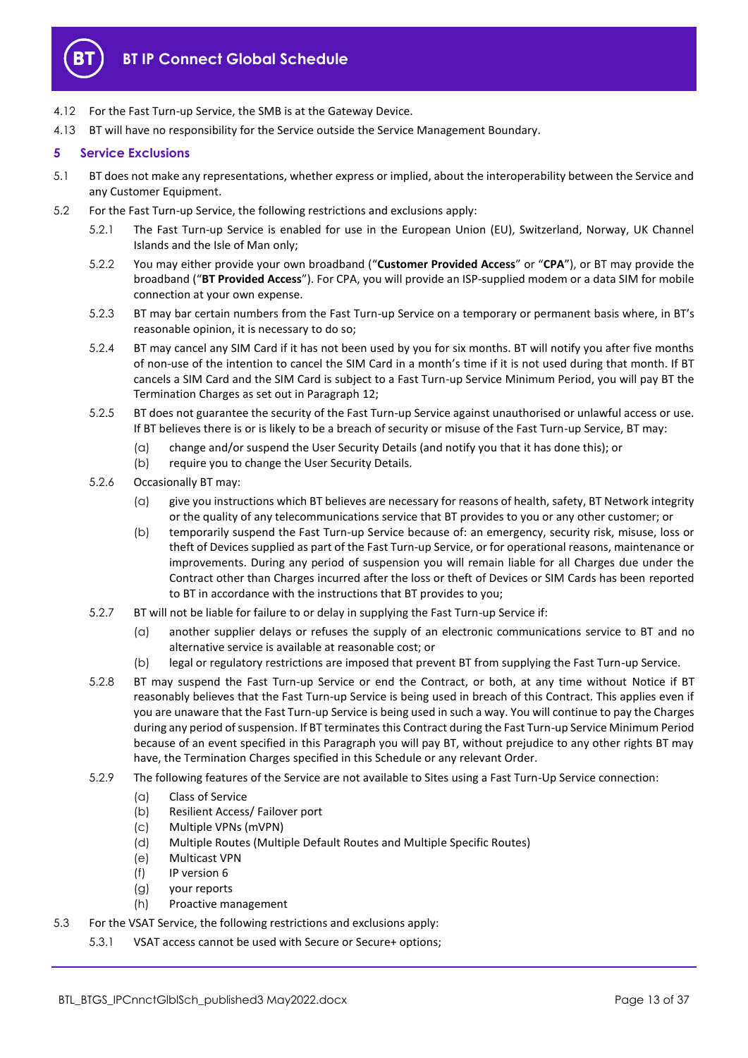4.12 For the Fast Turn-up Service, the SMB is at the Gateway Device.

4.13 BT will have no responsibility for the Service outside the Service Management Boundary.

## 5 Service Exclusions

5.1 BT does not make any representations, whether express or implied, about the interoperability between the Service and any Customer Equipment.

5.2 For the Fast Turn-up Service, the following restrictions and exclusions apply:

5.2.1 The Fast Turn-up Service is enabled for use in the European Union (EU), Switzerland, Norway, UK Channel Islands and the Isle of Man only;

5.2.2 You may either provide your own broadband ("**Customer Provided Access**" or "**CPA**"), or BT may provide the broadband ("**BT Provided Access**"). For CPA, you will provide an ISP-supplied modem or a data SIM for mobile connection at your own expense.

5.2.3 BT may bar certain numbers from the Fast Turn-up Service on a temporary or permanent basis where, in BT's reasonable opinion, it is necessary to do so;

5.2.4 BT may cancel any SIM Card if it has not been used by you for six months. BT will notify you after five months of non-use of the intention to cancel the SIM Card in a month's time if it is not used during that month. If BT cancels a SIM Card and the SIM Card is subject to a Fast Turn-up Service Minimum Period, you will pay BT the Termination Charges as set out in Paragraph 12;

5.2.5 BT does not guarantee the security of the Fast Turn-up Service against unauthorised or unlawful access or use. If BT believes there is or is likely to be a breach of security or misuse of the Fast Turn-up Service, BT may:

(a) change and/or suspend the User Security Details (and notify you that it has done this); or

(b) require you to change the User Security Details.

5.2.6 Occasionally BT may:

(a) give you instructions which BT believes are necessary for reasons of health, safety, BT Network integrity or the quality of any telecommunications service that BT provides to you or any other customer; or

(b) temporarily suspend the Fast Turn-up Service because of: an emergency, security risk, misuse, loss or theft of Devices supplied as part of the Fast Turn-up Service, or for operational reasons, maintenance or improvements. During any period of suspension you will remain liable for all Charges due under the Contract other than Charges incurred after the loss or theft of Devices or SIM Cards has been reported to BT in accordance with the instructions that BT provides to you;

5.2.7 BT will not be liable for failure to or delay in supplying the Fast Turn-up Service if:

(a) another supplier delays or refuses the supply of an electronic communications service to BT and no alternative service is available at reasonable cost; or

(b) legal or regulatory restrictions are imposed that prevent BT from supplying the Fast Turn-up Service.

5.2.8 BT may suspend the Fast Turn-up Service or end the Contract, or both, at any time without Notice if BT reasonably believes that the Fast Turn-up Service is being used in breach of this Contract. This applies even if you are unaware that the Fast Turn-up Service is being used in such a way. You will continue to pay the Charges during any period of suspension. If BT terminates this Contract during the Fast Turn-up Service Minimum Period because of an event specified in this Paragraph you will pay BT, without prejudice to any other rights BT may have, the Termination Charges specified in this Schedule or any relevant Order.

5.2.9 The following features of the Service are not available to Sites using a Fast Turn-Up Service connection:

(a) Class of Service

(b) Resilient Access/ Failover port

(c) Multiple VPNs (mVPN)

(d) Multiple Routes (Multiple Default Routes and Multiple Specific Routes)

(e) Multicast VPN

(f) IP version 6

(g) your reports

(h) Proactive management

5.3 For the VSAT Service, the following restrictions and exclusions apply:

5.3.1 VSAT access cannot be used with Secure or Secure+ options;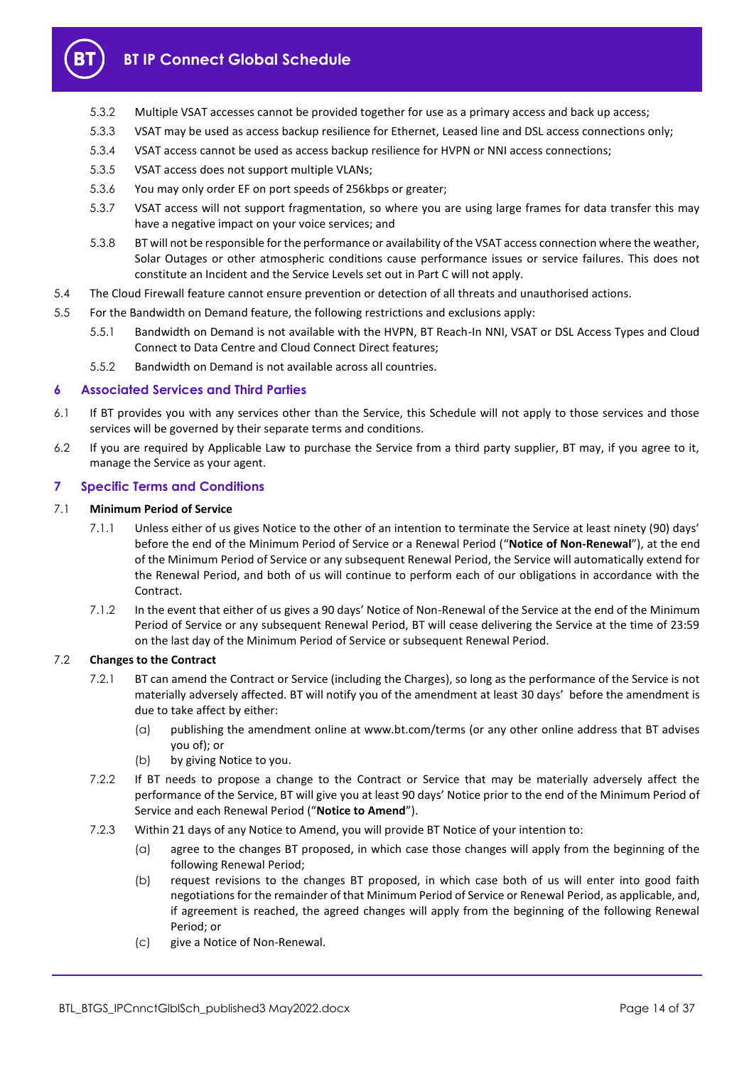5.3.2 Multiple VSAT accesses cannot be provided together for use as a primary access and back up access;

5.3.3 VSAT may be used as access backup resilience for Ethernet, Leased line and DSL access connections only;

5.3.4 VSAT access cannot be used as access backup resilience for HVPN or NNI access connections;

5.3.5 VSAT access does not support multiple VLANs;

5.3.6 You may only order EF on port speeds of 256kbps or greater;

5.3.7 VSAT access will not support fragmentation, so where you are using large frames for data transfer this may have a negative impact on your voice services; and

5.3.8 BT will not be responsible for the performance or availability of the VSAT access connection where the weather, Solar Outages or other atmospheric conditions cause performance issues or service failures. This does not constitute an Incident and the Service Levels set out in Part C will not apply.

5.4 The Cloud Firewall feature cannot ensure prevention or detection of all threats and unauthorised actions.

5.5 For the Bandwidth on Demand feature, the following restrictions and exclusions apply:

5.5.1 Bandwidth on Demand is not available with the HVPN, BT Reach-In NNI, VSAT or DSL Access Types and Cloud Connect to Data Centre and Cloud Connect Direct features;

5.5.2 Bandwidth on Demand is not available across all countries.

## 6 Associated Services and Third Parties

6.1 If BT provides you with any services other than the Service, this Schedule will not apply to those services and those services will be governed by their separate terms and conditions.

6.2 If you are required by Applicable Law to purchase the Service from a third party supplier, BT may, if you agree to it, manage the Service as your agent.

## 7 Specific Terms and Conditions

7.1 **Minimum Period of Service**

7.1.1 Unless either of us gives Notice to the other of an intention to terminate the Service at least ninety (90) days' before the end of the Minimum Period of Service or a Renewal Period ("**Notice of Non-Renewal**"), at the end of the Minimum Period of Service or any subsequent Renewal Period, the Service will automatically extend for the Renewal Period, and both of us will continue to perform each of our obligations in accordance with the Contract.

7.1.2 In the event that either of us gives a 90 days' Notice of Non-Renewal of the Service at the end of the Minimum Period of Service or any subsequent Renewal Period, BT will cease delivering the Service at the time of 23:59 on the last day of the Minimum Period of Service or subsequent Renewal Period.

7.2 **Changes to the Contract**

7.2.1 BT can amend the Contract or Service (including the Charges), so long as the performance of the Service is not materially adversely affected. BT will notify you of the amendment at least 30 days' before the amendment is due to take affect by either:

(a) publishing the amendment online at www.bt.com/terms (or any other online address that BT advises you of); or

(b) by giving Notice to you.

7.2.2 If BT needs to propose a change to the Contract or Service that may be materially adversely affect the performance of the Service, BT will give you at least 90 days' Notice prior to the end of the Minimum Period of Service and each Renewal Period ("**Notice to Amend**").

7.2.3 Within 21 days of any Notice to Amend, you will provide BT Notice of your intention to:

(a) agree to the changes BT proposed, in which case those changes will apply from the beginning of the following Renewal Period;

(b) request revisions to the changes BT proposed, in which case both of us will enter into good faith negotiations for the remainder of that Minimum Period of Service or Renewal Period, as applicable, and, if agreement is reached, the agreed changes will apply from the beginning of the following Renewal Period; or

(c) give a Notice of Non-Renewal.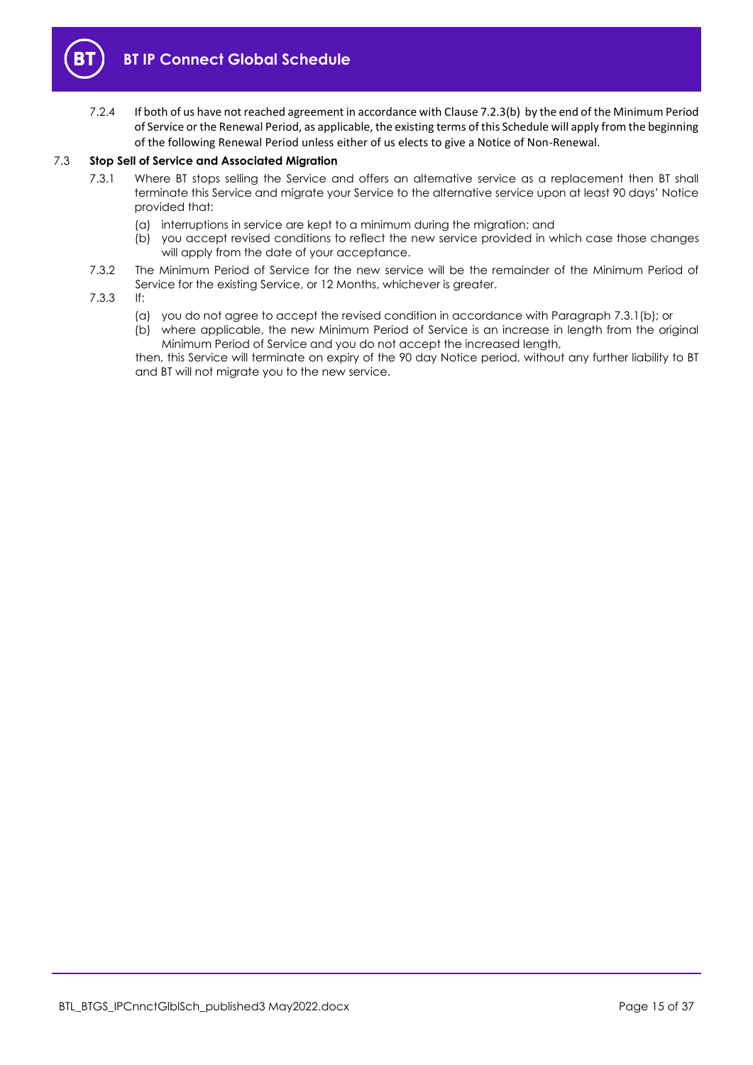7.2.4 If both of us have not reached agreement in accordance with Clause 7.2.3(b) by the end of the Minimum Period of Service or the Renewal Period, as applicable, the existing terms of this Schedule will apply from the beginning of the following Renewal Period unless either of us elects to give a Notice of Non-Renewal.

### 7.3 Stop Sell of Service and Associated Migration

7.3.1 Where BT stops selling the Service and offers an alternative service as a replacement then BT shall terminate this Service and migrate your Service to the alternative service upon at least 90 days' Notice provided that:

(a) interruptions in service are kept to a minimum during the migration; and

(b) you accept revised conditions to reflect the new service provided in which case those changes will apply from the date of your acceptance.

7.3.2 The Minimum Period of Service for the new service will be the remainder of the Minimum Period of Service for the existing Service, or 12 Months, whichever is greater.

7.3.3 If:

(a) you do not agree to accept the revised condition in accordance with Paragraph 7.3.1(b); or

(b) where applicable, the new Minimum Period of Service is an increase in length from the original Minimum Period of Service and you do not accept the increased length,

then, this Service will terminate on expiry of the 90 day Notice period, without any further liability to BT and BT will not migrate you to the new service.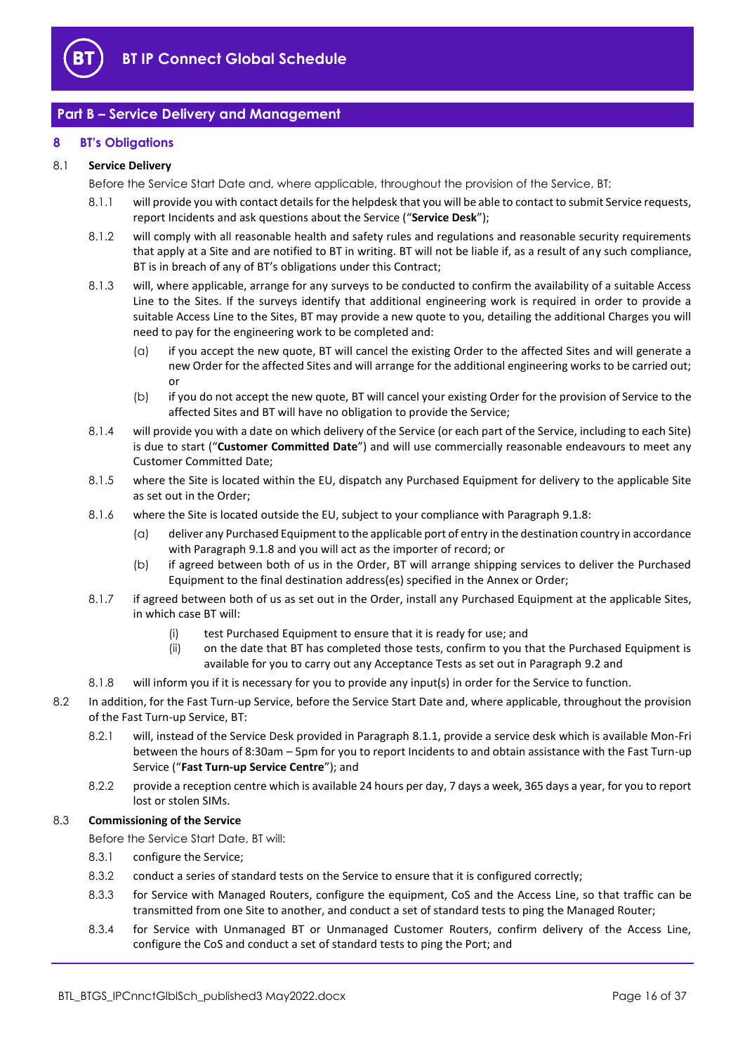## Part B – Service Delivery and Management

### 8 BT's Obligations

8.1 **Service Delivery**

Before the Service Start Date and, where applicable, throughout the provision of the Service, BT:

8.1.1 will provide you with contact details for the helpdesk that you will be able to contact to submit Service requests, report Incidents and ask questions about the Service ("**Service Desk**");

8.1.2 will comply with all reasonable health and safety rules and regulations and reasonable security requirements that apply at a Site and are notified to BT in writing. BT will not be liable if, as a result of any such compliance, BT is in breach of any of BT's obligations under this Contract;

8.1.3 will, where applicable, arrange for any surveys to be conducted to confirm the availability of a suitable Access Line to the Sites. If the surveys identify that additional engineering work is required in order to provide a suitable Access Line to the Sites, BT may provide a new quote to you, detailing the additional Charges you will need to pay for the engineering work to be completed and:

(a) if you accept the new quote, BT will cancel the existing Order to the affected Sites and will generate a new Order for the affected Sites and will arrange for the additional engineering works to be carried out; or

(b) if you do not accept the new quote, BT will cancel your existing Order for the provision of Service to the affected Sites and BT will have no obligation to provide the Service;

8.1.4 will provide you with a date on which delivery of the Service (or each part of the Service, including to each Site) is due to start ("**Customer Committed Date**") and will use commercially reasonable endeavours to meet any Customer Committed Date;

8.1.5 where the Site is located within the EU, dispatch any Purchased Equipment for delivery to the applicable Site as set out in the Order;

8.1.6 where the Site is located outside the EU, subject to your compliance with Paragraph 9.1.8:

(a) deliver any Purchased Equipment to the applicable port of entry in the destination country in accordance with Paragraph 9.1.8 and you will act as the importer of record; or

(b) if agreed between both of us in the Order, BT will arrange shipping services to deliver the Purchased Equipment to the final destination address(es) specified in the Annex or Order;

8.1.7 if agreed between both of us as set out in the Order, install any Purchased Equipment at the applicable Sites, in which case BT will:

(i) test Purchased Equipment to ensure that it is ready for use; and

(ii) on the date that BT has completed those tests, confirm to you that the Purchased Equipment is available for you to carry out any Acceptance Tests as set out in Paragraph 9.2 and

8.1.8 will inform you if it is necessary for you to provide any input(s) in order for the Service to function.

8.2 In addition, for the Fast Turn-up Service, before the Service Start Date and, where applicable, throughout the provision of the Fast Turn-up Service, BT:

8.2.1 will, instead of the Service Desk provided in Paragraph 8.1.1, provide a service desk which is available Mon-Fri between the hours of 8:30am – 5pm for you to report Incidents to and obtain assistance with the Fast Turn-up Service ("**Fast Turn-up Service Centre**"); and

8.2.2 provide a reception centre which is available 24 hours per day, 7 days a week, 365 days a year, for you to report lost or stolen SIMs.

8.3 **Commissioning of the Service**

Before the Service Start Date, BT will:

8.3.1 configure the Service;

8.3.2 conduct a series of standard tests on the Service to ensure that it is configured correctly;

8.3.3 for Service with Managed Routers, configure the equipment, CoS and the Access Line, so that traffic can be transmitted from one Site to another, and conduct a set of standard tests to ping the Managed Router;

8.3.4 for Service with Unmanaged BT or Unmanaged Customer Routers, confirm delivery of the Access Line, configure the CoS and conduct a set of standard tests to ping the Port; and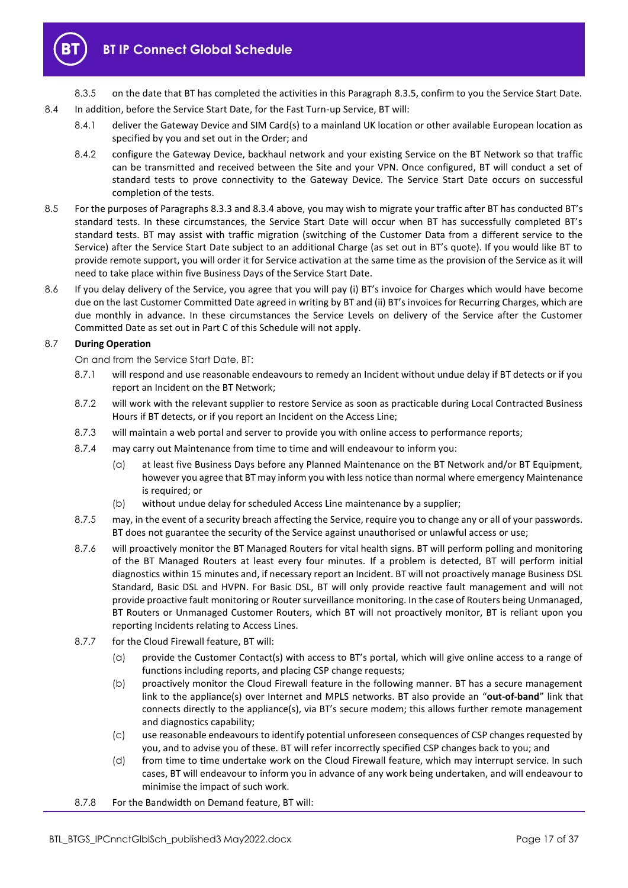8.3.5 on the date that BT has completed the activities in this Paragraph 8.3.5, confirm to you the Service Start Date.

8.4 In addition, before the Service Start Date, for the Fast Turn-up Service, BT will:

8.4.1 deliver the Gateway Device and SIM Card(s) to a mainland UK location or other available European location as specified by you and set out in the Order; and

8.4.2 configure the Gateway Device, backhaul network and your existing Service on the BT Network so that traffic can be transmitted and received between the Site and your VPN. Once configured, BT will conduct a set of standard tests to prove connectivity to the Gateway Device. The Service Start Date occurs on successful completion of the tests.

8.5 For the purposes of Paragraphs 8.3.3 and 8.3.4 above, you may wish to migrate your traffic after BT has conducted BT's standard tests. In these circumstances, the Service Start Date will occur when BT has successfully completed BT's standard tests. BT may assist with traffic migration (switching of the Customer Data from a different service to the Service) after the Service Start Date subject to an additional Charge (as set out in BT's quote). If you would like BT to provide remote support, you will order it for Service activation at the same time as the provision of the Service as it will need to take place within five Business Days of the Service Start Date.

8.6 If you delay delivery of the Service, you agree that you will pay (i) BT's invoice for Charges which would have become due on the last Customer Committed Date agreed in writing by BT and (ii) BT's invoices for Recurring Charges, which are due monthly in advance. In these circumstances the Service Levels on delivery of the Service after the Customer Committed Date as set out in Part C of this Schedule will not apply.

8.7 **During Operation**

On and from the Service Start Date, BT:

8.7.1 will respond and use reasonable endeavours to remedy an Incident without undue delay if BT detects or if you report an Incident on the BT Network;

8.7.2 will work with the relevant supplier to restore Service as soon as practicable during Local Contracted Business Hours if BT detects, or if you report an Incident on the Access Line;

8.7.3 will maintain a web portal and server to provide you with online access to performance reports;

8.7.4 may carry out Maintenance from time to time and will endeavour to inform you:

(a) at least five Business Days before any Planned Maintenance on the BT Network and/or BT Equipment, however you agree that BT may inform you with less notice than normal where emergency Maintenance is required; or

(b) without undue delay for scheduled Access Line maintenance by a supplier;

8.7.5 may, in the event of a security breach affecting the Service, require you to change any or all of your passwords. BT does not guarantee the security of the Service against unauthorised or unlawful access or use;

8.7.6 will proactively monitor the BT Managed Routers for vital health signs. BT will perform polling and monitoring of the BT Managed Routers at least every four minutes. If a problem is detected, BT will perform initial diagnostics within 15 minutes and, if necessary report an Incident. BT will not proactively manage Business DSL Standard, Basic DSL and HVPN. For Basic DSL, BT will only provide reactive fault management and will not provide proactive fault monitoring or Router surveillance monitoring. In the case of Routers being Unmanaged, BT Routers or Unmanaged Customer Routers, which BT will not proactively monitor, BT is reliant upon you reporting Incidents relating to Access Lines.

8.7.7 for the Cloud Firewall feature, BT will:

(a) provide the Customer Contact(s) with access to BT's portal, which will give online access to a range of functions including reports, and placing CSP change requests;

(b) proactively monitor the Cloud Firewall feature in the following manner. BT has a secure management link to the appliance(s) over Internet and MPLS networks. BT also provide an "**out-of-band**" link that connects directly to the appliance(s), via BT's secure modem; this allows further remote management and diagnostics capability;

(c) use reasonable endeavours to identify potential unforeseen consequences of CSP changes requested by you, and to advise you of these. BT will refer incorrectly specified CSP changes back to you; and

(d) from time to time undertake work on the Cloud Firewall feature, which may interrupt service. In such cases, BT will endeavour to inform you in advance of any work being undertaken, and will endeavour to minimise the impact of such work.

8.7.8 For the Bandwidth on Demand feature, BT will: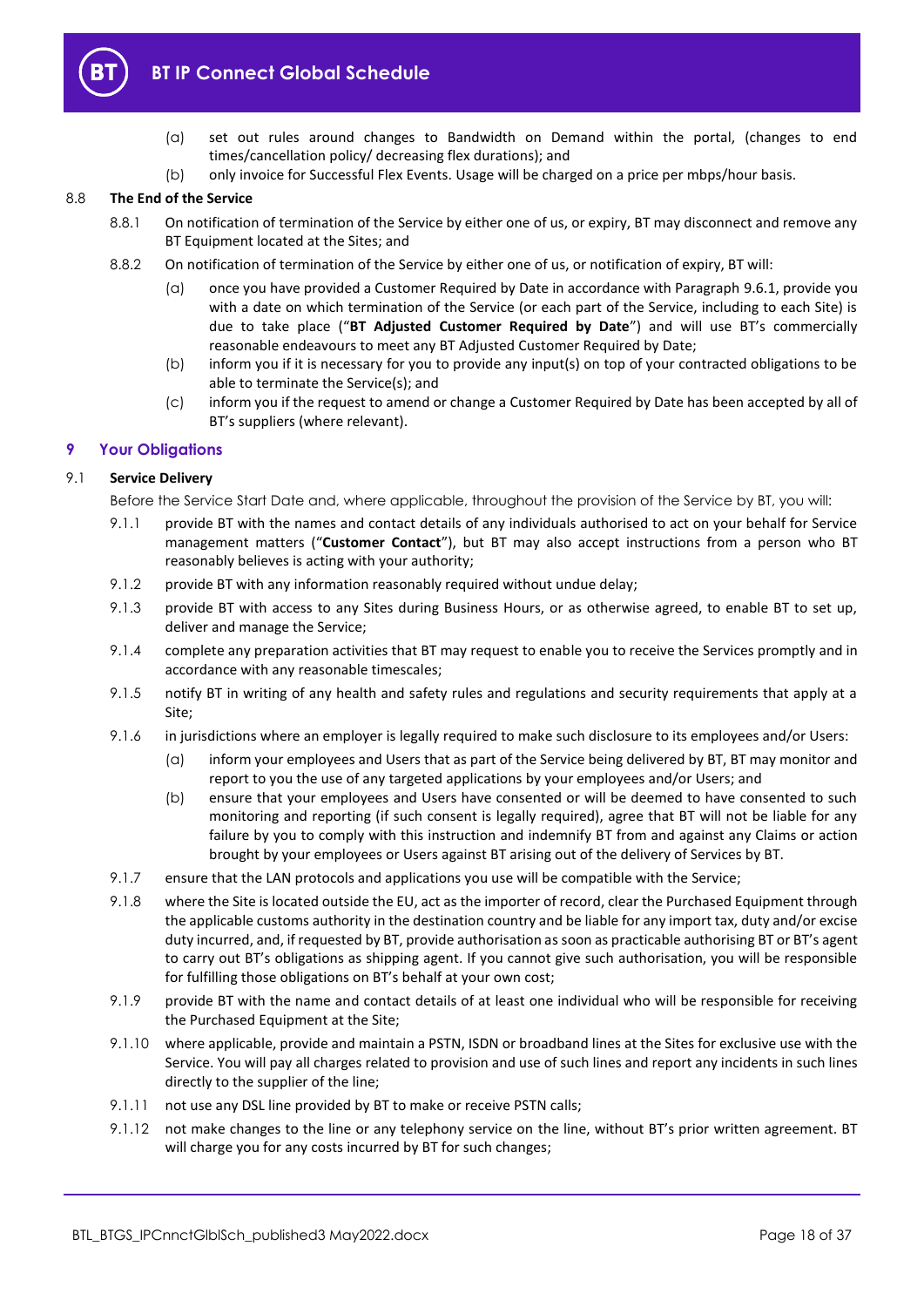(a) set out rules around changes to Bandwidth on Demand within the portal, (changes to end times/cancellation policy/ decreasing flex durations); and

(b) only invoice for Successful Flex Events. Usage will be charged on a price per mbps/hour basis.

8.8 **The End of the Service**

8.8.1 On notification of termination of the Service by either one of us, or expiry, BT may disconnect and remove any BT Equipment located at the Sites; and

8.8.2 On notification of termination of the Service by either one of us, or notification of expiry, BT will:

(a) once you have provided a Customer Required by Date in accordance with Paragraph 9.6.1, provide you with a date on which termination of the Service (or each part of the Service, including to each Site) is due to take place ("**BT Adjusted Customer Required by Date**") and will use BT's commercially reasonable endeavours to meet any BT Adjusted Customer Required by Date;

(b) inform you if it is necessary for you to provide any input(s) on top of your contracted obligations to be able to terminate the Service(s); and

(c) inform you if the request to amend or change a Customer Required by Date has been accepted by all of BT's suppliers (where relevant).

## 9 Your Obligations

9.1 **Service Delivery**

Before the Service Start Date and, where applicable, throughout the provision of the Service by BT, you will:

9.1.1 provide BT with the names and contact details of any individuals authorised to act on your behalf for Service management matters ("**Customer Contact**"), but BT may also accept instructions from a person who BT reasonably believes is acting with your authority;

9.1.2 provide BT with any information reasonably required without undue delay;

9.1.3 provide BT with access to any Sites during Business Hours, or as otherwise agreed, to enable BT to set up, deliver and manage the Service;

9.1.4 complete any preparation activities that BT may request to enable you to receive the Services promptly and in accordance with any reasonable timescales;

9.1.5 notify BT in writing of any health and safety rules and regulations and security requirements that apply at a Site;

9.1.6 in jurisdictions where an employer is legally required to make such disclosure to its employees and/or Users:

(a) inform your employees and Users that as part of the Service being delivered by BT, BT may monitor and report to you the use of any targeted applications by your employees and/or Users; and

(b) ensure that your employees and Users have consented or will be deemed to have consented to such monitoring and reporting (if such consent is legally required), agree that BT will not be liable for any failure by you to comply with this instruction and indemnify BT from and against any Claims or action brought by your employees or Users against BT arising out of the delivery of Services by BT.

9.1.7 ensure that the LAN protocols and applications you use will be compatible with the Service;

9.1.8 where the Site is located outside the EU, act as the importer of record, clear the Purchased Equipment through the applicable customs authority in the destination country and be liable for any import tax, duty and/or excise duty incurred, and, if requested by BT, provide authorisation as soon as practicable authorising BT or BT's agent to carry out BT's obligations as shipping agent. If you cannot give such authorisation, you will be responsible for fulfilling those obligations on BT's behalf at your own cost;

9.1.9 provide BT with the name and contact details of at least one individual who will be responsible for receiving the Purchased Equipment at the Site;

9.1.10 where applicable, provide and maintain a PSTN, ISDN or broadband lines at the Sites for exclusive use with the Service. You will pay all charges related to provision and use of such lines and report any incidents in such lines directly to the supplier of the line;

9.1.11 not use any DSL line provided by BT to make or receive PSTN calls;

9.1.12 not make changes to the line or any telephony service on the line, without BT's prior written agreement. BT will charge you for any costs incurred by BT for such changes;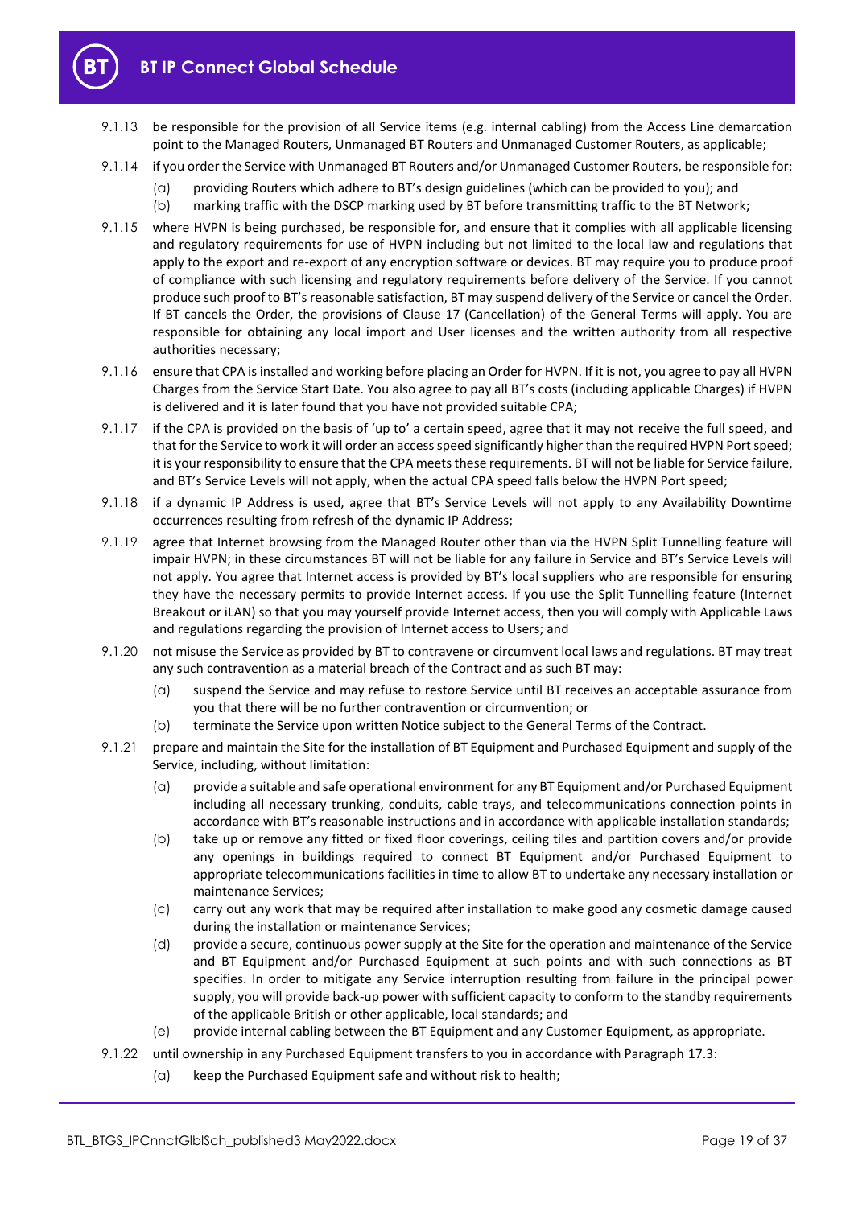9.1.13 be responsible for the provision of all Service items (e.g. internal cabling) from the Access Line demarcation point to the Managed Routers, Unmanaged BT Routers and Unmanaged Customer Routers, as applicable;

9.1.14 if you order the Service with Unmanaged BT Routers and/or Unmanaged Customer Routers, be responsible for:

(a) providing Routers which adhere to BT's design guidelines (which can be provided to you); and

(b) marking traffic with the DSCP marking used by BT before transmitting traffic to the BT Network;

9.1.15 where HVPN is being purchased, be responsible for, and ensure that it complies with all applicable licensing and regulatory requirements for use of HVPN including but not limited to the local law and regulations that apply to the export and re-export of any encryption software or devices. BT may require you to produce proof of compliance with such licensing and regulatory requirements before delivery of the Service. If you cannot produce such proof to BT's reasonable satisfaction, BT may suspend delivery of the Service or cancel the Order. If BT cancels the Order, the provisions of Clause 17 (Cancellation) of the General Terms will apply. You are responsible for obtaining any local import and User licenses and the written authority from all respective authorities necessary;

9.1.16 ensure that CPA is installed and working before placing an Order for HVPN. If it is not, you agree to pay all HVPN Charges from the Service Start Date. You also agree to pay all BT's costs (including applicable Charges) if HVPN is delivered and it is later found that you have not provided suitable CPA;

9.1.17 if the CPA is provided on the basis of 'up to' a certain speed, agree that it may not receive the full speed, and that for the Service to work it will order an access speed significantly higher than the required HVPN Port speed; it is your responsibility to ensure that the CPA meets these requirements. BT will not be liable for Service failure, and BT's Service Levels will not apply, when the actual CPA speed falls below the HVPN Port speed;

9.1.18 if a dynamic IP Address is used, agree that BT's Service Levels will not apply to any Availability Downtime occurrences resulting from refresh of the dynamic IP Address;

9.1.19 agree that Internet browsing from the Managed Router other than via the HVPN Split Tunnelling feature will impair HVPN; in these circumstances BT will not be liable for any failure in Service and BT's Service Levels will not apply. You agree that Internet access is provided by BT's local suppliers who are responsible for ensuring they have the necessary permits to provide Internet access. If you use the Split Tunnelling feature (Internet Breakout or iLAN) so that you may yourself provide Internet access, then you will comply with Applicable Laws and regulations regarding the provision of Internet access to Users; and

9.1.20 not misuse the Service as provided by BT to contravene or circumvent local laws and regulations. BT may treat any such contravention as a material breach of the Contract and as such BT may:

(a) suspend the Service and may refuse to restore Service until BT receives an acceptable assurance from you that there will be no further contravention or circumvention; or

(b) terminate the Service upon written Notice subject to the General Terms of the Contract.

9.1.21 prepare and maintain the Site for the installation of BT Equipment and Purchased Equipment and supply of the Service, including, without limitation:

(a) provide a suitable and safe operational environment for any BT Equipment and/or Purchased Equipment including all necessary trunking, conduits, cable trays, and telecommunications connection points in accordance with BT's reasonable instructions and in accordance with applicable installation standards;

(b) take up or remove any fitted or fixed floor coverings, ceiling tiles and partition covers and/or provide any openings in buildings required to connect BT Equipment and/or Purchased Equipment to appropriate telecommunications facilities in time to allow BT to undertake any necessary installation or maintenance Services;

(c) carry out any work that may be required after installation to make good any cosmetic damage caused during the installation or maintenance Services;

(d) provide a secure, continuous power supply at the Site for the operation and maintenance of the Service and BT Equipment and/or Purchased Equipment at such points and with such connections as BT specifies. In order to mitigate any Service interruption resulting from failure in the principal power supply, you will provide back-up power with sufficient capacity to conform to the standby requirements of the applicable British or other applicable, local standards; and

(e) provide internal cabling between the BT Equipment and any Customer Equipment, as appropriate.

9.1.22 until ownership in any Purchased Equipment transfers to you in accordance with Paragraph 17.3:

(a) keep the Purchased Equipment safe and without risk to health;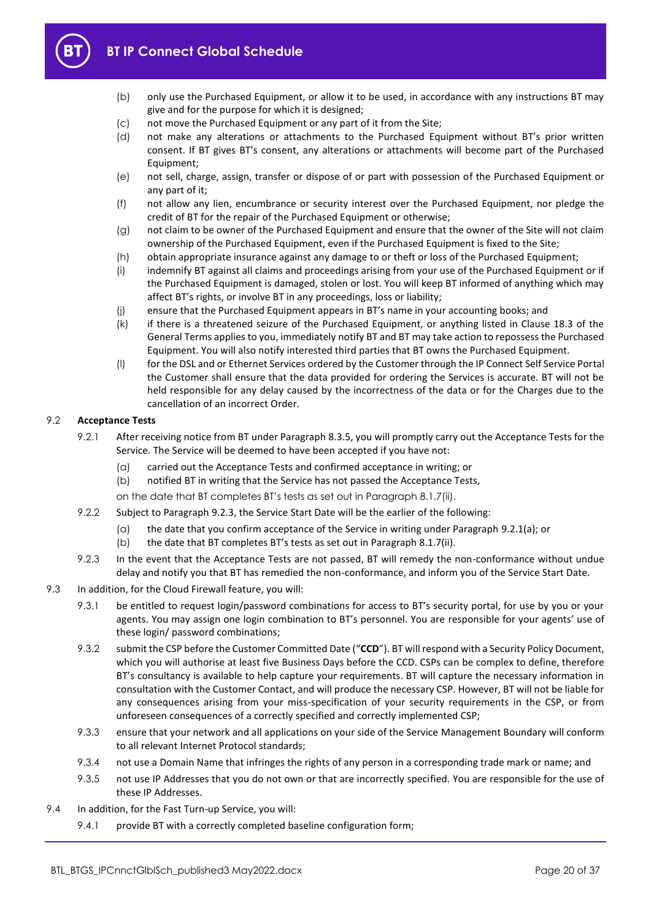(b) only use the Purchased Equipment, or allow it to be used, in accordance with any instructions BT may give and for the purpose for which it is designed;

(c) not move the Purchased Equipment or any part of it from the Site;

(d) not make any alterations or attachments to the Purchased Equipment without BT's prior written consent. If BT gives BT's consent, any alterations or attachments will become part of the Purchased Equipment;

(e) not sell, charge, assign, transfer or dispose of or part with possession of the Purchased Equipment or any part of it;

(f) not allow any lien, encumbrance or security interest over the Purchased Equipment, nor pledge the credit of BT for the repair of the Purchased Equipment or otherwise;

(g) not claim to be owner of the Purchased Equipment and ensure that the owner of the Site will not claim ownership of the Purchased Equipment, even if the Purchased Equipment is fixed to the Site;

(h) obtain appropriate insurance against any damage to or theft or loss of the Purchased Equipment;

(i) indemnify BT against all claims and proceedings arising from your use of the Purchased Equipment or if the Purchased Equipment is damaged, stolen or lost. You will keep BT informed of anything which may affect BT's rights, or involve BT in any proceedings, loss or liability;

(j) ensure that the Purchased Equipment appears in BT's name in your accounting books; and

(k) if there is a threatened seizure of the Purchased Equipment, or anything listed in Clause 18.3 of the General Terms applies to you, immediately notify BT and BT may take action to repossess the Purchased Equipment. You will also notify interested third parties that BT owns the Purchased Equipment.

(l) for the DSL and or Ethernet Services ordered by the Customer through the IP Connect Self Service Portal the Customer shall ensure that the data provided for ordering the Services is accurate. BT will not be held responsible for any delay caused by the incorrectness of the data or for the Charges due to the cancellation of an incorrect Order.

9.2 **Acceptance Tests**

9.2.1 After receiving notice from BT under Paragraph 8.3.5, you will promptly carry out the Acceptance Tests for the Service. The Service will be deemed to have been accepted if you have not:

(a) carried out the Acceptance Tests and confirmed acceptance in writing; or

(b) notified BT in writing that the Service has not passed the Acceptance Tests,

on the date that BT completes BT's tests as set out in Paragraph 8.1.7(ii).

9.2.2 Subject to Paragraph 9.2.3, the Service Start Date will be the earlier of the following:

(a) the date that you confirm acceptance of the Service in writing under Paragraph 9.2.1(a); or

(b) the date that BT completes BT's tests as set out in Paragraph 8.1.7(ii).

9.2.3 In the event that the Acceptance Tests are not passed, BT will remedy the non-conformance without undue delay and notify you that BT has remedied the non-conformance, and inform you of the Service Start Date.

9.3 In addition, for the Cloud Firewall feature, you will:

9.3.1 be entitled to request login/password combinations for access to BT's security portal, for use by you or your agents. You may assign one login combination to BT's personnel. You are responsible for your agents' use of these login/ password combinations;

9.3.2 submit the CSP before the Customer Committed Date ("**CCD**"). BT will respond with a Security Policy Document, which you will authorise at least five Business Days before the CCD. CSPs can be complex to define, therefore BT's consultancy is available to help capture your requirements. BT will capture the necessary information in consultation with the Customer Contact, and will produce the necessary CSP. However, BT will not be liable for any consequences arising from your miss-specification of your security requirements in the CSP, or from unforeseen consequences of a correctly specified and correctly implemented CSP;

9.3.3 ensure that your network and all applications on your side of the Service Management Boundary will conform to all relevant Internet Protocol standards;

9.3.4 not use a Domain Name that infringes the rights of any person in a corresponding trade mark or name; and

9.3.5 not use IP Addresses that you do not own or that are incorrectly specified. You are responsible for the use of these IP Addresses.

9.4 In addition, for the Fast Turn-up Service, you will:

9.4.1 provide BT with a correctly completed baseline configuration form;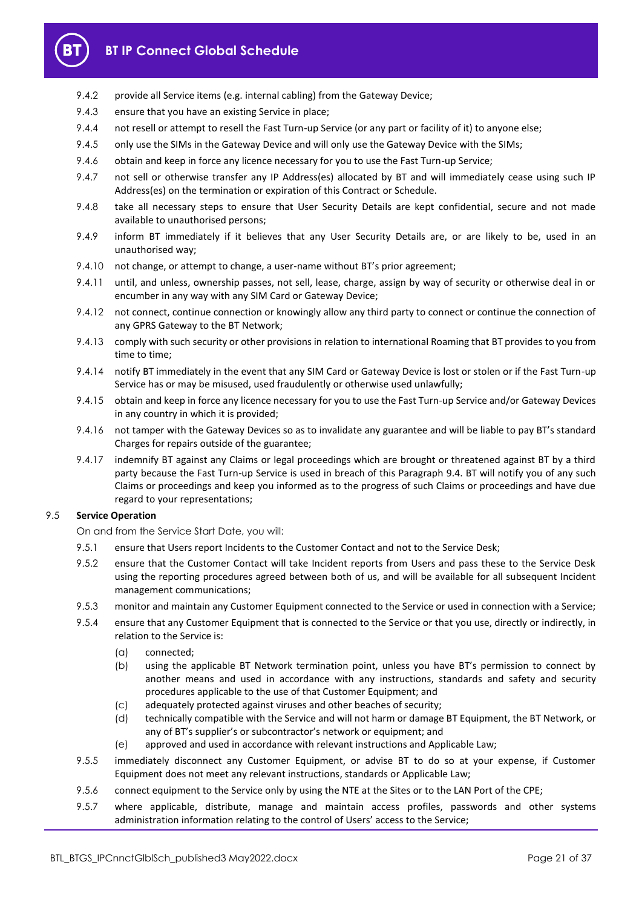9.4.2 provide all Service items (e.g. internal cabling) from the Gateway Device;

9.4.3 ensure that you have an existing Service in place;

9.4.4 not resell or attempt to resell the Fast Turn-up Service (or any part or facility of it) to anyone else;

9.4.5 only use the SIMs in the Gateway Device and will only use the Gateway Device with the SIMs;

9.4.6 obtain and keep in force any licence necessary for you to use the Fast Turn-up Service;

9.4.7 not sell or otherwise transfer any IP Address(es) allocated by BT and will immediately cease using such IP Address(es) on the termination or expiration of this Contract or Schedule.

9.4.8 take all necessary steps to ensure that User Security Details are kept confidential, secure and not made available to unauthorised persons;

9.4.9 inform BT immediately if it believes that any User Security Details are, or are likely to be, used in an unauthorised way;

9.4.10 not change, or attempt to change, a user-name without BT's prior agreement;

9.4.11 until, and unless, ownership passes, not sell, lease, charge, assign by way of security or otherwise deal in or encumber in any way with any SIM Card or Gateway Device;

9.4.12 not connect, continue connection or knowingly allow any third party to connect or continue the connection of any GPRS Gateway to the BT Network;

9.4.13 comply with such security or other provisions in relation to international Roaming that BT provides to you from time to time;

9.4.14 notify BT immediately in the event that any SIM Card or Gateway Device is lost or stolen or if the Fast Turn-up Service has or may be misused, used fraudulently or otherwise used unlawfully;

9.4.15 obtain and keep in force any licence necessary for you to use the Fast Turn-up Service and/or Gateway Devices in any country in which it is provided;

9.4.16 not tamper with the Gateway Devices so as to invalidate any guarantee and will be liable to pay BT's standard Charges for repairs outside of the guarantee;

9.4.17 indemnify BT against any Claims or legal proceedings which are brought or threatened against BT by a third party because the Fast Turn-up Service is used in breach of this Paragraph 9.4. BT will notify you of any such Claims or proceedings and keep you informed as to the progress of such Claims or proceedings and have due regard to your representations;

9.5 **Service Operation**

On and from the Service Start Date, you will:

9.5.1 ensure that Users report Incidents to the Customer Contact and not to the Service Desk;

9.5.2 ensure that the Customer Contact will take Incident reports from Users and pass these to the Service Desk using the reporting procedures agreed between both of us, and will be available for all subsequent Incident management communications;

9.5.3 monitor and maintain any Customer Equipment connected to the Service or used in connection with a Service;

9.5.4 ensure that any Customer Equipment that is connected to the Service or that you use, directly or indirectly, in relation to the Service is:

(a) connected;

(b) using the applicable BT Network termination point, unless you have BT's permission to connect by another means and used in accordance with any instructions, standards and safety and security procedures applicable to the use of that Customer Equipment; and

(c) adequately protected against viruses and other beaches of security;

(d) technically compatible with the Service and will not harm or damage BT Equipment, the BT Network, or any of BT's supplier's or subcontractor's network or equipment; and

(e) approved and used in accordance with relevant instructions and Applicable Law;

9.5.5 immediately disconnect any Customer Equipment, or advise BT to do so at your expense, if Customer Equipment does not meet any relevant instructions, standards or Applicable Law;

9.5.6 connect equipment to the Service only by using the NTE at the Sites or to the LAN Port of the CPE;

9.5.7 where applicable, distribute, manage and maintain access profiles, passwords and other systems administration information relating to the control of Users' access to the Service;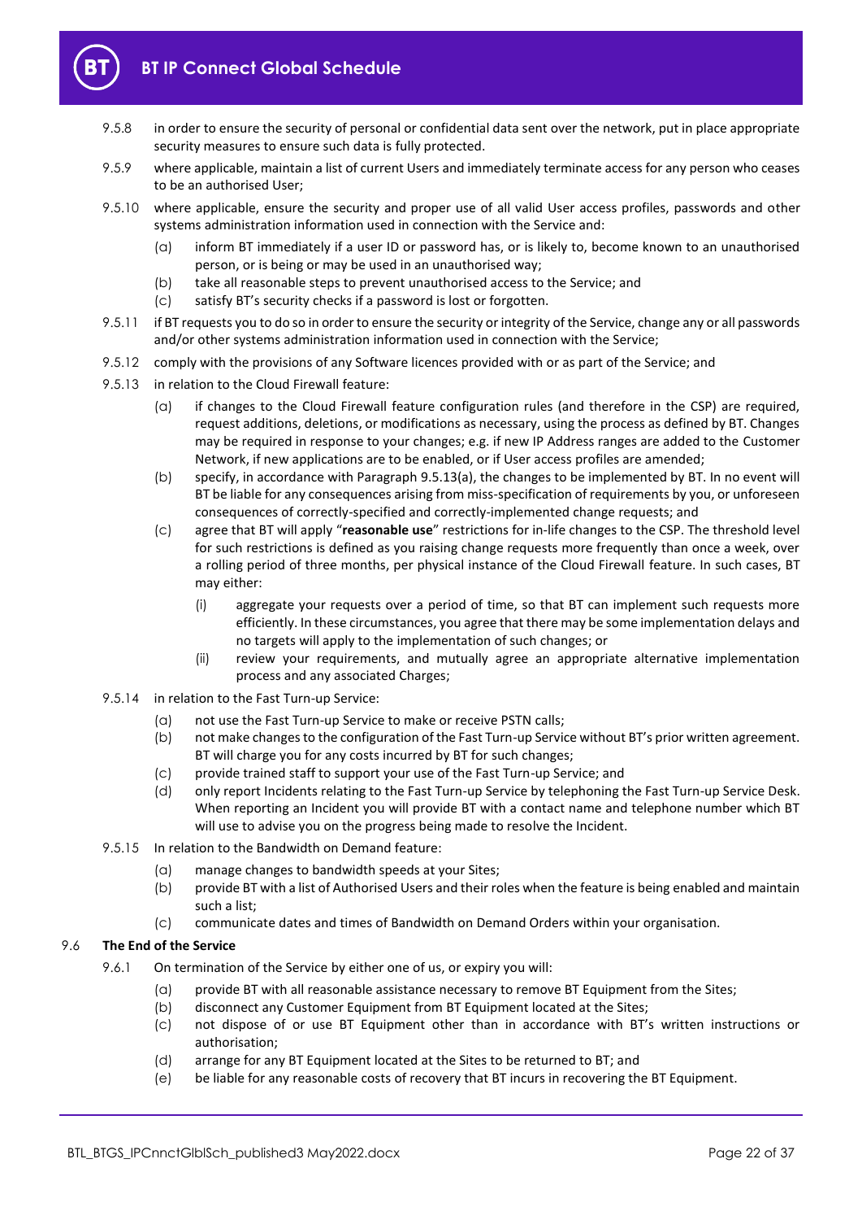9.5.8 in order to ensure the security of personal or confidential data sent over the network, put in place appropriate security measures to ensure such data is fully protected.

9.5.9 where applicable, maintain a list of current Users and immediately terminate access for any person who ceases to be an authorised User;

9.5.10 where applicable, ensure the security and proper use of all valid User access profiles, passwords and other systems administration information used in connection with the Service and:

(a) inform BT immediately if a user ID or password has, or is likely to, become known to an unauthorised person, or is being or may be used in an unauthorised way;

(b) take all reasonable steps to prevent unauthorised access to the Service; and

(c) satisfy BT's security checks if a password is lost or forgotten.

9.5.11 if BT requests you to do so in order to ensure the security or integrity of the Service, change any or all passwords and/or other systems administration information used in connection with the Service;

9.5.12 comply with the provisions of any Software licences provided with or as part of the Service; and

9.5.13 in relation to the Cloud Firewall feature:

(a) if changes to the Cloud Firewall feature configuration rules (and therefore in the CSP) are required, request additions, deletions, or modifications as necessary, using the process as defined by BT. Changes may be required in response to your changes; e.g. if new IP Address ranges are added to the Customer Network, if new applications are to be enabled, or if User access profiles are amended;

(b) specify, in accordance with Paragraph 9.5.13(a), the changes to be implemented by BT. In no event will BT be liable for any consequences arising from miss-specification of requirements by you, or unforeseen consequences of correctly-specified and correctly-implemented change requests; and

(c) agree that BT will apply "**reasonable use**" restrictions for in-life changes to the CSP. The threshold level for such restrictions is defined as you raising change requests more frequently than once a week, over a rolling period of three months, per physical instance of the Cloud Firewall feature. In such cases, BT may either:

(i) aggregate your requests over a period of time, so that BT can implement such requests more efficiently. In these circumstances, you agree that there may be some implementation delays and no targets will apply to the implementation of such changes; or

(ii) review your requirements, and mutually agree an appropriate alternative implementation process and any associated Charges;

9.5.14 in relation to the Fast Turn-up Service:

(a) not use the Fast Turn-up Service to make or receive PSTN calls;

(b) not make changes to the configuration of the Fast Turn-up Service without BT's prior written agreement. BT will charge you for any costs incurred by BT for such changes;

(c) provide trained staff to support your use of the Fast Turn-up Service; and

(d) only report Incidents relating to the Fast Turn-up Service by telephoning the Fast Turn-up Service Desk. When reporting an Incident you will provide BT with a contact name and telephone number which BT will use to advise you on the progress being made to resolve the Incident.

9.5.15 In relation to the Bandwidth on Demand feature:

(a) manage changes to bandwidth speeds at your Sites;

(b) provide BT with a list of Authorised Users and their roles when the feature is being enabled and maintain such a list;

(c) communicate dates and times of Bandwidth on Demand Orders within your organisation.

### 9.6 The End of the Service

9.6.1 On termination of the Service by either one of us, or expiry you will:

(a) provide BT with all reasonable assistance necessary to remove BT Equipment from the Sites;

(b) disconnect any Customer Equipment from BT Equipment located at the Sites;

(c) not dispose of or use BT Equipment other than in accordance with BT's written instructions or authorisation;

(d) arrange for any BT Equipment located at the Sites to be returned to BT; and

(e) be liable for any reasonable costs of recovery that BT incurs in recovering the BT Equipment.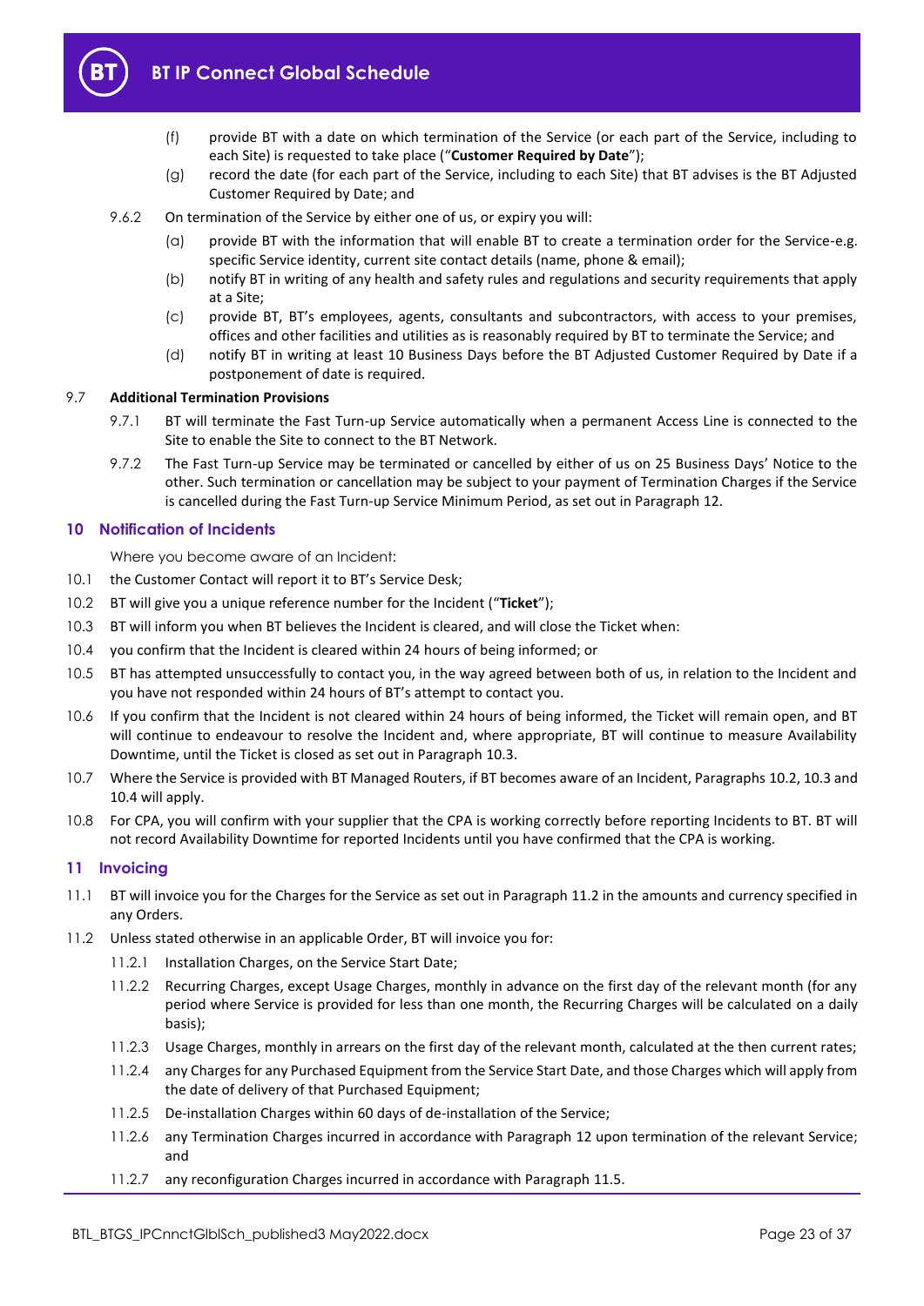(f) provide BT with a date on which termination of the Service (or each part of the Service, including to each Site) is requested to take place ("**Customer Required by Date**");

(g) record the date (for each part of the Service, including to each Site) that BT advises is the BT Adjusted Customer Required by Date; and

9.6.2 On termination of the Service by either one of us, or expiry you will:

(a) provide BT with the information that will enable BT to create a termination order for the Service-e.g. specific Service identity, current site contact details (name, phone & email);

(b) notify BT in writing of any health and safety rules and regulations and security requirements that apply at a Site;

(c) provide BT, BT's employees, agents, consultants and subcontractors, with access to your premises, offices and other facilities and utilities as is reasonably required by BT to terminate the Service; and

(d) notify BT in writing at least 10 Business Days before the BT Adjusted Customer Required by Date if a postponement of date is required.

9.7 **Additional Termination Provisions**

9.7.1 BT will terminate the Fast Turn-up Service automatically when a permanent Access Line is connected to the Site to enable the Site to connect to the BT Network.

9.7.2 The Fast Turn-up Service may be terminated or cancelled by either of us on 25 Business Days' Notice to the other. Such termination or cancellation may be subject to your payment of Termination Charges if the Service is cancelled during the Fast Turn-up Service Minimum Period, as set out in Paragraph 12.

## 10 Notification of Incidents

Where you become aware of an Incident:

10.1 the Customer Contact will report it to BT's Service Desk;

10.2 BT will give you a unique reference number for the Incident ("**Ticket**");

10.3 BT will inform you when BT believes the Incident is cleared, and will close the Ticket when:

10.4 you confirm that the Incident is cleared within 24 hours of being informed; or

10.5 BT has attempted unsuccessfully to contact you, in the way agreed between both of us, in relation to the Incident and you have not responded within 24 hours of BT's attempt to contact you.

10.6 If you confirm that the Incident is not cleared within 24 hours of being informed, the Ticket will remain open, and BT will continue to endeavour to resolve the Incident and, where appropriate, BT will continue to measure Availability Downtime, until the Ticket is closed as set out in Paragraph 10.3.

10.7 Where the Service is provided with BT Managed Routers, if BT becomes aware of an Incident, Paragraphs 10.2, 10.3 and 10.4 will apply.

10.8 For CPA, you will confirm with your supplier that the CPA is working correctly before reporting Incidents to BT. BT will not record Availability Downtime for reported Incidents until you have confirmed that the CPA is working.

## 11 Invoicing

11.1 BT will invoice you for the Charges for the Service as set out in Paragraph 11.2 in the amounts and currency specified in any Orders.

11.2 Unless stated otherwise in an applicable Order, BT will invoice you for:

11.2.1 Installation Charges, on the Service Start Date;

11.2.2 Recurring Charges, except Usage Charges, monthly in advance on the first day of the relevant month (for any period where Service is provided for less than one month, the Recurring Charges will be calculated on a daily basis);

11.2.3 Usage Charges, monthly in arrears on the first day of the relevant month, calculated at the then current rates;

11.2.4 any Charges for any Purchased Equipment from the Service Start Date, and those Charges which will apply from the date of delivery of that Purchased Equipment;

11.2.5 De-installation Charges within 60 days of de-installation of the Service;

11.2.6 any Termination Charges incurred in accordance with Paragraph 12 upon termination of the relevant Service; and

11.2.7 any reconfiguration Charges incurred in accordance with Paragraph 11.5.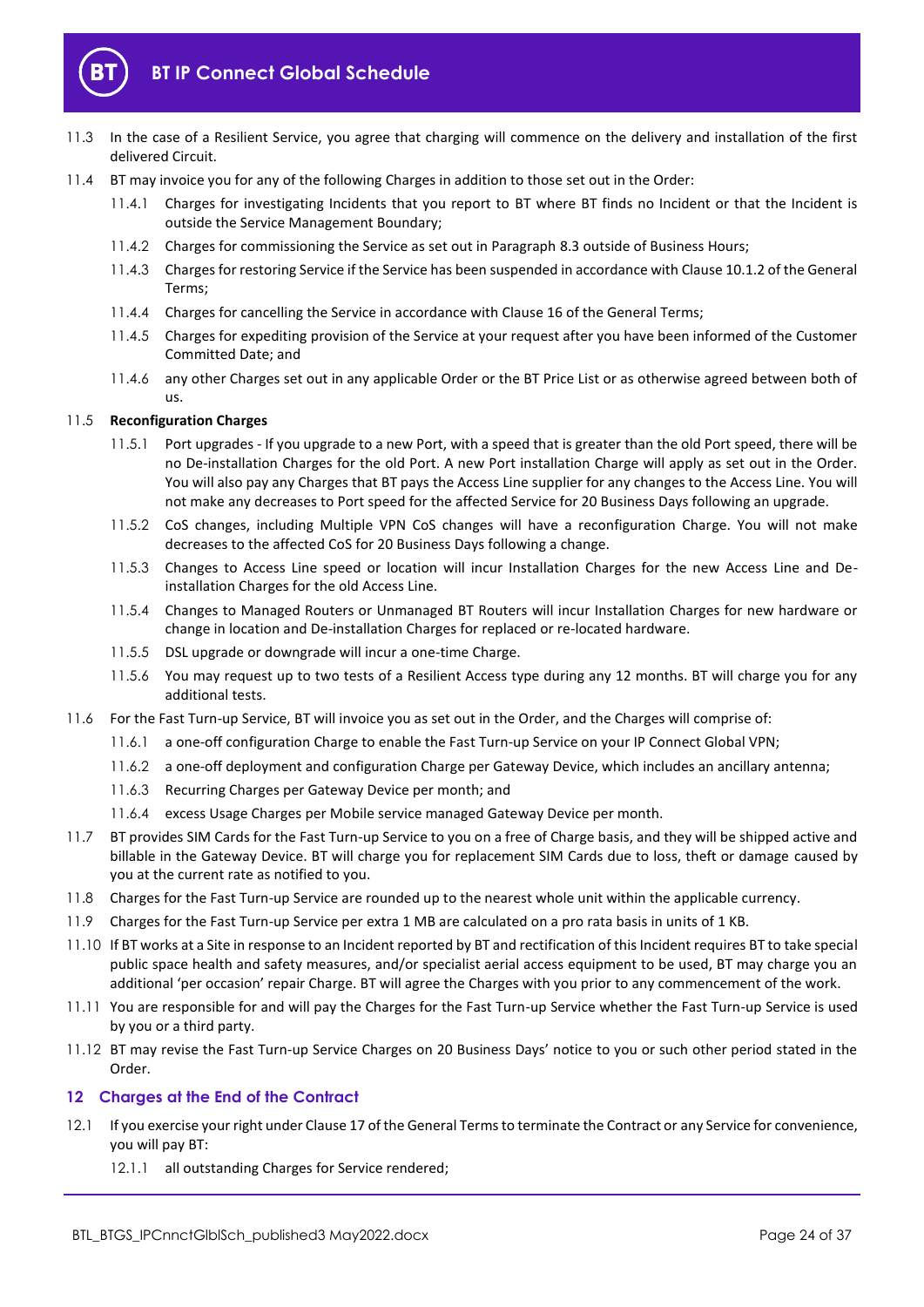11.3 In the case of a Resilient Service, you agree that charging will commence on the delivery and installation of the first delivered Circuit.

11.4 BT may invoice you for any of the following Charges in addition to those set out in the Order:

11.4.1 Charges for investigating Incidents that you report to BT where BT finds no Incident or that the Incident is outside the Service Management Boundary;

11.4.2 Charges for commissioning the Service as set out in Paragraph 8.3 outside of Business Hours;

11.4.3 Charges for restoring Service if the Service has been suspended in accordance with Clause 10.1.2 of the General Terms;

11.4.4 Charges for cancelling the Service in accordance with Clause 16 of the General Terms;

11.4.5 Charges for expediting provision of the Service at your request after you have been informed of the Customer Committed Date; and

11.4.6 any other Charges set out in any applicable Order or the BT Price List or as otherwise agreed between both of us.

11.5 **Reconfiguration Charges**

11.5.1 Port upgrades - If you upgrade to a new Port, with a speed that is greater than the old Port speed, there will be no De-installation Charges for the old Port. A new Port installation Charge will apply as set out in the Order. You will also pay any Charges that BT pays the Access Line supplier for any changes to the Access Line. You will not make any decreases to Port speed for the affected Service for 20 Business Days following an upgrade.

11.5.2 CoS changes, including Multiple VPN CoS changes will have a reconfiguration Charge. You will not make decreases to the affected CoS for 20 Business Days following a change.

11.5.3 Changes to Access Line speed or location will incur Installation Charges for the new Access Line and De-installation Charges for the old Access Line.

11.5.4 Changes to Managed Routers or Unmanaged BT Routers will incur Installation Charges for new hardware or change in location and De-installation Charges for replaced or re-located hardware.

11.5.5 DSL upgrade or downgrade will incur a one-time Charge.

11.5.6 You may request up to two tests of a Resilient Access type during any 12 months. BT will charge you for any additional tests.

11.6 For the Fast Turn-up Service, BT will invoice you as set out in the Order, and the Charges will comprise of:

11.6.1 a one-off configuration Charge to enable the Fast Turn-up Service on your IP Connect Global VPN;

11.6.2 a one-off deployment and configuration Charge per Gateway Device, which includes an ancillary antenna;

11.6.3 Recurring Charges per Gateway Device per month; and

11.6.4 excess Usage Charges per Mobile service managed Gateway Device per month.

11.7 BT provides SIM Cards for the Fast Turn-up Service to you on a free of Charge basis, and they will be shipped active and billable in the Gateway Device. BT will charge you for replacement SIM Cards due to loss, theft or damage caused by you at the current rate as notified to you.

11.8 Charges for the Fast Turn-up Service are rounded up to the nearest whole unit within the applicable currency.

11.9 Charges for the Fast Turn-up Service per extra 1 MB are calculated on a pro rata basis in units of 1 KB.

11.10 If BT works at a Site in response to an Incident reported by BT and rectification of this Incident requires BT to take special public space health and safety measures, and/or specialist aerial access equipment to be used, BT may charge you an additional 'per occasion' repair Charge. BT will agree the Charges with you prior to any commencement of the work.

11.11 You are responsible for and will pay the Charges for the Fast Turn-up Service whether the Fast Turn-up Service is used by you or a third party.

11.12 BT may revise the Fast Turn-up Service Charges on 20 Business Days' notice to you or such other period stated in the Order.

## 12 Charges at the End of the Contract

12.1 If you exercise your right under Clause 17 of the General Terms to terminate the Contract or any Service for convenience, you will pay BT:

12.1.1 all outstanding Charges for Service rendered;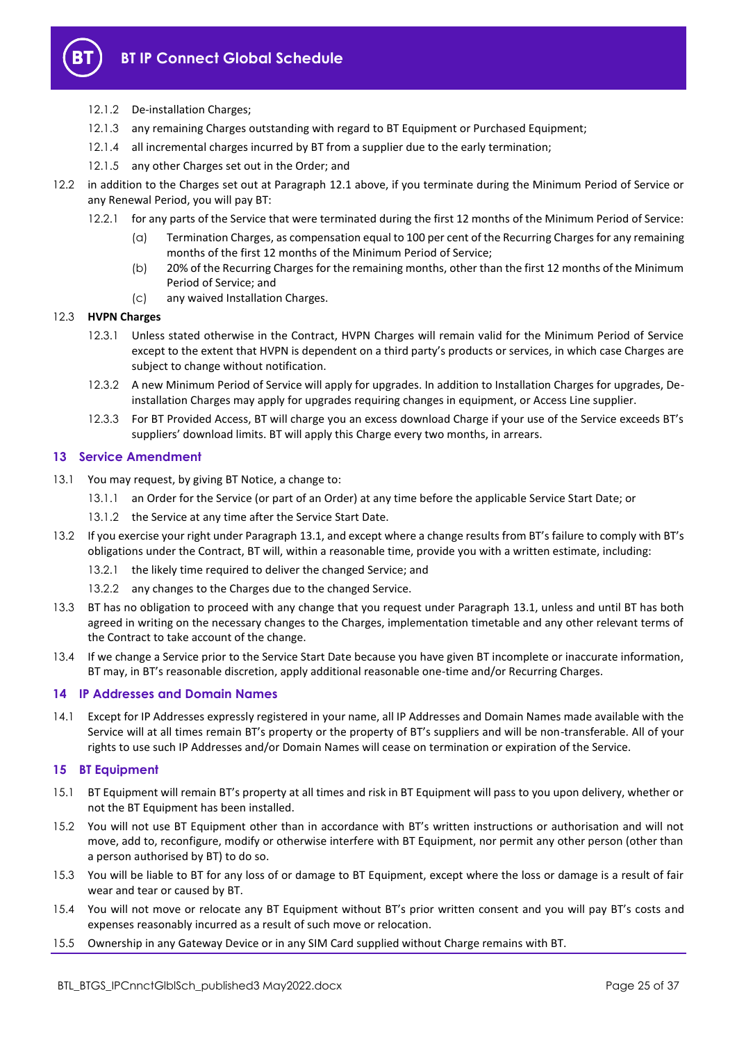12.1.2 De-installation Charges;

12.1.3 any remaining Charges outstanding with regard to BT Equipment or Purchased Equipment;

12.1.4 all incremental charges incurred by BT from a supplier due to the early termination;

12.1.5 any other Charges set out in the Order; and

12.2 in addition to the Charges set out at Paragraph 12.1 above, if you terminate during the Minimum Period of Service or any Renewal Period, you will pay BT:

12.2.1 for any parts of the Service that were terminated during the first 12 months of the Minimum Period of Service:

(a) Termination Charges, as compensation equal to 100 per cent of the Recurring Charges for any remaining months of the first 12 months of the Minimum Period of Service;

(b) 20% of the Recurring Charges for the remaining months, other than the first 12 months of the Minimum Period of Service; and

(c) any waived Installation Charges.

12.3 **HVPN Charges**

12.3.1 Unless stated otherwise in the Contract, HVPN Charges will remain valid for the Minimum Period of Service except to the extent that HVPN is dependent on a third party's products or services, in which case Charges are subject to change without notification.

12.3.2 A new Minimum Period of Service will apply for upgrades. In addition to Installation Charges for upgrades, De-installation Charges may apply for upgrades requiring changes in equipment, or Access Line supplier.

12.3.3 For BT Provided Access, BT will charge you an excess download Charge if your use of the Service exceeds BT's suppliers' download limits. BT will apply this Charge every two months, in arrears.

## 13 Service Amendment

13.1 You may request, by giving BT Notice, a change to:

13.1.1 an Order for the Service (or part of an Order) at any time before the applicable Service Start Date; or

13.1.2 the Service at any time after the Service Start Date.

13.2 If you exercise your right under Paragraph 13.1, and except where a change results from BT's failure to comply with BT's obligations under the Contract, BT will, within a reasonable time, provide you with a written estimate, including:

13.2.1 the likely time required to deliver the changed Service; and

13.2.2 any changes to the Charges due to the changed Service.

13.3 BT has no obligation to proceed with any change that you request under Paragraph 13.1, unless and until BT has both agreed in writing on the necessary changes to the Charges, implementation timetable and any other relevant terms of the Contract to take account of the change.

13.4 If we change a Service prior to the Service Start Date because you have given BT incomplete or inaccurate information, BT may, in BT's reasonable discretion, apply additional reasonable one-time and/or Recurring Charges.

## 14 IP Addresses and Domain Names

14.1 Except for IP Addresses expressly registered in your name, all IP Addresses and Domain Names made available with the Service will at all times remain BT's property or the property of BT's suppliers and will be non-transferable. All of your rights to use such IP Addresses and/or Domain Names will cease on termination or expiration of the Service.

## 15 BT Equipment

15.1 BT Equipment will remain BT's property at all times and risk in BT Equipment will pass to you upon delivery, whether or not the BT Equipment has been installed.

15.2 You will not use BT Equipment other than in accordance with BT's written instructions or authorisation and will not move, add to, reconfigure, modify or otherwise interfere with BT Equipment, nor permit any other person (other than a person authorised by BT) to do so.

15.3 You will be liable to BT for any loss of or damage to BT Equipment, except where the loss or damage is a result of fair wear and tear or caused by BT.

15.4 You will not move or relocate any BT Equipment without BT's prior written consent and you will pay BT's costs and expenses reasonably incurred as a result of such move or relocation.

15.5 Ownership in any Gateway Device or in any SIM Card supplied without Charge remains with BT.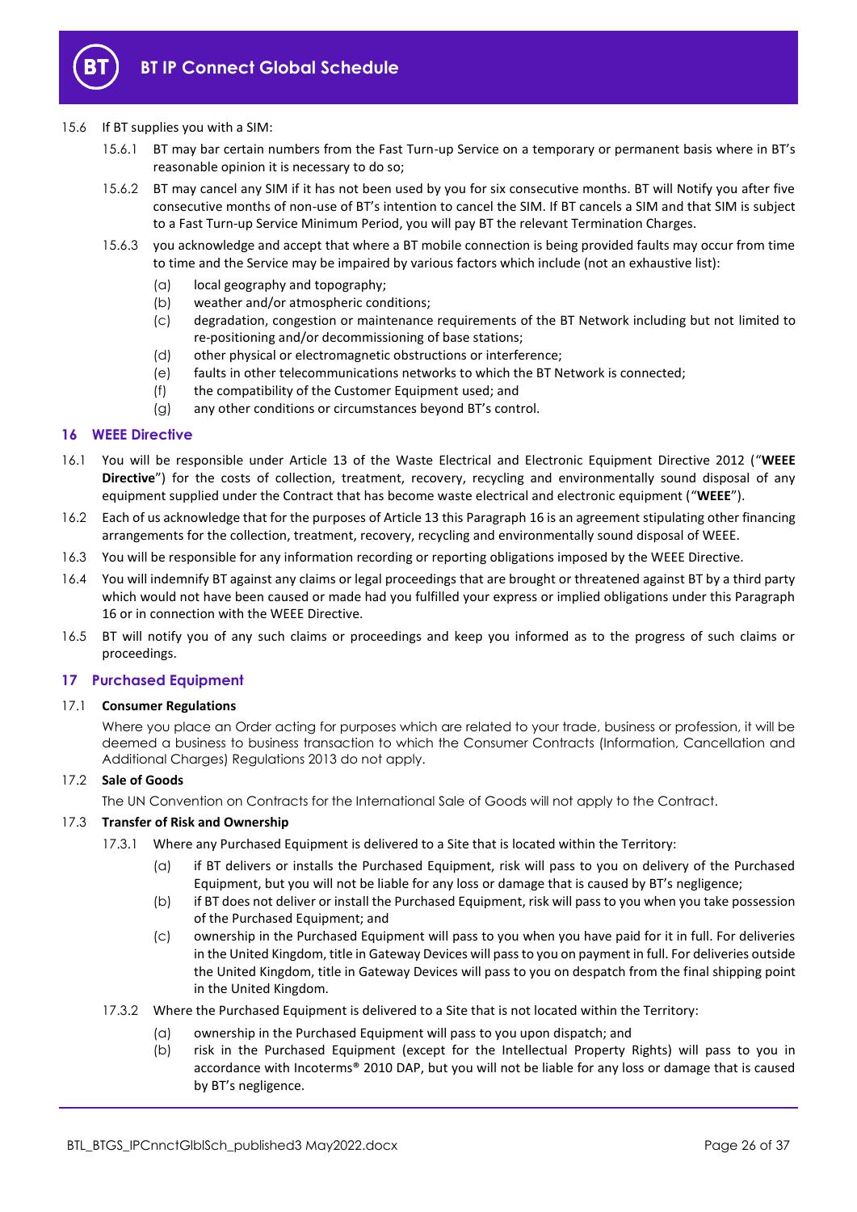15.6 If BT supplies you with a SIM:

15.6.1 BT may bar certain numbers from the Fast Turn-up Service on a temporary or permanent basis where in BT's reasonable opinion it is necessary to do so;

15.6.2 BT may cancel any SIM if it has not been used by you for six consecutive months. BT will Notify you after five consecutive months of non-use of BT's intention to cancel the SIM. If BT cancels a SIM and that SIM is subject to a Fast Turn-up Service Minimum Period, you will pay BT the relevant Termination Charges.

15.6.3 you acknowledge and accept that where a BT mobile connection is being provided faults may occur from time to time and the Service may be impaired by various factors which include (not an exhaustive list):

- (a) local geography and topography;
- (b) weather and/or atmospheric conditions;
- (c) degradation, congestion or maintenance requirements of the BT Network including but not limited to re-positioning and/or decommissioning of base stations;
- (d) other physical or electromagnetic obstructions or interference;
- (e) faults in other telecommunications networks to which the BT Network is connected;
- (f) the compatibility of the Customer Equipment used; and
- (g) any other conditions or circumstances beyond BT's control.

## 16 WEEE Directive

16.1 You will be responsible under Article 13 of the Waste Electrical and Electronic Equipment Directive 2012 ("**WEEE Directive**") for the costs of collection, treatment, recovery, recycling and environmentally sound disposal of any equipment supplied under the Contract that has become waste electrical and electronic equipment ("**WEEE**").

16.2 Each of us acknowledge that for the purposes of Article 13 this Paragraph 16 is an agreement stipulating other financing arrangements for the collection, treatment, recovery, recycling and environmentally sound disposal of WEEE.

16.3 You will be responsible for any information recording or reporting obligations imposed by the WEEE Directive.

16.4 You will indemnify BT against any claims or legal proceedings that are brought or threatened against BT by a third party which would not have been caused or made had you fulfilled your express or implied obligations under this Paragraph 16 or in connection with the WEEE Directive.

16.5 BT will notify you of any such claims or proceedings and keep you informed as to the progress of such claims or proceedings.

## 17 Purchased Equipment

17.1 **Consumer Regulations**

Where you place an Order acting for purposes which are related to your trade, business or profession, it will be deemed a business to business transaction to which the Consumer Contracts (Information, Cancellation and Additional Charges) Regulations 2013 do not apply.

17.2 **Sale of Goods**

The UN Convention on Contracts for the International Sale of Goods will not apply to the Contract.

17.3 **Transfer of Risk and Ownership**

17.3.1 Where any Purchased Equipment is delivered to a Site that is located within the Territory:

- (a) if BT delivers or installs the Purchased Equipment, risk will pass to you on delivery of the Purchased Equipment, but you will not be liable for any loss or damage that is caused by BT's negligence;
- (b) if BT does not deliver or install the Purchased Equipment, risk will pass to you when you take possession of the Purchased Equipment; and
- (c) ownership in the Purchased Equipment will pass to you when you have paid for it in full. For deliveries in the United Kingdom, title in Gateway Devices will pass to you on payment in full. For deliveries outside the United Kingdom, title in Gateway Devices will pass to you on despatch from the final shipping point in the United Kingdom.

17.3.2 Where the Purchased Equipment is delivered to a Site that is not located within the Territory:

- (a) ownership in the Purchased Equipment will pass to you upon dispatch; and
- (b) risk in the Purchased Equipment (except for the Intellectual Property Rights) will pass to you in accordance with Incoterms® 2010 DAP, but you will not be liable for any loss or damage that is caused by BT's negligence.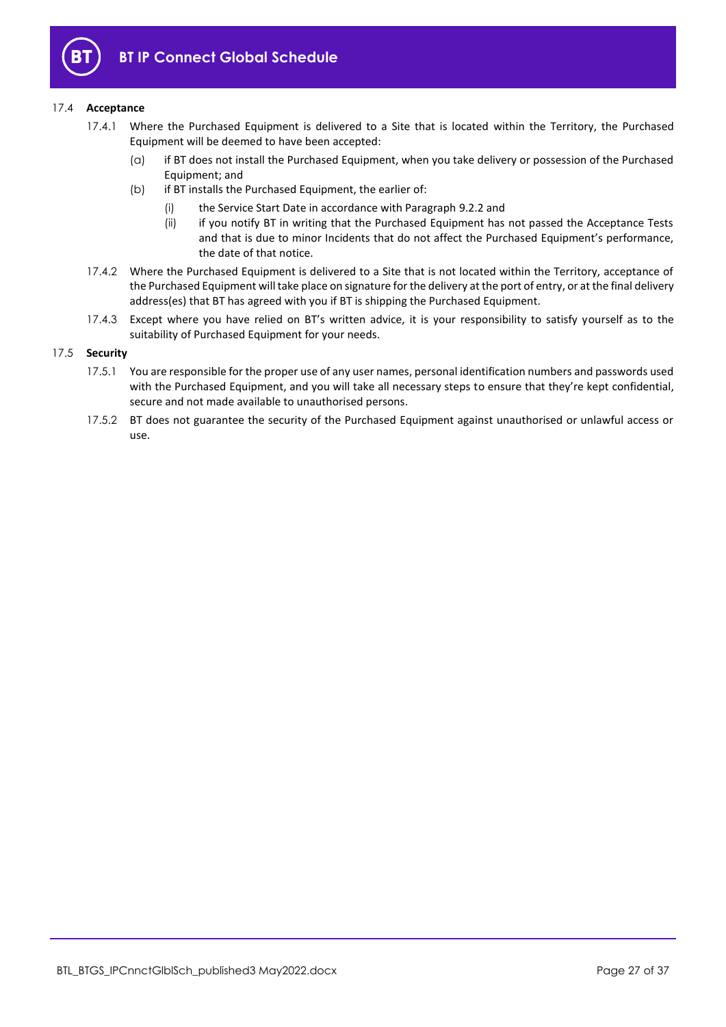17.4 **Acceptance**

17.4.1 Where the Purchased Equipment is delivered to a Site that is located within the Territory, the Purchased Equipment will be deemed to have been accepted:

(a) if BT does not install the Purchased Equipment, when you take delivery or possession of the Purchased Equipment; and

(b) if BT installs the Purchased Equipment, the earlier of:

(i) the Service Start Date in accordance with Paragraph 9.2.2 and

(ii) if you notify BT in writing that the Purchased Equipment has not passed the Acceptance Tests and that is due to minor Incidents that do not affect the Purchased Equipment's performance, the date of that notice.

17.4.2 Where the Purchased Equipment is delivered to a Site that is not located within the Territory, acceptance of the Purchased Equipment will take place on signature for the delivery at the port of entry, or at the final delivery address(es) that BT has agreed with you if BT is shipping the Purchased Equipment.

17.4.3 Except where you have relied on BT's written advice, it is your responsibility to satisfy yourself as to the suitability of Purchased Equipment for your needs.

17.5 **Security**

17.5.1 You are responsible for the proper use of any user names, personal identification numbers and passwords used with the Purchased Equipment, and you will take all necessary steps to ensure that they're kept confidential, secure and not made available to unauthorised persons.

17.5.2 BT does not guarantee the security of the Purchased Equipment against unauthorised or unlawful access or use.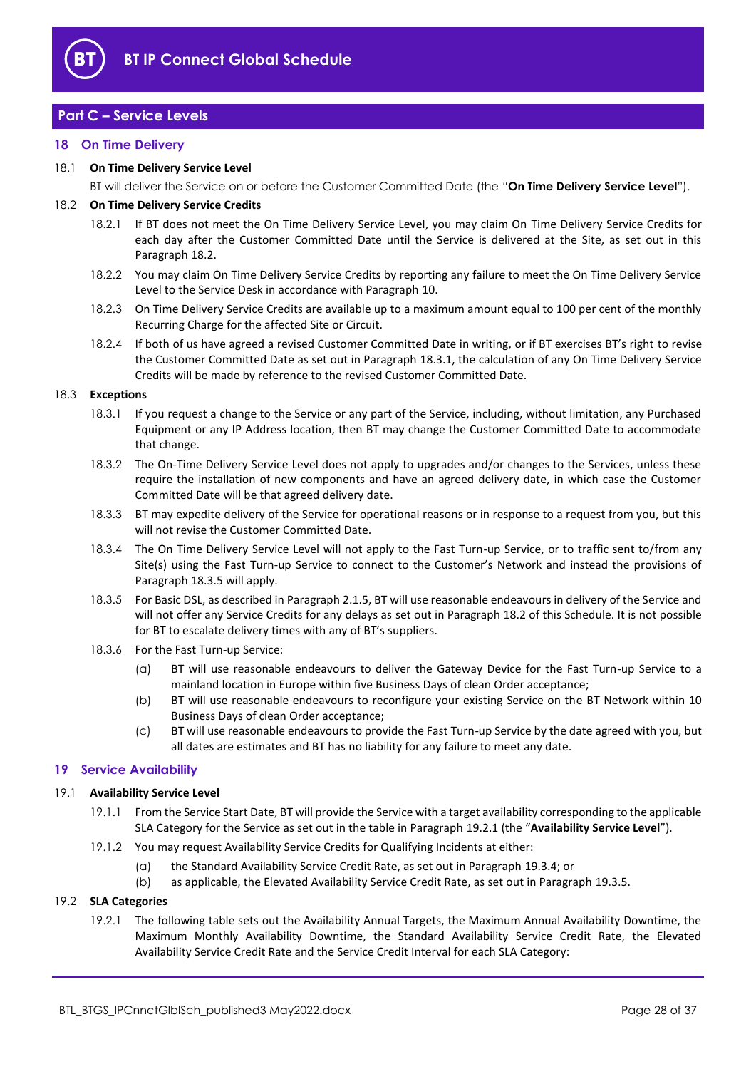## Part C – Service Levels

### 18 On Time Delivery

18.1 **On Time Delivery Service Level**

BT will deliver the Service on or before the Customer Committed Date (the "**On Time Delivery Service Level**").

18.2 **On Time Delivery Service Credits**

18.2.1 If BT does not meet the On Time Delivery Service Level, you may claim On Time Delivery Service Credits for each day after the Customer Committed Date until the Service is delivered at the Site, as set out in this Paragraph 18.2.

18.2.2 You may claim On Time Delivery Service Credits by reporting any failure to meet the On Time Delivery Service Level to the Service Desk in accordance with Paragraph 10.

18.2.3 On Time Delivery Service Credits are available up to a maximum amount equal to 100 per cent of the monthly Recurring Charge for the affected Site or Circuit.

18.2.4 If both of us have agreed a revised Customer Committed Date in writing, or if BT exercises BT's right to revise the Customer Committed Date as set out in Paragraph 18.3.1, the calculation of any On Time Delivery Service Credits will be made by reference to the revised Customer Committed Date.

18.3 **Exceptions**

18.3.1 If you request a change to the Service or any part of the Service, including, without limitation, any Purchased Equipment or any IP Address location, then BT may change the Customer Committed Date to accommodate that change.

18.3.2 The On-Time Delivery Service Level does not apply to upgrades and/or changes to the Services, unless these require the installation of new components and have an agreed delivery date, in which case the Customer Committed Date will be that agreed delivery date.

18.3.3 BT may expedite delivery of the Service for operational reasons or in response to a request from you, but this will not revise the Customer Committed Date.

18.3.4 The On Time Delivery Service Level will not apply to the Fast Turn-up Service, or to traffic sent to/from any Site(s) using the Fast Turn-up Service to connect to the Customer's Network and instead the provisions of Paragraph 18.3.5 will apply.

18.3.5 For Basic DSL, as described in Paragraph 2.1.5, BT will use reasonable endeavours in delivery of the Service and will not offer any Service Credits for any delays as set out in Paragraph 18.2 of this Schedule. It is not possible for BT to escalate delivery times with any of BT's suppliers.

18.3.6 For the Fast Turn-up Service:

(a) BT will use reasonable endeavours to deliver the Gateway Device for the Fast Turn-up Service to a mainland location in Europe within five Business Days of clean Order acceptance;

(b) BT will use reasonable endeavours to reconfigure your existing Service on the BT Network within 10 Business Days of clean Order acceptance;

(c) BT will use reasonable endeavours to provide the Fast Turn-up Service by the date agreed with you, but all dates are estimates and BT has no liability for any failure to meet any date.

### 19 Service Availability

19.1 **Availability Service Level**

19.1.1 From the Service Start Date, BT will provide the Service with a target availability corresponding to the applicable SLA Category for the Service as set out in the table in Paragraph 19.2.1 (the "**Availability Service Level**").

19.1.2 You may request Availability Service Credits for Qualifying Incidents at either:

(a) the Standard Availability Service Credit Rate, as set out in Paragraph 19.3.4; or

(b) as applicable, the Elevated Availability Service Credit Rate, as set out in Paragraph 19.3.5.

19.2 **SLA Categories**

19.2.1 The following table sets out the Availability Annual Targets, the Maximum Annual Availability Downtime, the Maximum Monthly Availability Downtime, the Standard Availability Service Credit Rate, the Elevated Availability Service Credit Rate and the Service Credit Interval for each SLA Category: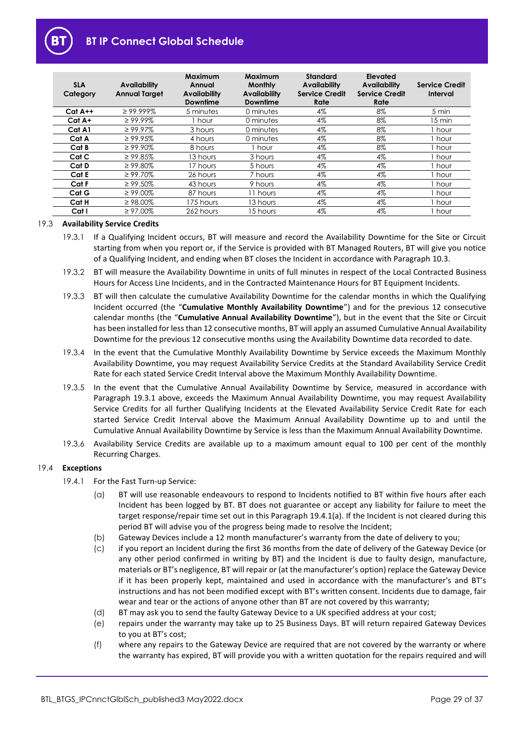| SLA Category | Availability Annual Target | Maximum Annual Availability Downtime | Maximum Monthly Availability Downtime | Standard Availability Service Credit Rate | Elevated Availability Service Credit Rate | Service Credit Interval |
|---|---|---|---|---|---|---|
| **Cat A++** | ≥ 99.999% | 5 minutes | 0 minutes | 4% | 8% | 5 min |
| **Cat A+** | ≥ 99.99% | 1 hour | 0 minutes | 4% | 8% | 15 min |
| **Cat A1** | ≥ 99.97% | 3 hours | 0 minutes | 4% | 8% | 1 hour |
| **Cat A** | ≥ 99.95% | 4 hours | 0 minutes | 4% | 8% | 1 hour |
| **Cat B** | ≥ 99.90% | 8 hours | 1 hour | 4% | 8% | 1 hour |
| **Cat C** | ≥ 99.85% | 13 hours | 3 hours | 4% | 4% | 1 hour |
| **Cat D** | ≥ 99.80% | 17 hours | 5 hours | 4% | 4% | 1 hour |
| **Cat E** | ≥ 99.70% | 26 hours | 7 hours | 4% | 4% | 1 hour |
| **Cat F** | ≥ 99.50% | 43 hours | 9 hours | 4% | 4% | 1 hour |
| **Cat G** | ≥ 99.00% | 87 hours | 11 hours | 4% | 4% | 1 hour |
| **Cat H** | ≥ 98.00% | 175 hours | 13 hours | 4% | 4% | 1 hour |
| **Cat I** | ≥ 97.00% | 262 hours | 15 hours | 4% | 4% | 1 hour |

19.3 **Availability Service Credits**

19.3.1 If a Qualifying Incident occurs, BT will measure and record the Availability Downtime for the Site or Circuit starting from when you report or, if the Service is provided with BT Managed Routers, BT will give you notice of a Qualifying Incident, and ending when BT closes the Incident in accordance with Paragraph 10.3.

19.3.2 BT will measure the Availability Downtime in units of full minutes in respect of the Local Contracted Business Hours for Access Line Incidents, and in the Contracted Maintenance Hours for BT Equipment Incidents.

19.3.3 BT will then calculate the cumulative Availability Downtime for the calendar months in which the Qualifying Incident occurred (the "**Cumulative Monthly Availability Downtime**") and for the previous 12 consecutive calendar months (the "**Cumulative Annual Availability Downtime**"), but in the event that the Site or Circuit has been installed for less than 12 consecutive months, BT will apply an assumed Cumulative Annual Availability Downtime for the previous 12 consecutive months using the Availability Downtime data recorded to date.

19.3.4 In the event that the Cumulative Monthly Availability Downtime by Service exceeds the Maximum Monthly Availability Downtime, you may request Availability Service Credits at the Standard Availability Service Credit Rate for each stated Service Credit Interval above the Maximum Monthly Availability Downtime.

19.3.5 In the event that the Cumulative Annual Availability Downtime by Service, measured in accordance with Paragraph 19.3.1 above, exceeds the Maximum Annual Availability Downtime, you may request Availability Service Credits for all further Qualifying Incidents at the Elevated Availability Service Credit Rate for each started Service Credit Interval above the Maximum Annual Availability Downtime up to and until the Cumulative Annual Availability Downtime by Service is less than the Maximum Annual Availability Downtime.

19.3.6 Availability Service Credits are available up to a maximum amount equal to 100 per cent of the monthly Recurring Charges.

19.4 **Exceptions**

19.4.1 For the Fast Turn-up Service:

(a) BT will use reasonable endeavours to respond to Incidents notified to BT within five hours after each Incident has been logged by BT. BT does not guarantee or accept any liability for failure to meet the target response/repair time set out in this Paragraph 19.4.1(a). If the Incident is not cleared during this period BT will advise you of the progress being made to resolve the Incident;

(b) Gateway Devices include a 12 month manufacturer's warranty from the date of delivery to you;

(c) if you report an Incident during the first 36 months from the date of delivery of the Gateway Device (or any other period confirmed in writing by BT) and the Incident is due to faulty design, manufacture, materials or BT's negligence, BT will repair or (at the manufacturer's option) replace the Gateway Device if it has been properly kept, maintained and used in accordance with the manufacturer's and BT's instructions and has not been modified except with BT's written consent. Incidents due to damage, fair wear and tear or the actions of anyone other than BT are not covered by this warranty;

(d) BT may ask you to send the faulty Gateway Device to a UK specified address at your cost;

(e) repairs under the warranty may take up to 25 Business Days. BT will return repaired Gateway Devices to you at BT's cost;

(f) where any repairs to the Gateway Device are required that are not covered by the warranty or where the warranty has expired, BT will provide you with a written quotation for the repairs required and will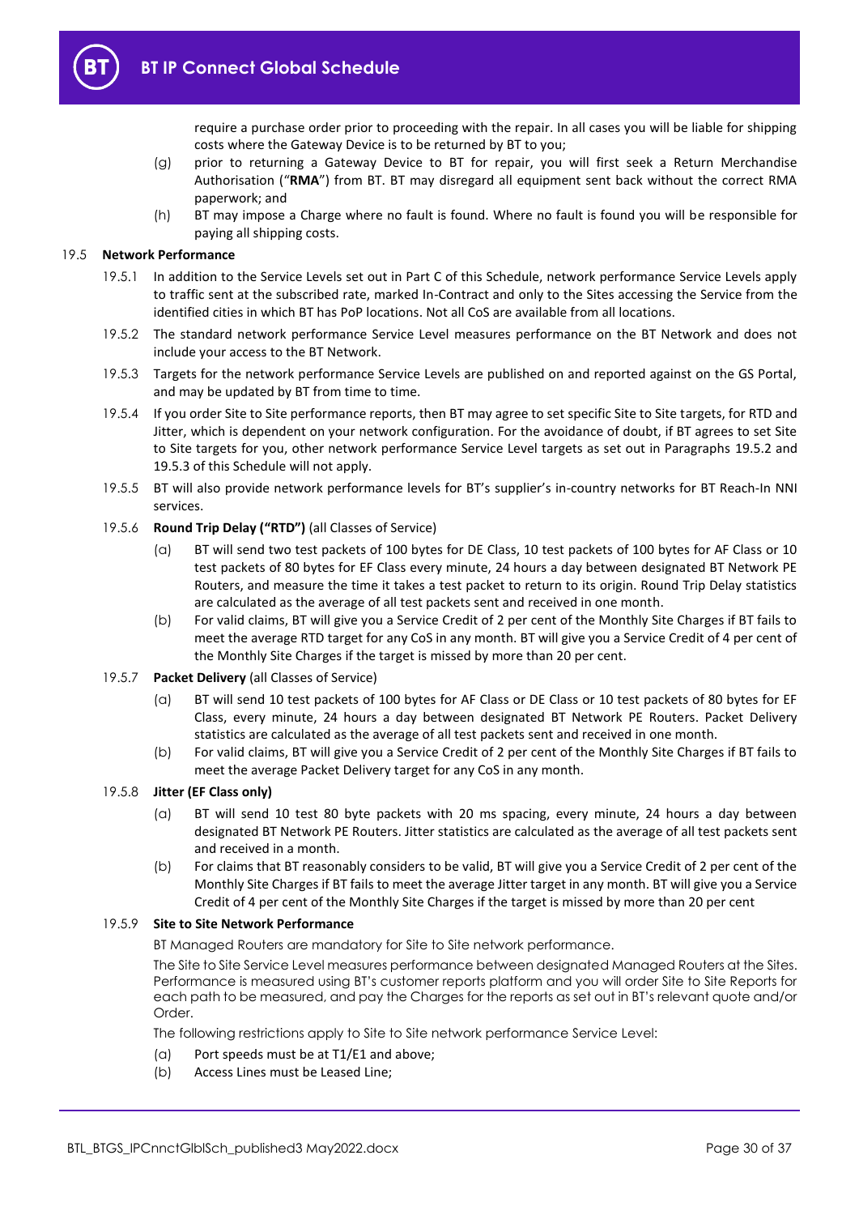require a purchase order prior to proceeding with the repair. In all cases you will be liable for shipping costs where the Gateway Device is to be returned by BT to you;

(g) prior to returning a Gateway Device to BT for repair, you will first seek a Return Merchandise Authorisation ("**RMA**") from BT. BT may disregard all equipment sent back without the correct RMA paperwork; and

(h) BT may impose a Charge where no fault is found. Where no fault is found you will be responsible for paying all shipping costs.

19.5 **Network Performance**

19.5.1 In addition to the Service Levels set out in Part C of this Schedule, network performance Service Levels apply to traffic sent at the subscribed rate, marked In-Contract and only to the Sites accessing the Service from the identified cities in which BT has PoP locations. Not all CoS are available from all locations.

19.5.2 The standard network performance Service Level measures performance on the BT Network and does not include your access to the BT Network.

19.5.3 Targets for the network performance Service Levels are published on and reported against on the GS Portal, and may be updated by BT from time to time.

19.5.4 If you order Site to Site performance reports, then BT may agree to set specific Site to Site targets, for RTD and Jitter, which is dependent on your network configuration. For the avoidance of doubt, if BT agrees to set Site to Site targets for you, other network performance Service Level targets as set out in Paragraphs 19.5.2 and 19.5.3 of this Schedule will not apply.

19.5.5 BT will also provide network performance levels for BT's supplier's in-country networks for BT Reach-In NNI services.

19.5.6 **Round Trip Delay ("RTD")** (all Classes of Service)

(a) BT will send two test packets of 100 bytes for DE Class, 10 test packets of 100 bytes for AF Class or 10 test packets of 80 bytes for EF Class every minute, 24 hours a day between designated BT Network PE Routers, and measure the time it takes a test packet to return to its origin. Round Trip Delay statistics are calculated as the average of all test packets sent and received in one month.

(b) For valid claims, BT will give you a Service Credit of 2 per cent of the Monthly Site Charges if BT fails to meet the average RTD target for any CoS in any month. BT will give you a Service Credit of 4 per cent of the Monthly Site Charges if the target is missed by more than 20 per cent.

19.5.7 **Packet Delivery** (all Classes of Service)

(a) BT will send 10 test packets of 100 bytes for AF Class or DE Class or 10 test packets of 80 bytes for EF Class, every minute, 24 hours a day between designated BT Network PE Routers. Packet Delivery statistics are calculated as the average of all test packets sent and received in one month.

(b) For valid claims, BT will give you a Service Credit of 2 per cent of the Monthly Site Charges if BT fails to meet the average Packet Delivery target for any CoS in any month.

19.5.8 **Jitter (EF Class only)**

(a) BT will send 10 test 80 byte packets with 20 ms spacing, every minute, 24 hours a day between designated BT Network PE Routers. Jitter statistics are calculated as the average of all test packets sent and received in a month.

(b) For claims that BT reasonably considers to be valid, BT will give you a Service Credit of 2 per cent of the Monthly Site Charges if BT fails to meet the average Jitter target in any month. BT will give you a Service Credit of 4 per cent of the Monthly Site Charges if the target is missed by more than 20 per cent

19.5.9 **Site to Site Network Performance**

BT Managed Routers are mandatory for Site to Site network performance.

The Site to Site Service Level measures performance between designated Managed Routers at the Sites. Performance is measured using BT's customer reports platform and you will order Site to Site Reports for each path to be measured, and pay the Charges for the reports as set out in BT's relevant quote and/or Order.

The following restrictions apply to Site to Site network performance Service Level:

(a) Port speeds must be at T1/E1 and above;

(b) Access Lines must be Leased Line;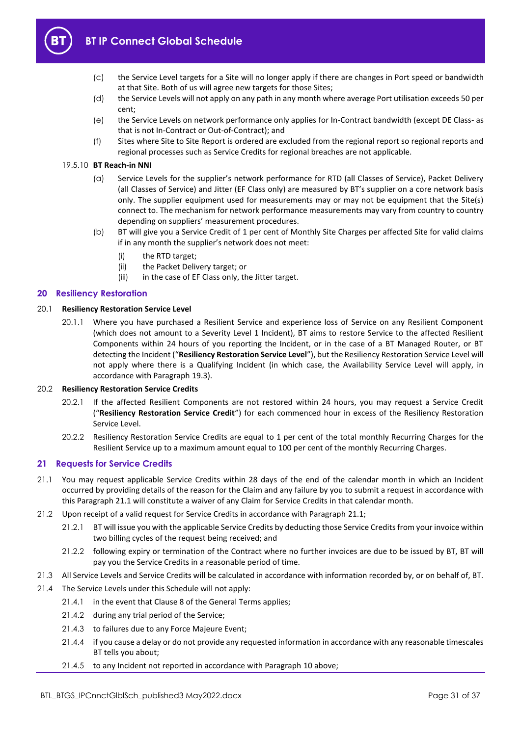(c) the Service Level targets for a Site will no longer apply if there are changes in Port speed or bandwidth at that Site. Both of us will agree new targets for those Sites;

(d) the Service Levels will not apply on any path in any month where average Port utilisation exceeds 50 per cent;

(e) the Service Levels on network performance only applies for In-Contract bandwidth (except DE Class- as that is not In-Contract or Out-of-Contract); and

(f) Sites where Site to Site Report is ordered are excluded from the regional report so regional reports and regional processes such as Service Credits for regional breaches are not applicable.

19.5.10 **BT Reach-in NNI**

(a) Service Levels for the supplier's network performance for RTD (all Classes of Service), Packet Delivery (all Classes of Service) and Jitter (EF Class only) are measured by BT's supplier on a core network basis only. The supplier equipment used for measurements may or may not be equipment that the Site(s) connect to. The mechanism for network performance measurements may vary from country to country depending on suppliers' measurement procedures.

(b) BT will give you a Service Credit of 1 per cent of Monthly Site Charges per affected Site for valid claims if in any month the supplier's network does not meet:

(i) the RTD target;

(ii) the Packet Delivery target; or

(iii) in the case of EF Class only, the Jitter target.

## 20 Resiliency Restoration

20.1 **Resiliency Restoration Service Level**

20.1.1 Where you have purchased a Resilient Service and experience loss of Service on any Resilient Component (which does not amount to a Severity Level 1 Incident), BT aims to restore Service to the affected Resilient Components within 24 hours of you reporting the Incident, or in the case of a BT Managed Router, or BT detecting the Incident ("**Resiliency Restoration Service Level**"), but the Resiliency Restoration Service Level will not apply where there is a Qualifying Incident (in which case, the Availability Service Level will apply, in accordance with Paragraph 19.3).

20.2 **Resiliency Restoration Service Credits**

20.2.1 If the affected Resilient Components are not restored within 24 hours, you may request a Service Credit ("**Resiliency Restoration Service Credit**") for each commenced hour in excess of the Resiliency Restoration Service Level.

20.2.2 Resiliency Restoration Service Credits are equal to 1 per cent of the total monthly Recurring Charges for the Resilient Service up to a maximum amount equal to 100 per cent of the monthly Recurring Charges.

## 21 Requests for Service Credits

21.1 You may request applicable Service Credits within 28 days of the end of the calendar month in which an Incident occurred by providing details of the reason for the Claim and any failure by you to submit a request in accordance with this Paragraph 21.1 will constitute a waiver of any Claim for Service Credits in that calendar month.

21.2 Upon receipt of a valid request for Service Credits in accordance with Paragraph 21.1;

21.2.1 BT will issue you with the applicable Service Credits by deducting those Service Credits from your invoice within two billing cycles of the request being received; and

21.2.2 following expiry or termination of the Contract where no further invoices are due to be issued by BT, BT will pay you the Service Credits in a reasonable period of time.

21.3 All Service Levels and Service Credits will be calculated in accordance with information recorded by, or on behalf of, BT.

21.4 The Service Levels under this Schedule will not apply:

21.4.1 in the event that Clause 8 of the General Terms applies;

21.4.2 during any trial period of the Service;

21.4.3 to failures due to any Force Majeure Event;

21.4.4 if you cause a delay or do not provide any requested information in accordance with any reasonable timescales BT tells you about;

21.4.5 to any Incident not reported in accordance with Paragraph 10 above;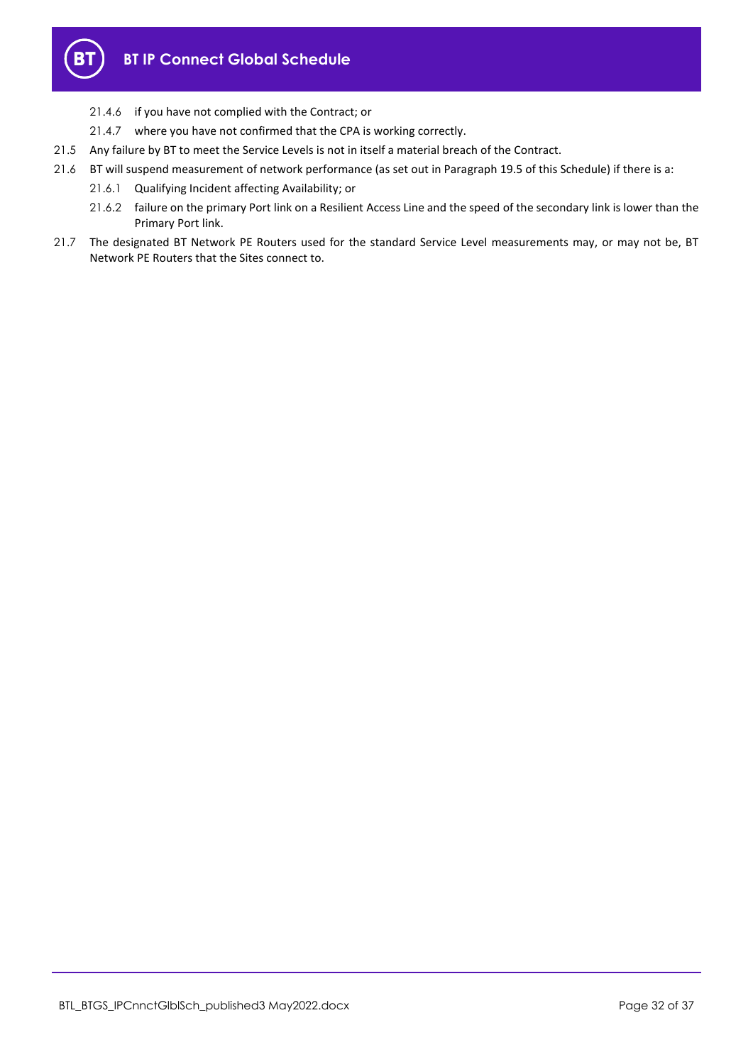21.4.6 if you have not complied with the Contract; or

21.4.7 where you have not confirmed that the CPA is working correctly.

21.5 Any failure by BT to meet the Service Levels is not in itself a material breach of the Contract.

21.6 BT will suspend measurement of network performance (as set out in Paragraph 19.5 of this Schedule) if there is a:

21.6.1 Qualifying Incident affecting Availability; or

21.6.2 failure on the primary Port link on a Resilient Access Line and the speed of the secondary link is lower than the Primary Port link.

21.7 The designated BT Network PE Routers used for the standard Service Level measurements may, or may not be, BT Network PE Routers that the Sites connect to.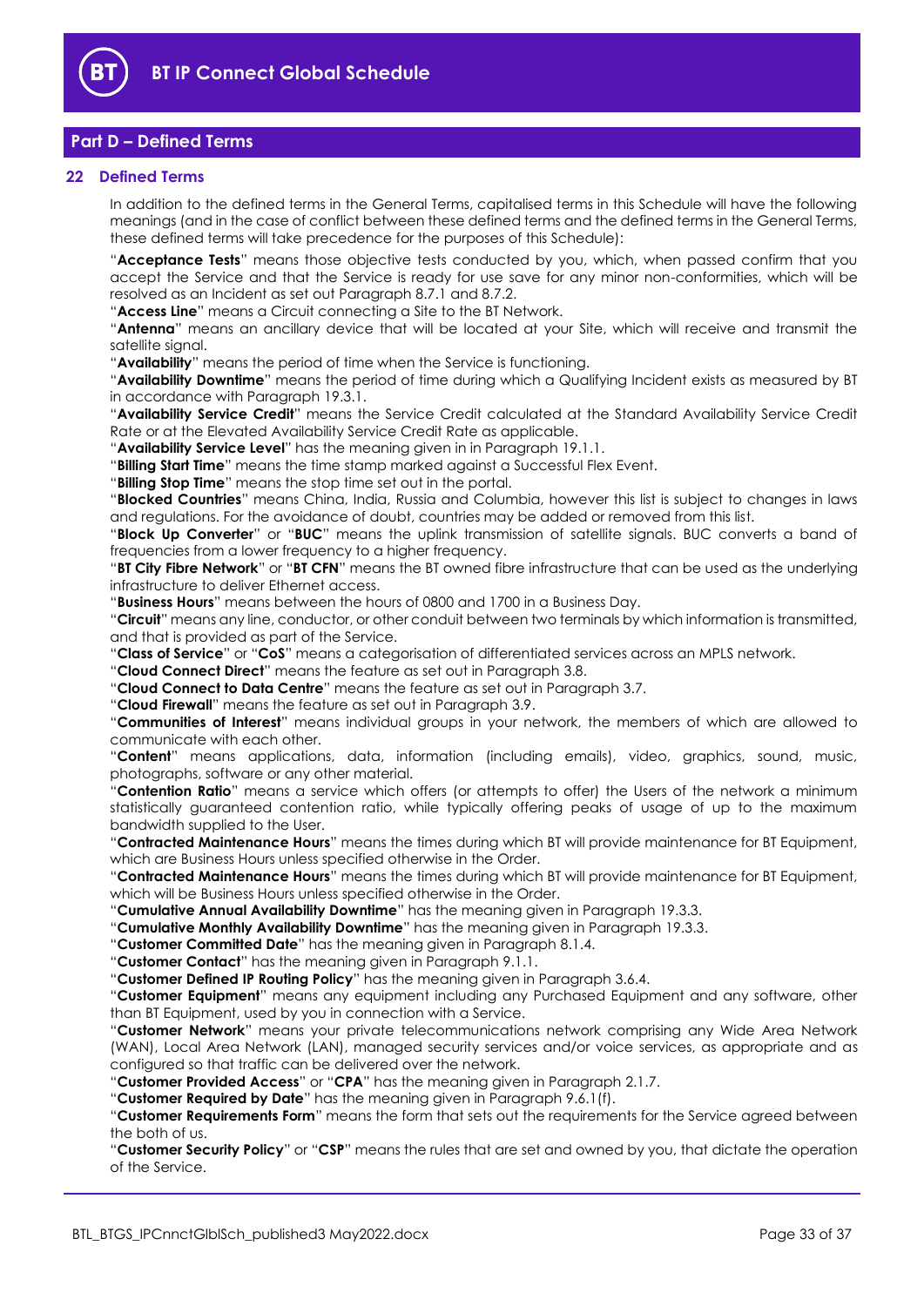## Part D – Defined Terms

### 22 Defined Terms

In addition to the defined terms in the General Terms, capitalised terms in this Schedule will have the following meanings (and in the case of conflict between these defined terms and the defined terms in the General Terms, these defined terms will take precedence for the purposes of this Schedule):

"**Acceptance Tests**" means those objective tests conducted by you, which, when passed confirm that you accept the Service and that the Service is ready for use save for any minor non-conformities, which will be resolved as an Incident as set out Paragraph 8.7.1 and 8.7.2.

"**Access Line**" means a Circuit connecting a Site to the BT Network.

"**Antenna**" means an ancillary device that will be located at your Site, which will receive and transmit the satellite signal.

"**Availability**" means the period of time when the Service is functioning.

"**Availability Downtime**" means the period of time during which a Qualifying Incident exists as measured by BT in accordance with Paragraph 19.3.1.

"**Availability Service Credit**" means the Service Credit calculated at the Standard Availability Service Credit Rate or at the Elevated Availability Service Credit Rate as applicable.

"**Availability Service Level**" has the meaning given in in Paragraph 19.1.1.

"**Billing Start Time**" means the time stamp marked against a Successful Flex Event.

"**Billing Stop Time**" means the stop time set out in the portal.

"**Blocked Countries**" means China, India, Russia and Columbia, however this list is subject to changes in laws and regulations. For the avoidance of doubt, countries may be added or removed from this list.

"**Block Up Converter**" or "**BUC**" means the uplink transmission of satellite signals. BUC converts a band of frequencies from a lower frequency to a higher frequency.

"**BT City Fibre Network**" or "**BT CFN**" means the BT owned fibre infrastructure that can be used as the underlying infrastructure to deliver Ethernet access.

"**Business Hours**" means between the hours of 0800 and 1700 in a Business Day.

"**Circuit**" means any line, conductor, or other conduit between two terminals by which information is transmitted, and that is provided as part of the Service.

"**Class of Service**" or "**CoS**" means a categorisation of differentiated services across an MPLS network.

"**Cloud Connect Direct**" means the feature as set out in Paragraph 3.8.

"**Cloud Connect to Data Centre**" means the feature as set out in Paragraph 3.7.

"**Cloud Firewall**" means the feature as set out in Paragraph 3.9.

"**Communities of Interest**" means individual groups in your network, the members of which are allowed to communicate with each other.

"**Content**" means applications, data, information (including emails), video, graphics, sound, music, photographs, software or any other material.

"**Contention Ratio**" means a service which offers (or attempts to offer) the Users of the network a minimum statistically guaranteed contention ratio, while typically offering peaks of usage of up to the maximum bandwidth supplied to the User.

"**Contracted Maintenance Hours**" means the times during which BT will provide maintenance for BT Equipment, which are Business Hours unless specified otherwise in the Order.

"**Contracted Maintenance Hours**" means the times during which BT will provide maintenance for BT Equipment, which will be Business Hours unless specified otherwise in the Order.

"**Cumulative Annual Availability Downtime**" has the meaning given in Paragraph 19.3.3.

"**Cumulative Monthly Availability Downtime**" has the meaning given in Paragraph 19.3.3.

"**Customer Committed Date**" has the meaning given in Paragraph 8.1.4.

"**Customer Contact**" has the meaning given in Paragraph 9.1.1.

"**Customer Defined IP Routing Policy**" has the meaning given in Paragraph 3.6.4.

"**Customer Equipment**" means any equipment including any Purchased Equipment and any software, other than BT Equipment, used by you in connection with a Service.

"**Customer Network**" means your private telecommunications network comprising any Wide Area Network (WAN), Local Area Network (LAN), managed security services and/or voice services, as appropriate and as configured so that traffic can be delivered over the network.

"**Customer Provided Access**" or "**CPA**" has the meaning given in Paragraph 2.1.7.

"**Customer Required by Date**" has the meaning given in Paragraph 9.6.1(f).

"**Customer Requirements Form**" means the form that sets out the requirements for the Service agreed between the both of us.

"**Customer Security Policy**" or "**CSP**" means the rules that are set and owned by you, that dictate the operation of the Service.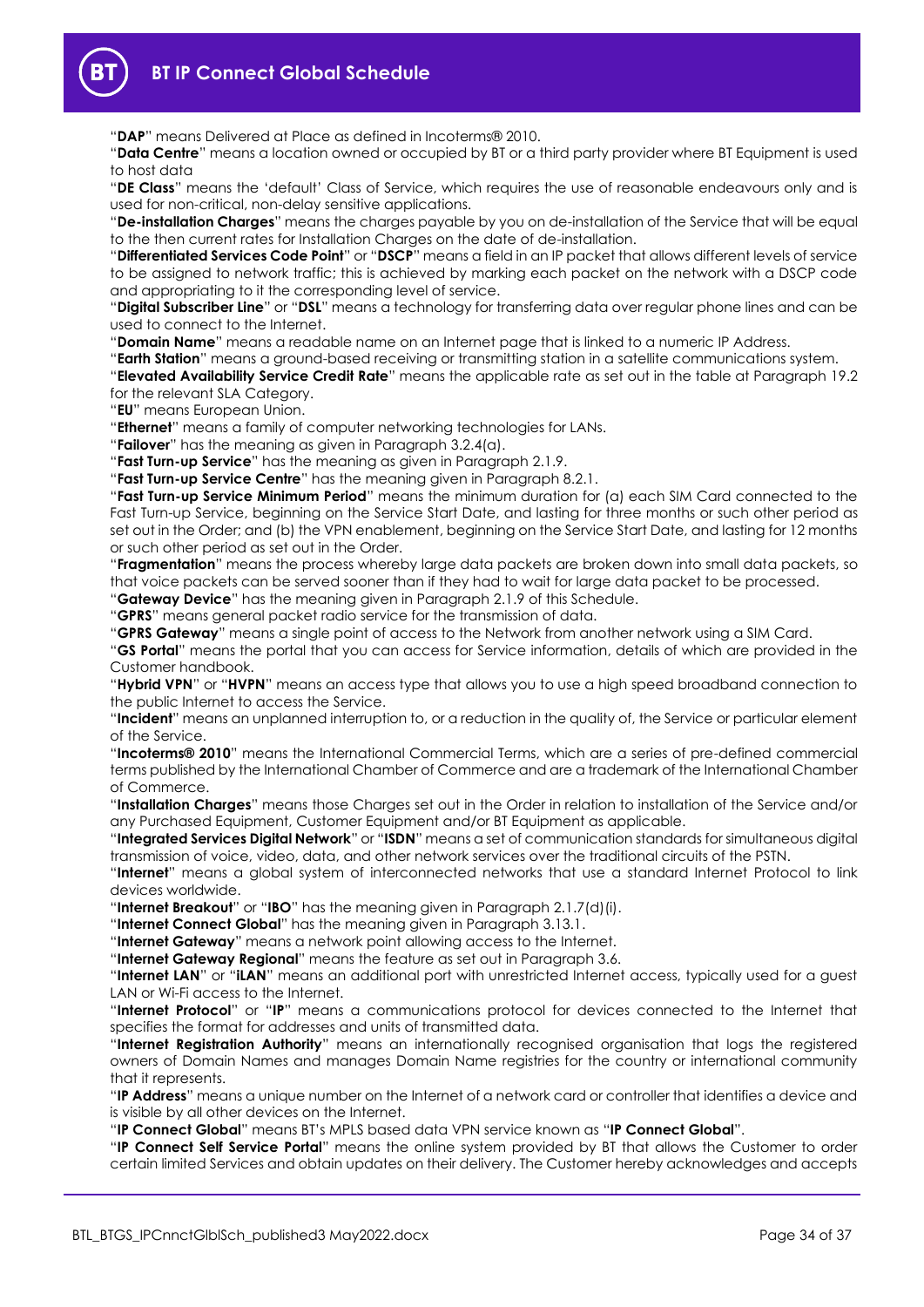"**DAP**" means Delivered at Place as defined in Incoterms® 2010.

"**Data Centre**" means a location owned or occupied by BT or a third party provider where BT Equipment is used to host data

"**DE Class**" means the 'default' Class of Service, which requires the use of reasonable endeavours only and is used for non-critical, non-delay sensitive applications.

"**De-installation Charges**" means the charges payable by you on de-installation of the Service that will be equal to the then current rates for Installation Charges on the date of de-installation.

"**Differentiated Services Code Point**" or "**DSCP**" means a field in an IP packet that allows different levels of service to be assigned to network traffic; this is achieved by marking each packet on the network with a DSCP code and appropriating to it the corresponding level of service.

"**Digital Subscriber Line**" or "**DSL**" means a technology for transferring data over regular phone lines and can be used to connect to the Internet.

"**Domain Name**" means a readable name on an Internet page that is linked to a numeric IP Address.

"**Earth Station**" means a ground-based receiving or transmitting station in a satellite communications system.

"**Elevated Availability Service Credit Rate**" means the applicable rate as set out in the table at Paragraph 19.2 for the relevant SLA Category.

"**EU**" means European Union.

"**Ethernet**" means a family of computer networking technologies for LANs.

"**Failover**" has the meaning as given in Paragraph 3.2.4(a).

"**Fast Turn-up Service**" has the meaning as given in Paragraph 2.1.9.

"**Fast Turn-up Service Centre**" has the meaning given in Paragraph 8.2.1.

"**Fast Turn-up Service Minimum Period**" means the minimum duration for (a) each SIM Card connected to the Fast Turn-up Service, beginning on the Service Start Date, and lasting for three months or such other period as set out in the Order; and (b) the VPN enablement, beginning on the Service Start Date, and lasting for 12 months or such other period as set out in the Order.

"**Fragmentation**" means the process whereby large data packets are broken down into small data packets, so that voice packets can be served sooner than if they had to wait for large data packet to be processed.

"**Gateway Device**" has the meaning given in Paragraph 2.1.9 of this Schedule.

"**GPRS**" means general packet radio service for the transmission of data.

"**GPRS Gateway**" means a single point of access to the Network from another network using a SIM Card.

"**GS Portal**" means the portal that you can access for Service information, details of which are provided in the Customer handbook.

"**Hybrid VPN**" or "**HVPN**" means an access type that allows you to use a high speed broadband connection to the public Internet to access the Service.

"**Incident**" means an unplanned interruption to, or a reduction in the quality of, the Service or particular element of the Service.

"**Incoterms® 2010**" means the International Commercial Terms, which are a series of pre-defined commercial terms published by the International Chamber of Commerce and are a trademark of the International Chamber of Commerce.

"**Installation Charges**" means those Charges set out in the Order in relation to installation of the Service and/or any Purchased Equipment, Customer Equipment and/or BT Equipment as applicable.

"**Integrated Services Digital Network**" or "**ISDN**" means a set of communication standards for simultaneous digital transmission of voice, video, data, and other network services over the traditional circuits of the PSTN.

"**Internet**" means a global system of interconnected networks that use a standard Internet Protocol to link devices worldwide.

"**Internet Breakout**" or "**IBO**" has the meaning given in Paragraph 2.1.7(d)(i).

"**Internet Connect Global**" has the meaning given in Paragraph 3.13.1.

"**Internet Gateway**" means a network point allowing access to the Internet.

"**Internet Gateway Regional**" means the feature as set out in Paragraph 3.6.

"**Internet LAN**" or "**iLAN**" means an additional port with unrestricted Internet access, typically used for a guest LAN or Wi-Fi access to the Internet.

"**Internet Protocol**" or "**IP**" means a communications protocol for devices connected to the Internet that specifies the format for addresses and units of transmitted data.

"**Internet Registration Authority**" means an internationally recognised organisation that logs the registered owners of Domain Names and manages Domain Name registries for the country or international community that it represents.

"**IP Address**" means a unique number on the Internet of a network card or controller that identifies a device and is visible by all other devices on the Internet.

"**IP Connect Global**" means BT's MPLS based data VPN service known as "**IP Connect Global**".

"**IP Connect Self Service Portal**" means the online system provided by BT that allows the Customer to order certain limited Services and obtain updates on their delivery. The Customer hereby acknowledges and accepts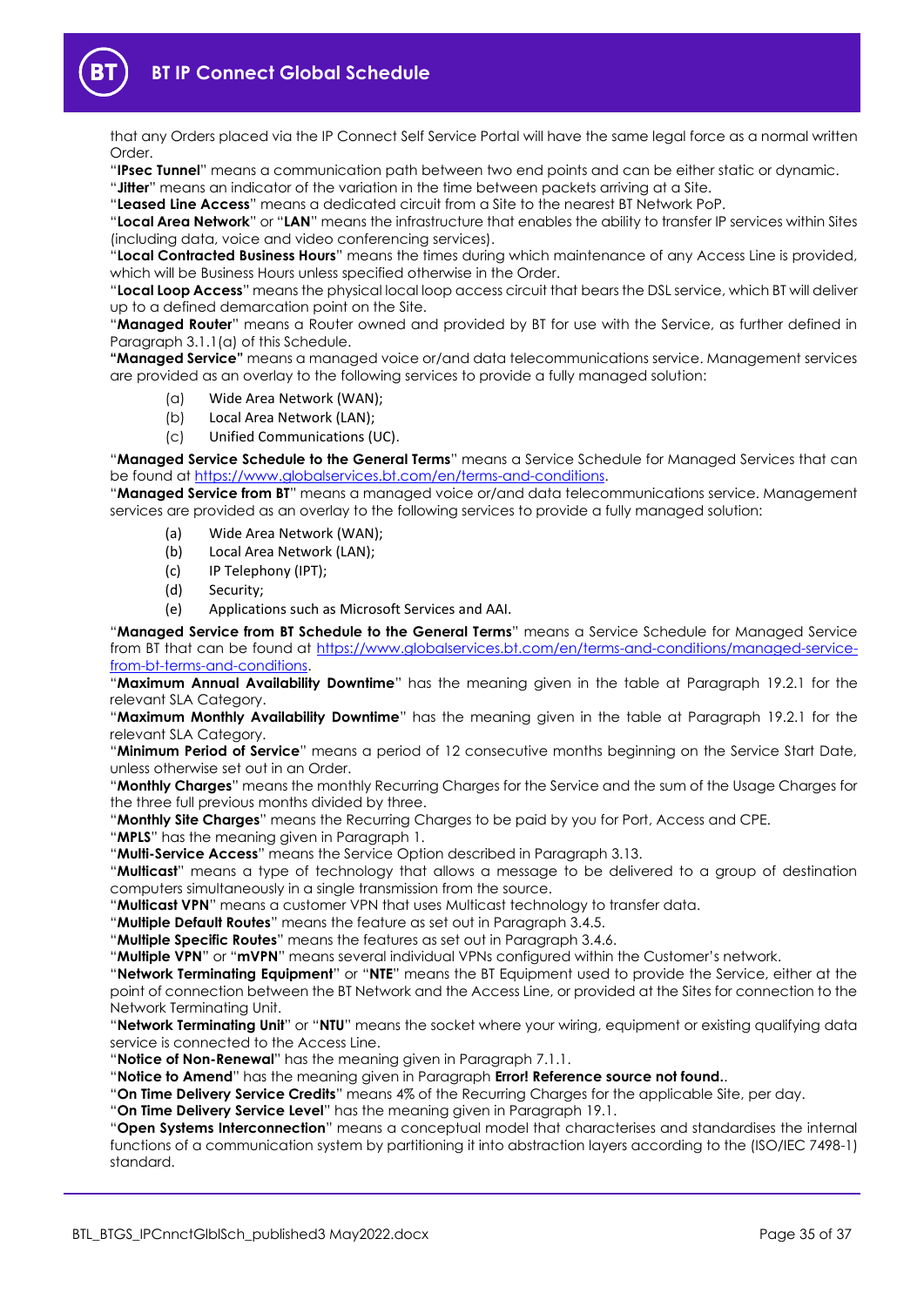that any Orders placed via the IP Connect Self Service Portal will have the same legal force as a normal written Order.

"**IPsec Tunnel**" means a communication path between two end points and can be either static or dynamic.

"**Jitter**" means an indicator of the variation in the time between packets arriving at a Site.

"**Leased Line Access**" means a dedicated circuit from a Site to the nearest BT Network PoP.

"**Local Area Network**" or "**LAN**" means the infrastructure that enables the ability to transfer IP services within Sites (including data, voice and video conferencing services).

"**Local Contracted Business Hours**" means the times during which maintenance of any Access Line is provided, which will be Business Hours unless specified otherwise in the Order.

"**Local Loop Access**" means the physical local loop access circuit that bears the DSL service, which BT will deliver up to a defined demarcation point on the Site.

"**Managed Router**" means a Router owned and provided by BT for use with the Service, as further defined in Paragraph 3.1.1(a) of this Schedule.

**"Managed Service"** means a managed voice or/and data telecommunications service. Management services are provided as an overlay to the following services to provide a fully managed solution:

(a) Wide Area Network (WAN);
(b) Local Area Network (LAN);
(c) Unified Communications (UC).

"**Managed Service Schedule to the General Terms**" means a Service Schedule for Managed Services that can be found at https://www.globalservices.bt.com/en/terms-and-conditions.

"**Managed Service from BT**" means a managed voice or/and data telecommunications service. Management services are provided as an overlay to the following services to provide a fully managed solution:

(a) Wide Area Network (WAN);
(b) Local Area Network (LAN);
(c) IP Telephony (IPT);
(d) Security;
(e) Applications such as Microsoft Services and AAI.

"**Managed Service from BT Schedule to the General Terms**" means a Service Schedule for Managed Service from BT that can be found at https://www.globalservices.bt.com/en/terms-and-conditions/managed-service-from-bt-terms-and-conditions.

"**Maximum Annual Availability Downtime**" has the meaning given in the table at Paragraph 19.2.1 for the relevant SLA Category.

"**Maximum Monthly Availability Downtime**" has the meaning given in the table at Paragraph 19.2.1 for the relevant SLA Category.

"**Minimum Period of Service**" means a period of 12 consecutive months beginning on the Service Start Date, unless otherwise set out in an Order.

"**Monthly Charges**" means the monthly Recurring Charges for the Service and the sum of the Usage Charges for the three full previous months divided by three.

"**Monthly Site Charges**" means the Recurring Charges to be paid by you for Port, Access and CPE.

"**MPLS**" has the meaning given in Paragraph 1.

"**Multi-Service Access**" means the Service Option described in Paragraph 3.13.

"**Multicast**" means a type of technology that allows a message to be delivered to a group of destination computers simultaneously in a single transmission from the source.

"**Multicast VPN**" means a customer VPN that uses Multicast technology to transfer data.

"**Multiple Default Routes**" means the feature as set out in Paragraph 3.4.5.

"**Multiple Specific Routes**" means the features as set out in Paragraph 3.4.6.

"**Multiple VPN**" or "**mVPN**" means several individual VPNs configured within the Customer's network.

"**Network Terminating Equipment**" or "**NTE**" means the BT Equipment used to provide the Service, either at the point of connection between the BT Network and the Access Line, or provided at the Sites for connection to the Network Terminating Unit.

"**Network Terminating Unit**" or "**NTU**" means the socket where your wiring, equipment or existing qualifying data service is connected to the Access Line.

"**Notice of Non-Renewal**" has the meaning given in Paragraph 7.1.1.

"**Notice to Amend**" has the meaning given in Paragraph **Error! Reference source not found.**.

"**On Time Delivery Service Credits**" means 4% of the Recurring Charges for the applicable Site, per day.

"**On Time Delivery Service Level**" has the meaning given in Paragraph 19.1.

"**Open Systems Interconnection**" means a conceptual model that characterises and standardises the internal functions of a communication system by partitioning it into abstraction layers according to the (ISO/IEC 7498-1) standard.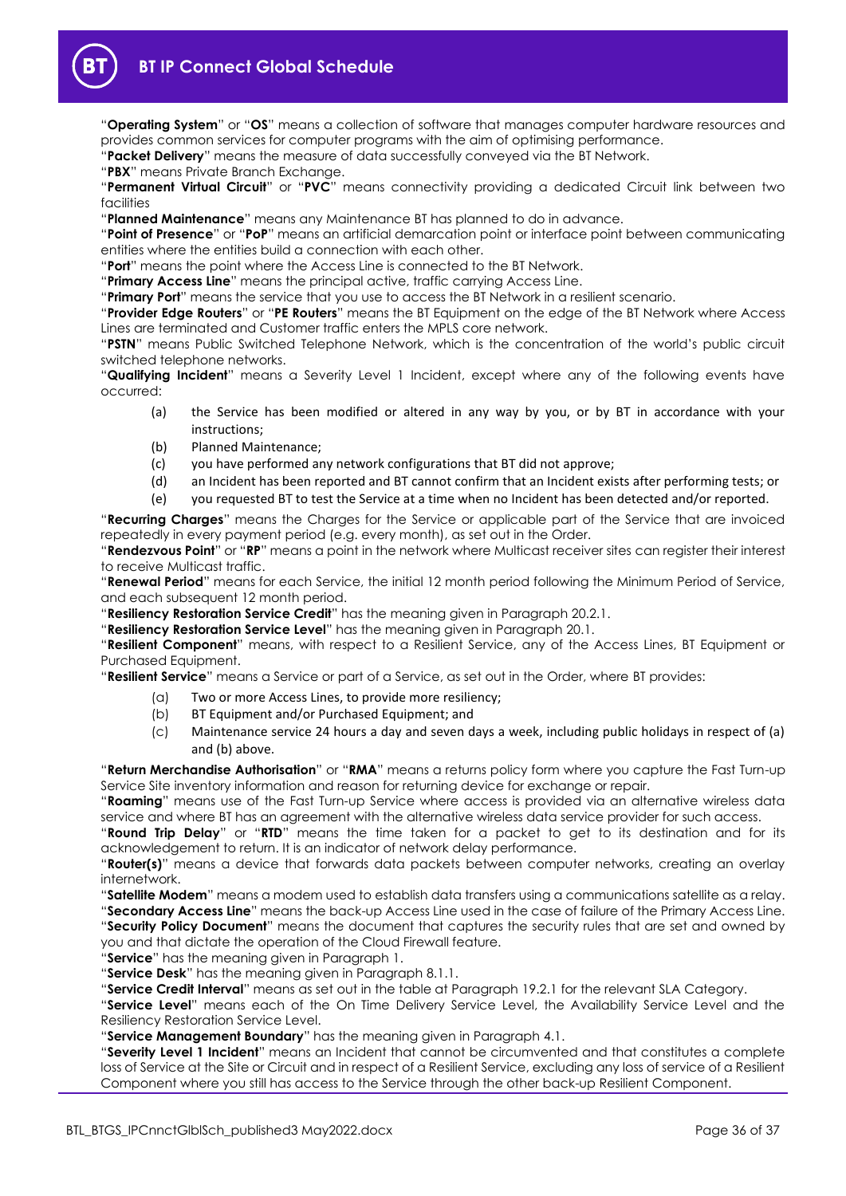"**Operating System**" or "**OS**" means a collection of software that manages computer hardware resources and provides common services for computer programs with the aim of optimising performance.

"**Packet Delivery**" means the measure of data successfully conveyed via the BT Network.

"**PBX**" means Private Branch Exchange.

"**Permanent Virtual Circuit**" or "**PVC**" means connectivity providing a dedicated Circuit link between two facilities

"**Planned Maintenance**" means any Maintenance BT has planned to do in advance.

"**Point of Presence**" or "**PoP**" means an artificial demarcation point or interface point between communicating entities where the entities build a connection with each other.

"**Port**" means the point where the Access Line is connected to the BT Network.

"**Primary Access Line**" means the principal active, traffic carrying Access Line.

"**Primary Port**" means the service that you use to access the BT Network in a resilient scenario.

"**Provider Edge Routers**" or "**PE Routers**" means the BT Equipment on the edge of the BT Network where Access Lines are terminated and Customer traffic enters the MPLS core network.

"**PSTN**" means Public Switched Telephone Network, which is the concentration of the world's public circuit switched telephone networks.

"**Qualifying Incident**" means a Severity Level 1 Incident, except where any of the following events have occurred:

(a) the Service has been modified or altered in any way by you, or by BT in accordance with your instructions;

(b) Planned Maintenance;

(c) you have performed any network configurations that BT did not approve;

(d) an Incident has been reported and BT cannot confirm that an Incident exists after performing tests; or

(e) you requested BT to test the Service at a time when no Incident has been detected and/or reported.

"**Recurring Charges**" means the Charges for the Service or applicable part of the Service that are invoiced repeatedly in every payment period (e.g. every month), as set out in the Order.

"**Rendezvous Point**" or "**RP**" means a point in the network where Multicast receiver sites can register their interest to receive Multicast traffic.

"**Renewal Period**" means for each Service, the initial 12 month period following the Minimum Period of Service, and each subsequent 12 month period.

"**Resiliency Restoration Service Credit**" has the meaning given in Paragraph 20.2.1.

"**Resiliency Restoration Service Level**" has the meaning given in Paragraph 20.1.

"**Resilient Component**" means, with respect to a Resilient Service, any of the Access Lines, BT Equipment or Purchased Equipment.

"**Resilient Service**" means a Service or part of a Service, as set out in the Order, where BT provides:

(a) Two or more Access Lines, to provide more resiliency;

(b) BT Equipment and/or Purchased Equipment; and

(c) Maintenance service 24 hours a day and seven days a week, including public holidays in respect of (a) and (b) above.

"**Return Merchandise Authorisation**" or "**RMA**" means a returns policy form where you capture the Fast Turn-up Service Site inventory information and reason for returning device for exchange or repair.

"**Roaming**" means use of the Fast Turn-up Service where access is provided via an alternative wireless data service and where BT has an agreement with the alternative wireless data service provider for such access.

"**Round Trip Delay**" or "**RTD**" means the time taken for a packet to get to its destination and for its acknowledgement to return. It is an indicator of network delay performance.

"**Router(s)**" means a device that forwards data packets between computer networks, creating an overlay internetwork.

"**Satellite Modem**" means a modem used to establish data transfers using a communications satellite as a relay.

"**Secondary Access Line**" means the back-up Access Line used in the case of failure of the Primary Access Line.

"**Security Policy Document**" means the document that captures the security rules that are set and owned by you and that dictate the operation of the Cloud Firewall feature.

"**Service**" has the meaning given in Paragraph 1.

"**Service Desk**" has the meaning given in Paragraph 8.1.1.

"**Service Credit Interval**" means as set out in the table at Paragraph 19.2.1 for the relevant SLA Category.

"**Service Level**" means each of the On Time Delivery Service Level, the Availability Service Level and the Resiliency Restoration Service Level.

"**Service Management Boundary**" has the meaning given in Paragraph 4.1.

"**Severity Level 1 Incident**" means an Incident that cannot be circumvented and that constitutes a complete loss of Service at the Site or Circuit and in respect of a Resilient Service, excluding any loss of service of a Resilient Component where you still has access to the Service through the other back-up Resilient Component.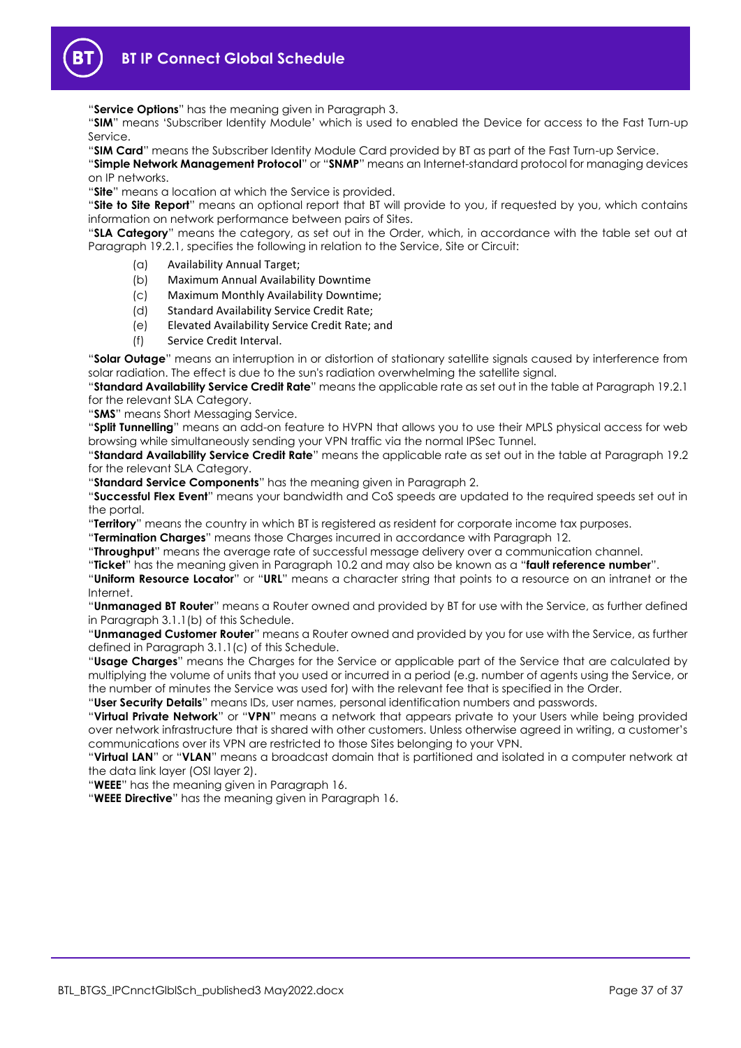"**Service Options**" has the meaning given in Paragraph 3.

"**SIM**" means 'Subscriber Identity Module' which is used to enabled the Device for access to the Fast Turn-up Service.

"**SIM Card**" means the Subscriber Identity Module Card provided by BT as part of the Fast Turn-up Service.

"**Simple Network Management Protocol**" or "**SNMP**" means an Internet-standard protocol for managing devices on IP networks.

"**Site**" means a location at which the Service is provided.

"**Site to Site Report**" means an optional report that BT will provide to you, if requested by you, which contains information on network performance between pairs of Sites.

"**SLA Category**" means the category, as set out in the Order, which, in accordance with the table set out at Paragraph 19.2.1, specifies the following in relation to the Service, Site or Circuit:

(a) Availability Annual Target;
(b) Maximum Annual Availability Downtime
(c) Maximum Monthly Availability Downtime;
(d) Standard Availability Service Credit Rate;
(e) Elevated Availability Service Credit Rate; and
(f) Service Credit Interval.

"**Solar Outage**" means an interruption in or distortion of stationary satellite signals caused by interference from solar radiation. The effect is due to the sun's radiation overwhelming the satellite signal.

"**Standard Availability Service Credit Rate**" means the applicable rate as set out in the table at Paragraph 19.2.1 for the relevant SLA Category.

"**SMS**" means Short Messaging Service.

"**Split Tunnelling**" means an add-on feature to HVPN that allows you to use their MPLS physical access for web browsing while simultaneously sending your VPN traffic via the normal IPSec Tunnel.

"**Standard Availability Service Credit Rate**" means the applicable rate as set out in the table at Paragraph 19.2 for the relevant SLA Category.

"**Standard Service Components**" has the meaning given in Paragraph 2.

"**Successful Flex Event**" means your bandwidth and CoS speeds are updated to the required speeds set out in the portal.

"**Territory**" means the country in which BT is registered as resident for corporate income tax purposes.

"**Termination Charges**" means those Charges incurred in accordance with Paragraph 12.

"**Throughput**" means the average rate of successful message delivery over a communication channel.

"**Ticket**" has the meaning given in Paragraph 10.2 and may also be known as a "**fault reference number**".

"**Uniform Resource Locator**" or "**URL**" means a character string that points to a resource on an intranet or the Internet.

"**Unmanaged BT Router**" means a Router owned and provided by BT for use with the Service, as further defined in Paragraph 3.1.1(b) of this Schedule.

"**Unmanaged Customer Router**" means a Router owned and provided by you for use with the Service, as further defined in Paragraph 3.1.1(c) of this Schedule.

"**Usage Charges**" means the Charges for the Service or applicable part of the Service that are calculated by multiplying the volume of units that you used or incurred in a period (e.g. number of agents using the Service, or the number of minutes the Service was used for) with the relevant fee that is specified in the Order.

"**User Security Details**" means IDs, user names, personal identification numbers and passwords.

"**Virtual Private Network**" or "**VPN**" means a network that appears private to your Users while being provided over network infrastructure that is shared with other customers. Unless otherwise agreed in writing, a customer's communications over its VPN are restricted to those Sites belonging to your VPN.

"**Virtual LAN**" or "**VLAN**" means a broadcast domain that is partitioned and isolated in a computer network at the data link layer (OSI layer 2).

"**WEEE**" has the meaning given in Paragraph 16.

"**WEEE Directive**" has the meaning given in Paragraph 16.